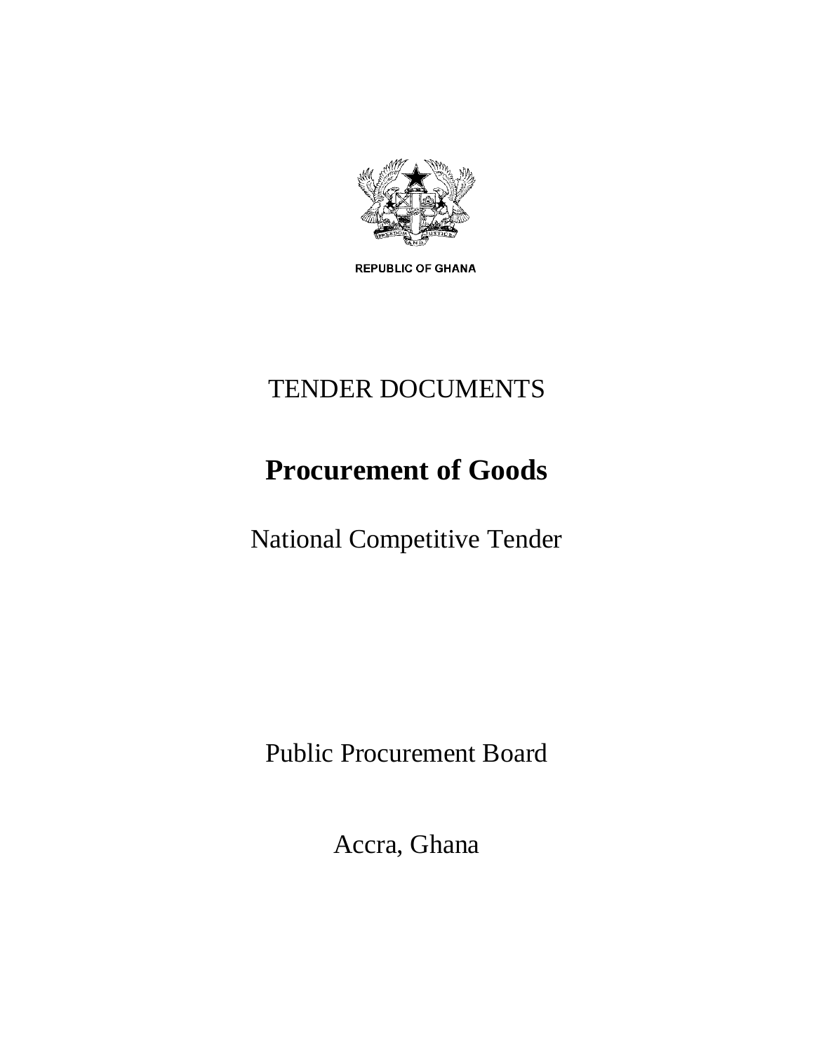REPUBLIC OF GHANA

# TENDER DOCUMENTS

# **Procurement of Goods**

## National Competitive Tender

Public Procurement Board

Accra, Ghana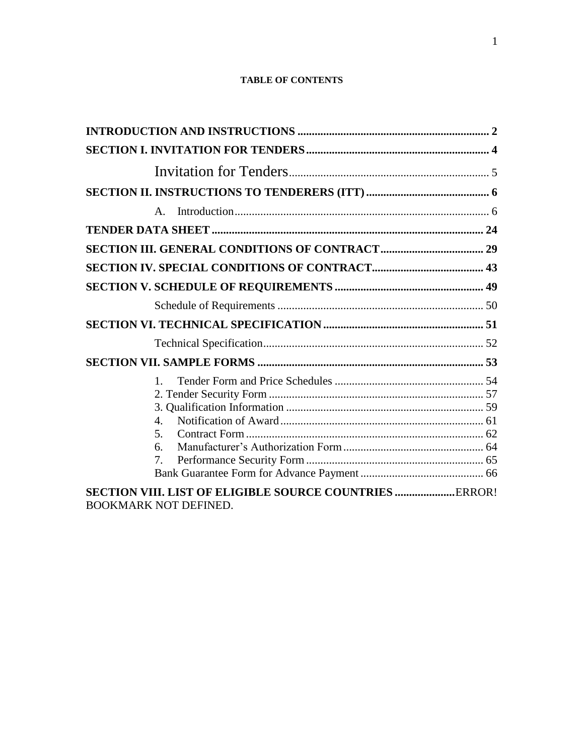**TABLE OF CONTENTS**

**INTRODUCTION AND INSTRUCTIONS** .................................................................... 2

**SECTION I. INVITATION FOR TENDERS** ................................................................ 4

Invitation for Tenders ...................................................................... 5

**SECTION II. INSTRUCTIONS TO TENDERERS (ITT)** ........................................... 6

A. Introduction ........................................................................................ 6

**TENDER DATA SHEET** .............................................................................................. 24

**SECTION III. GENERAL CONDITIONS OF CONTRACT** .................................... 29

**SECTION IV. SPECIAL CONDITIONS OF CONTRACT** ....................................... 43

**SECTION V. SCHEDULE OF REQUIREMENTS** .................................................... 49

Schedule of Requirements ........................................................................ 50

**SECTION VI. TECHNICAL SPECIFICATION** ........................................................ 51

Technical Specification ............................................................................. 52

**SECTION VII. SAMPLE FORMS** ............................................................................... 53

1. Tender Form and Price Schedules .................................................... 54
2. Tender Security Form ............................................................................ 57
3. Qualification Information ..................................................................... 59
4. Notification of Award ........................................................................ 61
5. Contract Form ................................................................................... 62
6. Manufacturer's Authorization Form ................................................. 64
7. Performance Security Form .............................................................. 65

Bank Guarantee Form for Advance Payment ........................................... 66

**SECTION VIII. LIST OF ELIGIBLE SOURCE COUNTRIES** .....................ERROR! BOOKMARK NOT DEFINED.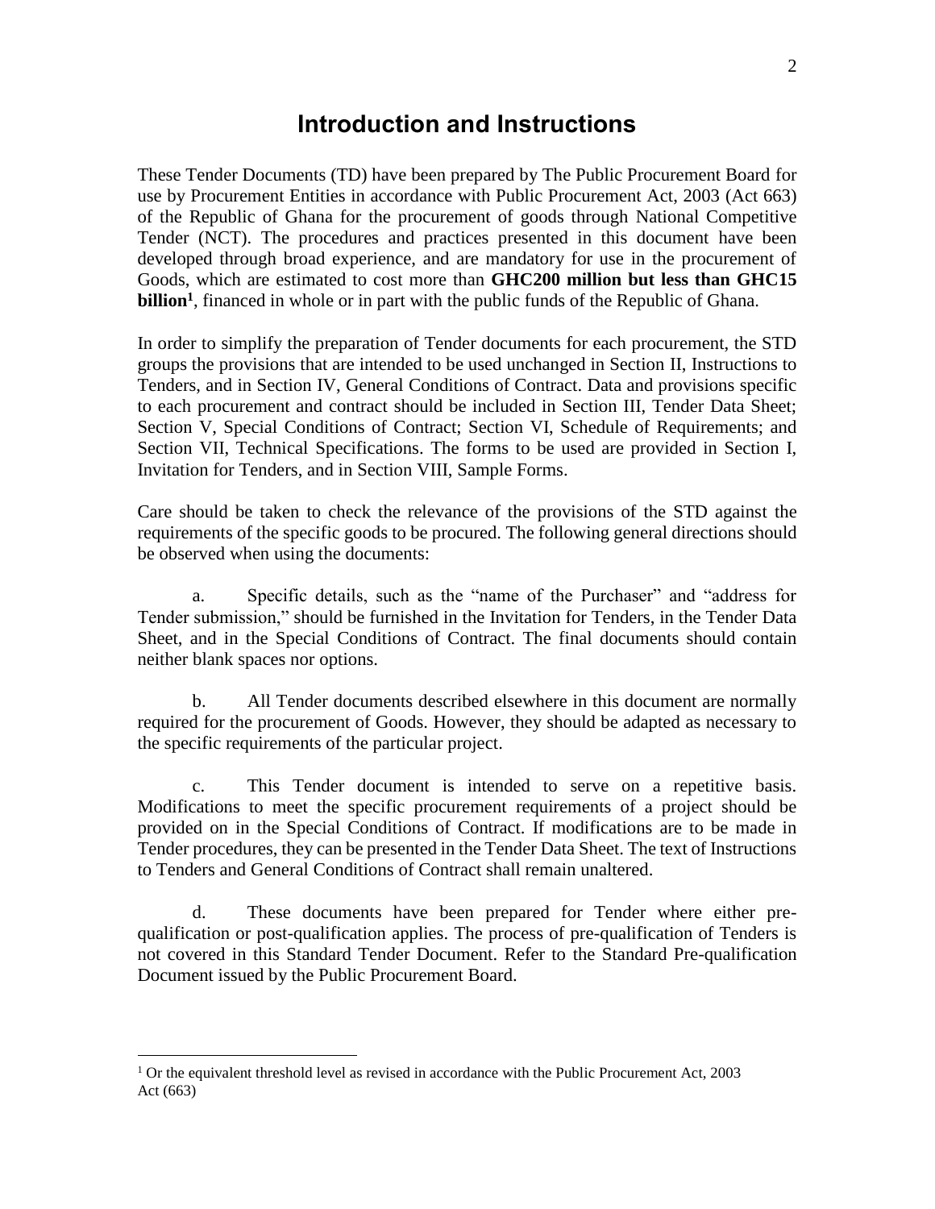# Introduction and Instructions

These Tender Documents (TD) have been prepared by The Public Procurement Board for use by Procurement Entities in accordance with Public Procurement Act, 2003 (Act 663) of the Republic of Ghana for the procurement of goods through National Competitive Tender (NCT). The procedures and practices presented in this document have been developed through broad experience, and are mandatory for use in the procurement of Goods, which are estimated to cost more than **GHC200 million but less than GHC15 billion**[1], financed in whole or in part with the public funds of the Republic of Ghana.

In order to simplify the preparation of Tender documents for each procurement, the STD groups the provisions that are intended to be used unchanged in Section II, Instructions to Tenders, and in Section IV, General Conditions of Contract. Data and provisions specific to each procurement and contract should be included in Section III, Tender Data Sheet; Section V, Special Conditions of Contract; Section VI, Schedule of Requirements; and Section VII, Technical Specifications. The forms to be used are provided in Section I, Invitation for Tenders, and in Section VIII, Sample Forms.

Care should be taken to check the relevance of the provisions of the STD against the requirements of the specific goods to be procured. The following general directions should be observed when using the documents:

a. Specific details, such as the "name of the Purchaser" and "address for Tender submission," should be furnished in the Invitation for Tenders, in the Tender Data Sheet, and in the Special Conditions of Contract. The final documents should contain neither blank spaces nor options.

b. All Tender documents described elsewhere in this document are normally required for the procurement of Goods. However, they should be adapted as necessary to the specific requirements of the particular project.

c. This Tender document is intended to serve on a repetitive basis. Modifications to meet the specific procurement requirements of a project should be provided on in the Special Conditions of Contract. If modifications are to be made in Tender procedures, they can be presented in the Tender Data Sheet. The text of Instructions to Tenders and General Conditions of Contract shall remain unaltered.

d. These documents have been prepared for Tender where either pre-qualification or post-qualification applies. The process of pre-qualification of Tenders is not covered in this Standard Tender Document. Refer to the Standard Pre-qualification Document issued by the Public Procurement Board.

---

[1] Or the equivalent threshold level as revised in accordance with the Public Procurement Act, 2003 Act (663)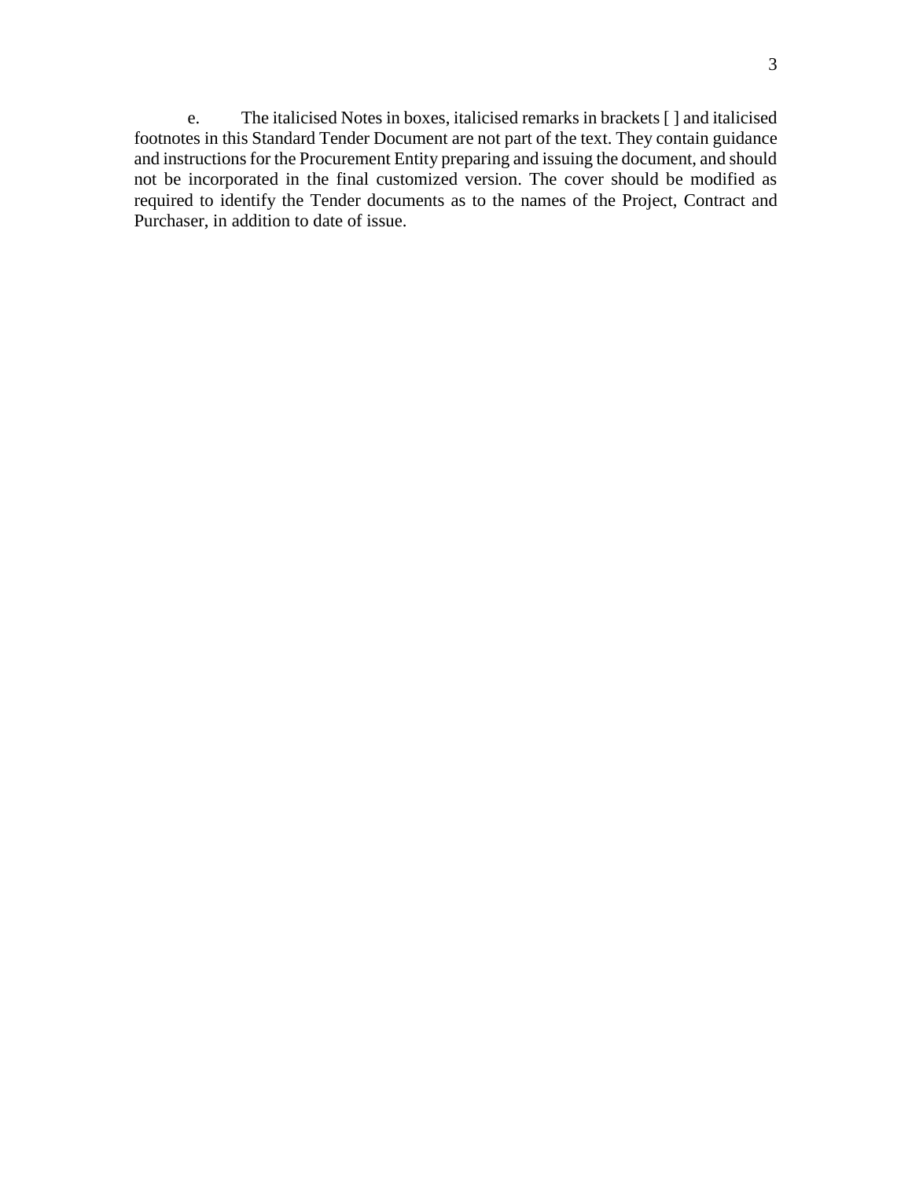e. The italicised Notes in boxes, italicised remarks in brackets [ ] and italicised footnotes in this Standard Tender Document are not part of the text. They contain guidance and instructions for the Procurement Entity preparing and issuing the document, and should not be incorporated in the final customized version. The cover should be modified as required to identify the Tender documents as to the names of the Project, Contract and Purchaser, in addition to date of issue.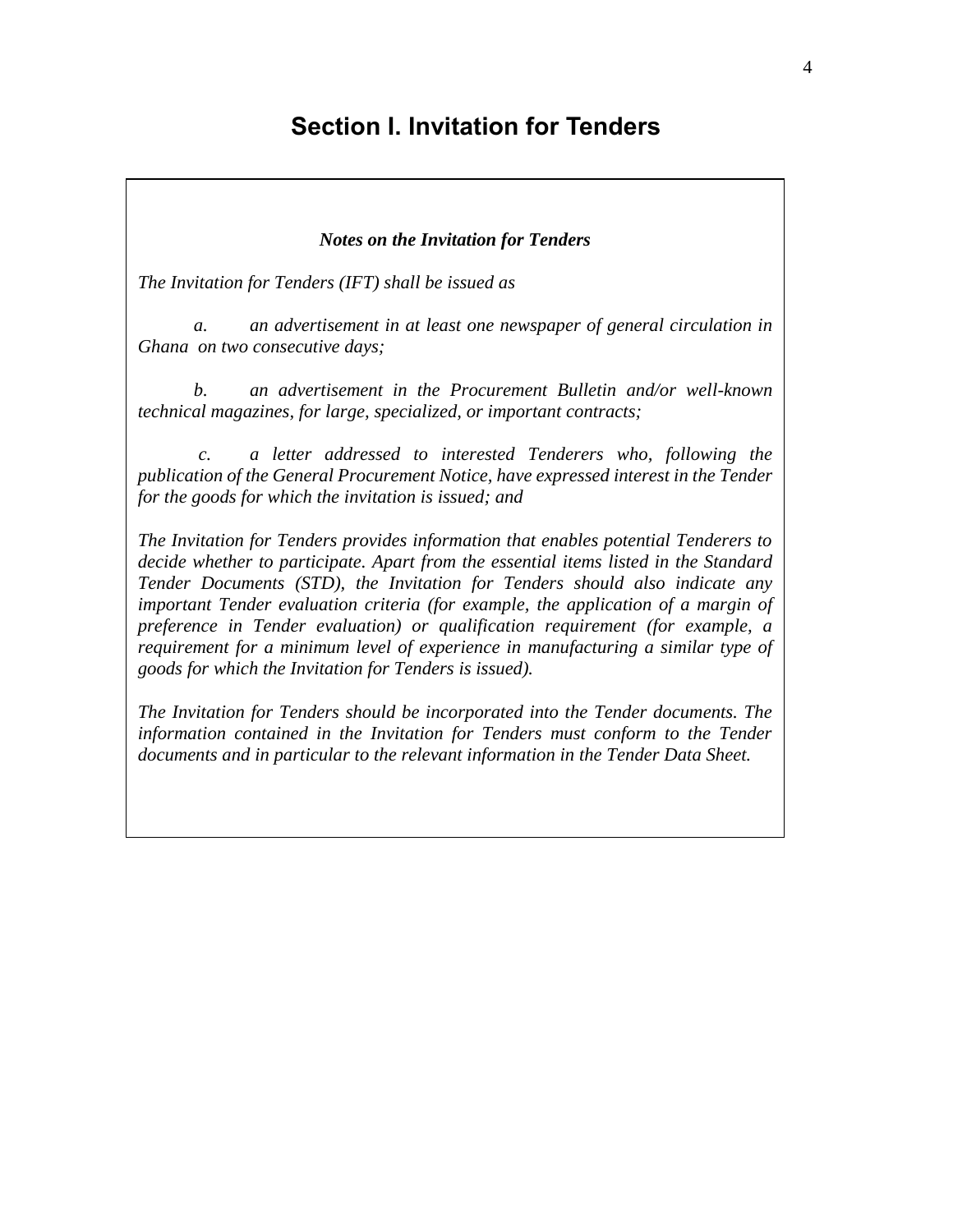# Section I. Invitation for Tenders

***Notes on the Invitation for Tenders***

*The Invitation for Tenders (IFT) shall be issued as*

*a. an advertisement in at least one newspaper of general circulation in Ghana on two consecutive days;*

*b. an advertisement in the Procurement Bulletin and/or well-known technical magazines, for large, specialized, or important contracts;*

*c. a letter addressed to interested Tenderers who, following the publication of the General Procurement Notice, have expressed interest in the Tender for the goods for which the invitation is issued; and*

*The Invitation for Tenders provides information that enables potential Tenderers to decide whether to participate. Apart from the essential items listed in the Standard Tender Documents (STD), the Invitation for Tenders should also indicate any important Tender evaluation criteria (for example, the application of a margin of preference in Tender evaluation) or qualification requirement (for example, a requirement for a minimum level of experience in manufacturing a similar type of goods for which the Invitation for Tenders is issued).*

*The Invitation for Tenders should be incorporated into the Tender documents. The information contained in the Invitation for Tenders must conform to the Tender documents and in particular to the relevant information in the Tender Data Sheet.*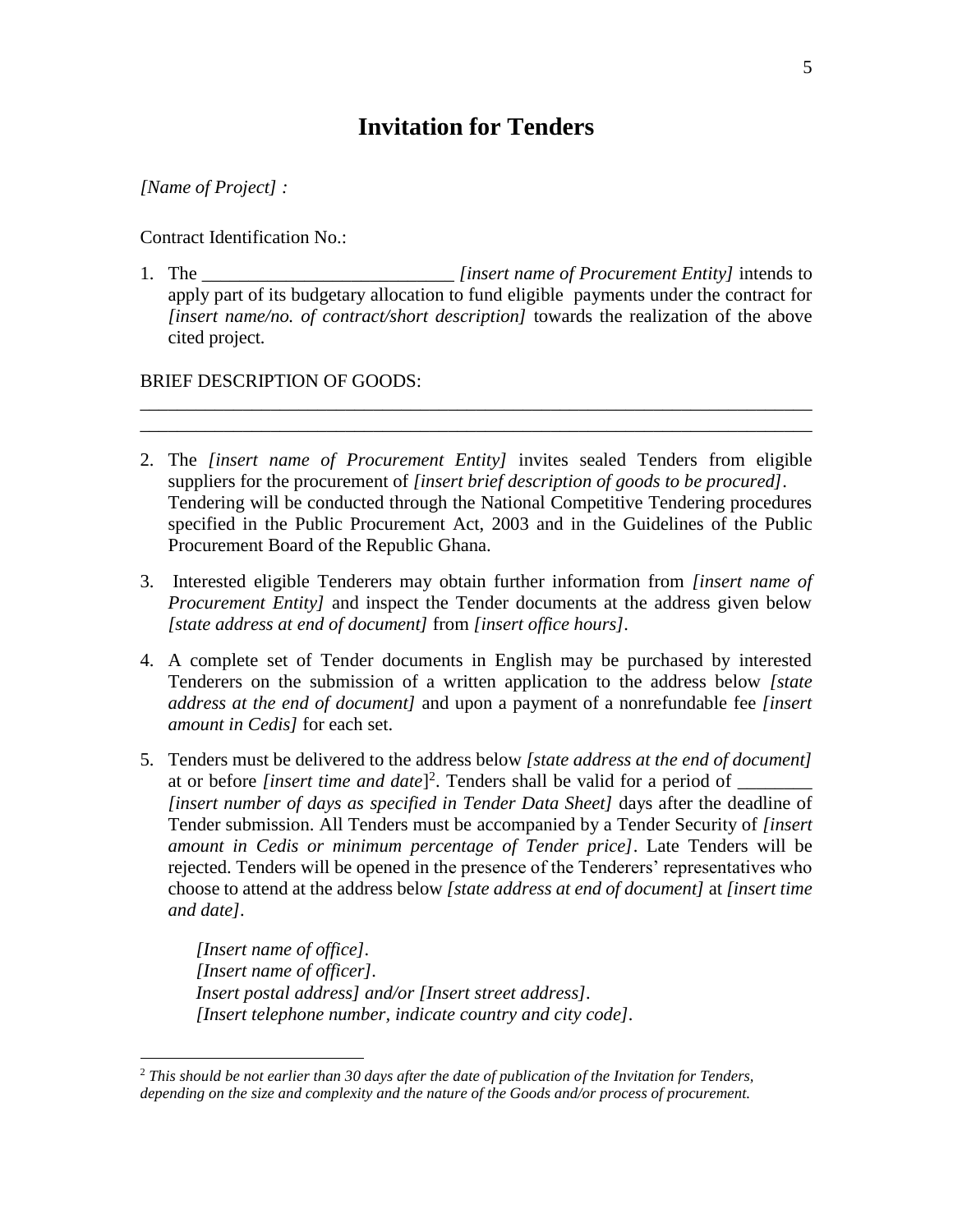# Invitation for Tenders

*[Name of Project] :*

Contract Identification No.:

1. The ___________________________ *[insert name of Procurement Entity]* intends to apply part of its budgetary allocation to fund eligible payments under the contract for *[insert name/no. of contract/short description]* towards the realization of the above cited project.

BRIEF DESCRIPTION OF GOODS:

___________________________________________________________________________

___________________________________________________________________________

2. The *[insert name of Procurement Entity]* invites sealed Tenders from eligible suppliers for the procurement of *[insert brief description of goods to be procured]*. Tendering will be conducted through the National Competitive Tendering procedures specified in the Public Procurement Act, 2003 and in the Guidelines of the Public Procurement Board of the Republic Ghana.

3. Interested eligible Tenderers may obtain further information from *[insert name of Procurement Entity]* and inspect the Tender documents at the address given below *[state address at end of document]* from *[insert office hours]*.

4. A complete set of Tender documents in English may be purchased by interested Tenderers on the submission of a written application to the address below *[state address at the end of document]* and upon a payment of a nonrefundable fee *[insert amount in Cedis]* for each set.

5. Tenders must be delivered to the address below *[state address at the end of document]* at or before *[insert time and date]*[2]. Tenders shall be valid for a period of ________ *[insert number of days as specified in Tender Data Sheet]* days after the deadline of Tender submission. All Tenders must be accompanied by a Tender Security of *[insert amount in Cedis or minimum percentage of Tender price]*. Late Tenders will be rejected. Tenders will be opened in the presence of the Tenderers' representatives who choose to attend at the address below *[state address at end of document]* at *[insert time and date]*.

   *[Insert name of office].*
   *[Insert name of officer].*
   *Insert postal address] and/or [Insert street address].*
   *[Insert telephone number, indicate country and city code].*

---

[2] *This should be not earlier than 30 days after the date of publication of the Invitation for Tenders, depending on the size and complexity and the nature of the Goods and/or process of procurement.*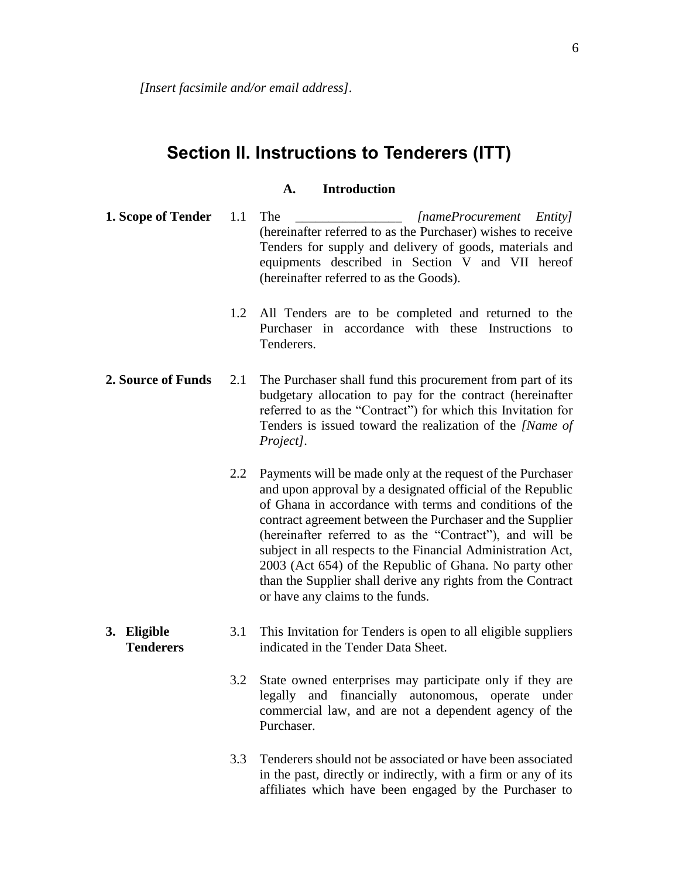*[Insert facsimile and/or email address]*.

# Section II. Instructions to Tenderers (ITT)

## A. Introduction

**1. Scope of Tender**

1.1 The ________________ *[nameProcurement Entity]* (hereinafter referred to as the Purchaser) wishes to receive Tenders for supply and delivery of goods, materials and equipments described in Section V and VII hereof (hereinafter referred to as the Goods).

1.2 All Tenders are to be completed and returned to the Purchaser in accordance with these Instructions to Tenderers.

**2. Source of Funds**

2.1 The Purchaser shall fund this procurement from part of its budgetary allocation to pay for the contract (hereinafter referred to as the "Contract") for which this Invitation for Tenders is issued toward the realization of the *[Name of Project]*.

2.2 Payments will be made only at the request of the Purchaser and upon approval by a designated official of the Republic of Ghana in accordance with terms and conditions of the contract agreement between the Purchaser and the Supplier (hereinafter referred to as the "Contract"), and will be subject in all respects to the Financial Administration Act, 2003 (Act 654) of the Republic of Ghana. No party other than the Supplier shall derive any rights from the Contract or have any claims to the funds.

**3. Eligible Tenderers**

3.1 This Invitation for Tenders is open to all eligible suppliers indicated in the Tender Data Sheet.

3.2 State owned enterprises may participate only if they are legally and financially autonomous, operate under commercial law, and are not a dependent agency of the Purchaser.

3.3 Tenderers should not be associated or have been associated in the past, directly or indirectly, with a firm or any of its affiliates which have been engaged by the Purchaser to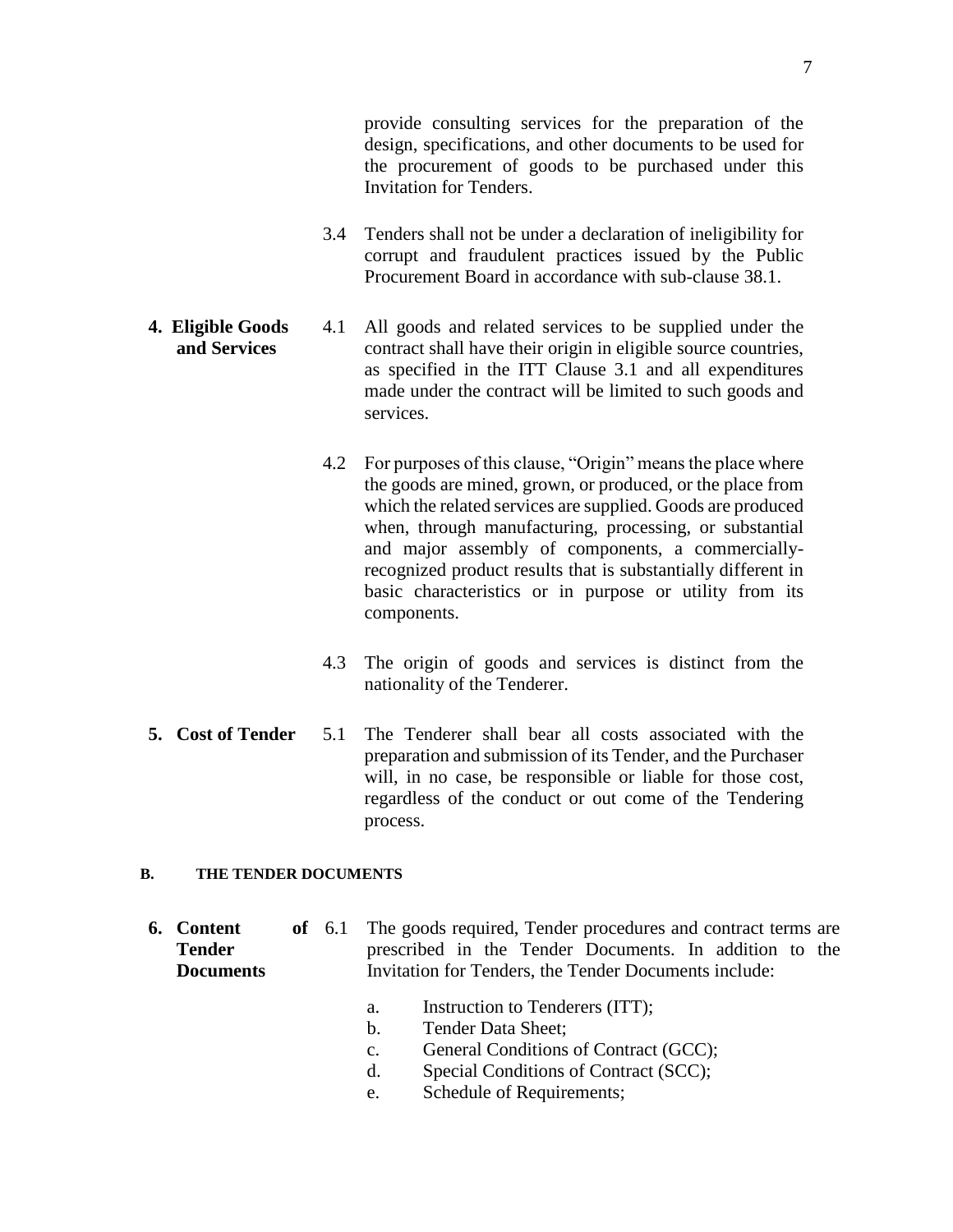provide consulting services for the preparation of the design, specifications, and other documents to be used for the procurement of goods to be purchased under this Invitation for Tenders.

3.4 Tenders shall not be under a declaration of ineligibility for corrupt and fraudulent practices issued by the Public Procurement Board in accordance with sub-clause 38.1.

**4. Eligible Goods and Services**

4.1 All goods and related services to be supplied under the contract shall have their origin in eligible source countries, as specified in the ITT Clause 3.1 and all expenditures made under the contract will be limited to such goods and services.

4.2 For purposes of this clause, "Origin" means the place where the goods are mined, grown, or produced, or the place from which the related services are supplied. Goods are produced when, through manufacturing, processing, or substantial and major assembly of components, a commercially-recognized product results that is substantially different in basic characteristics or in purpose or utility from its components.

4.3 The origin of goods and services is distinct from the nationality of the Tenderer.

**5. Cost of Tender**

5.1 The Tenderer shall bear all costs associated with the preparation and submission of its Tender, and the Purchaser will, in no case, be responsible or liable for those cost, regardless of the conduct or out come of the Tendering process.

## B. THE TENDER DOCUMENTS

**6. Content of Tender Documents**

6.1 The goods required, Tender procedures and contract terms are prescribed in the Tender Documents. In addition to the Invitation for Tenders, the Tender Documents include:

a. Instruction to Tenderers (ITT);
b. Tender Data Sheet;
c. General Conditions of Contract (GCC);
d. Special Conditions of Contract (SCC);
e. Schedule of Requirements;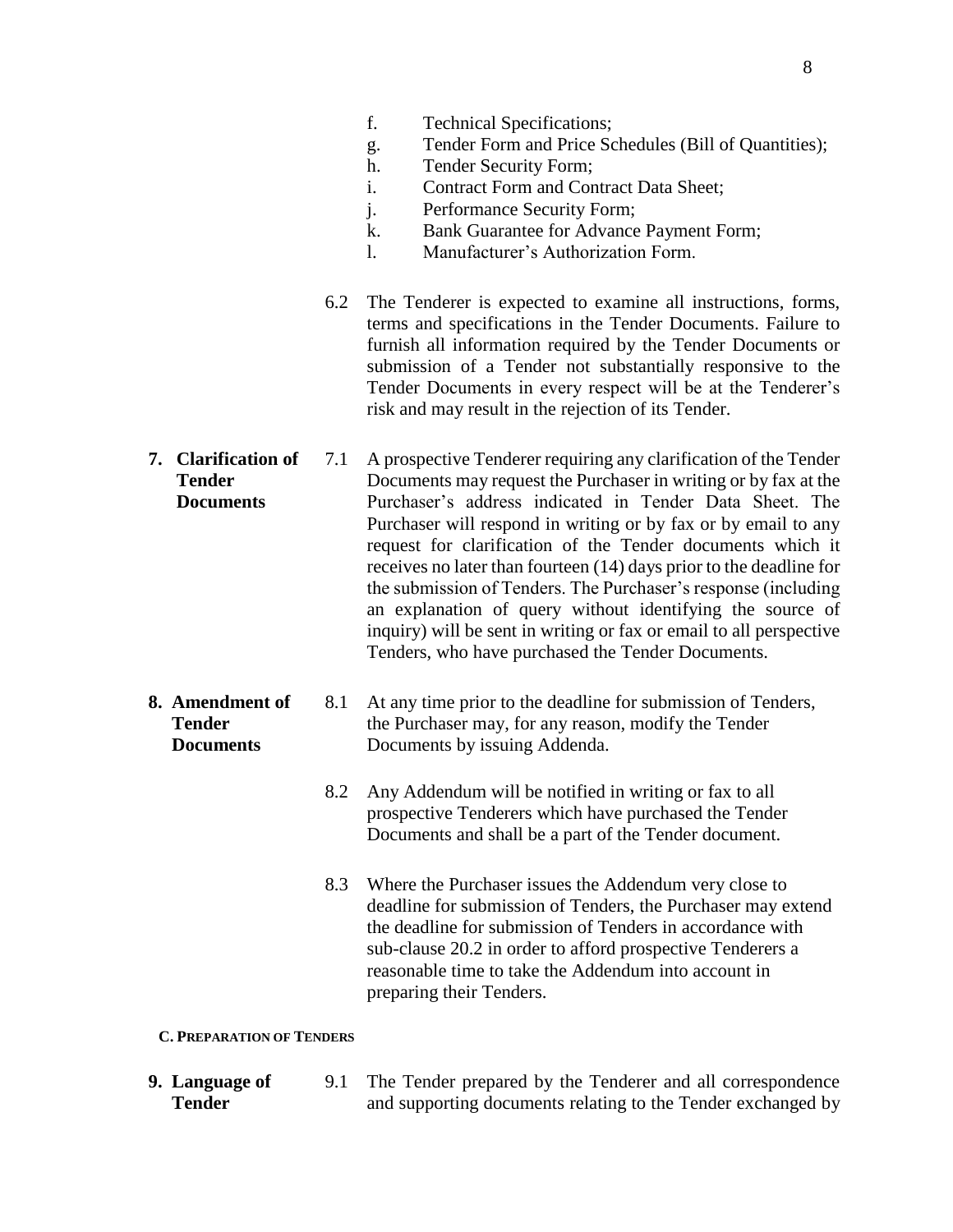f. Technical Specifications;
g. Tender Form and Price Schedules (Bill of Quantities);
h. Tender Security Form;
i. Contract Form and Contract Data Sheet;
j. Performance Security Form;
k. Bank Guarantee for Advance Payment Form;
l. Manufacturer's Authorization Form.

6.2 The Tenderer is expected to examine all instructions, forms, terms and specifications in the Tender Documents. Failure to furnish all information required by the Tender Documents or submission of a Tender not substantially responsive to the Tender Documents in every respect will be at the Tenderer's risk and may result in the rejection of its Tender.

**7. Clarification of Tender Documents**

7.1 A prospective Tenderer requiring any clarification of the Tender Documents may request the Purchaser in writing or by fax at the Purchaser's address indicated in Tender Data Sheet. The Purchaser will respond in writing or by fax or by email to any request for clarification of the Tender documents which it receives no later than fourteen (14) days prior to the deadline for the submission of Tenders. The Purchaser's response (including an explanation of query without identifying the source of inquiry) will be sent in writing or fax or email to all perspective Tenders, who have purchased the Tender Documents.

**8. Amendment of Tender Documents**

8.1 At any time prior to the deadline for submission of Tenders, the Purchaser may, for any reason, modify the Tender Documents by issuing Addenda.

8.2 Any Addendum will be notified in writing or fax to all prospective Tenderers which have purchased the Tender Documents and shall be a part of the Tender document.

8.3 Where the Purchaser issues the Addendum very close to deadline for submission of Tenders, the Purchaser may extend the deadline for submission of Tenders in accordance with sub-clause 20.2 in order to afford prospective Tenderers a reasonable time to take the Addendum into account in preparing their Tenders.

## C. Preparation of Tenders

**9. Language of Tender**

9.1 The Tender prepared by the Tenderer and all correspondence and supporting documents relating to the Tender exchanged by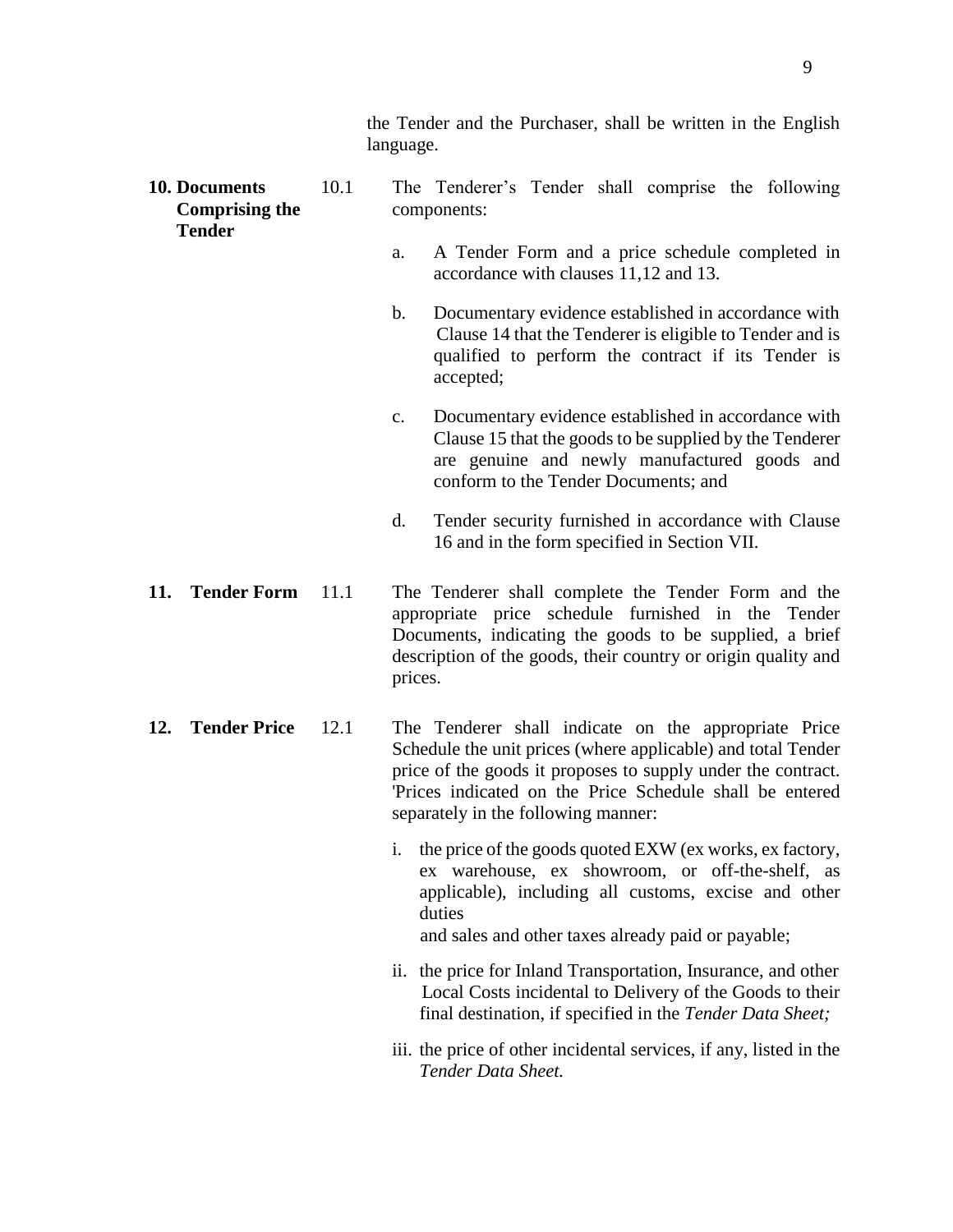the Tender and the Purchaser, shall be written in the English language.

**10. Documents Comprising the Tender**

10.1 The Tenderer's Tender shall comprise the following components:

a. A Tender Form and a price schedule completed in accordance with clauses 11,12 and 13.

b. Documentary evidence established in accordance with Clause 14 that the Tenderer is eligible to Tender and is qualified to perform the contract if its Tender is accepted;

c. Documentary evidence established in accordance with Clause 15 that the goods to be supplied by the Tenderer are genuine and newly manufactured goods and conform to the Tender Documents; and

d. Tender security furnished in accordance with Clause 16 and in the form specified in Section VII.

**11. Tender Form**

11.1 The Tenderer shall complete the Tender Form and the appropriate price schedule furnished in the Tender Documents, indicating the goods to be supplied, a brief description of the goods, their country or origin quality and prices.

**12. Tender Price**

12.1 The Tenderer shall indicate on the appropriate Price Schedule the unit prices (where applicable) and total Tender price of the goods it proposes to supply under the contract. 'Prices indicated on the Price Schedule shall be entered separately in the following manner:

i. the price of the goods quoted EXW (ex works, ex factory, ex warehouse, ex showroom, or off-the-shelf, as applicable), including all customs, excise and other duties and sales and other taxes already paid or payable;

ii. the price for Inland Transportation, Insurance, and other Local Costs incidental to Delivery of the Goods to their final destination, if specified in the *Tender Data Sheet;*

iii. the price of other incidental services, if any, listed in the *Tender Data Sheet.*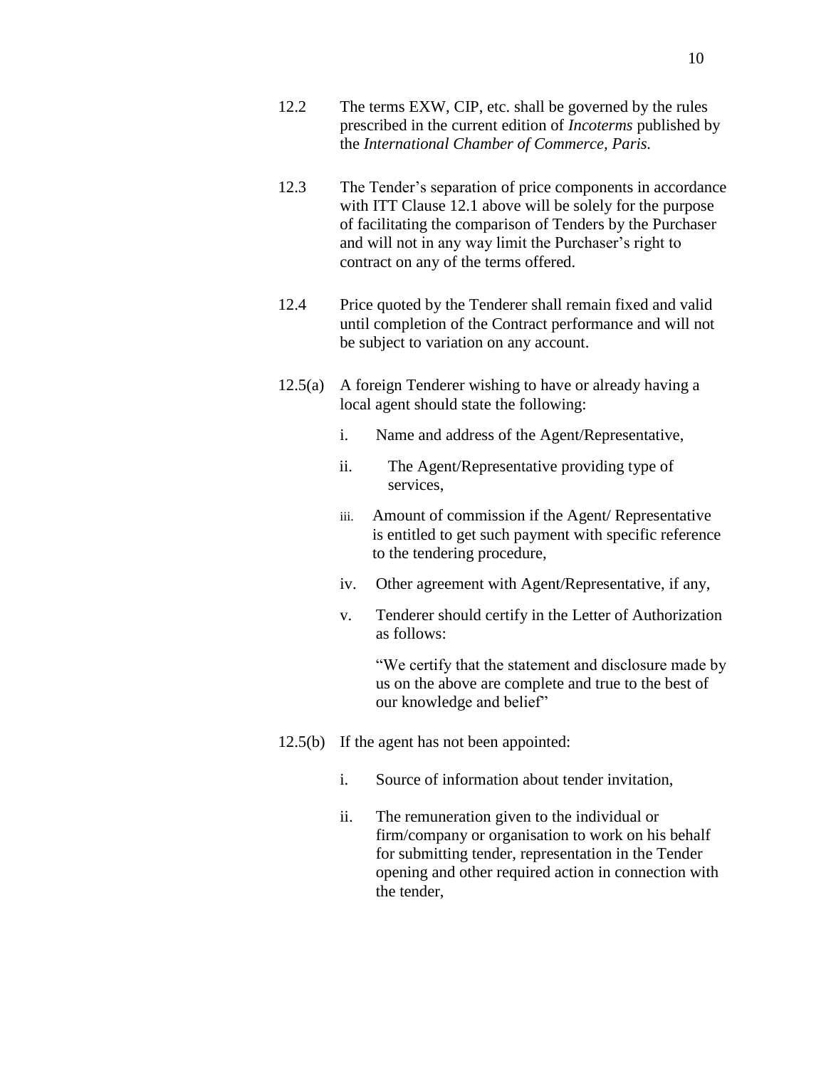12.2 The terms EXW, CIP, etc. shall be governed by the rules prescribed in the current edition of *Incoterms* published by the *International Chamber of Commerce, Paris.*

12.3 The Tender's separation of price components in accordance with ITT Clause 12.1 above will be solely for the purpose of facilitating the comparison of Tenders by the Purchaser and will not in any way limit the Purchaser's right to contract on any of the terms offered.

12.4 Price quoted by the Tenderer shall remain fixed and valid until completion of the Contract performance and will not be subject to variation on any account.

12.5(a) A foreign Tenderer wishing to have or already having a local agent should state the following:

i. Name and address of the Agent/Representative,

ii. The Agent/Representative providing type of services,

iii. Amount of commission if the Agent/ Representative is entitled to get such payment with specific reference to the tendering procedure,

iv. Other agreement with Agent/Representative, if any,

v. Tenderer should certify in the Letter of Authorization as follows:

"We certify that the statement and disclosure made by us on the above are complete and true to the best of our knowledge and belief"

12.5(b) If the agent has not been appointed:

i. Source of information about tender invitation,

ii. The remuneration given to the individual or firm/company or organisation to work on his behalf for submitting tender, representation in the Tender opening and other required action in connection with the tender,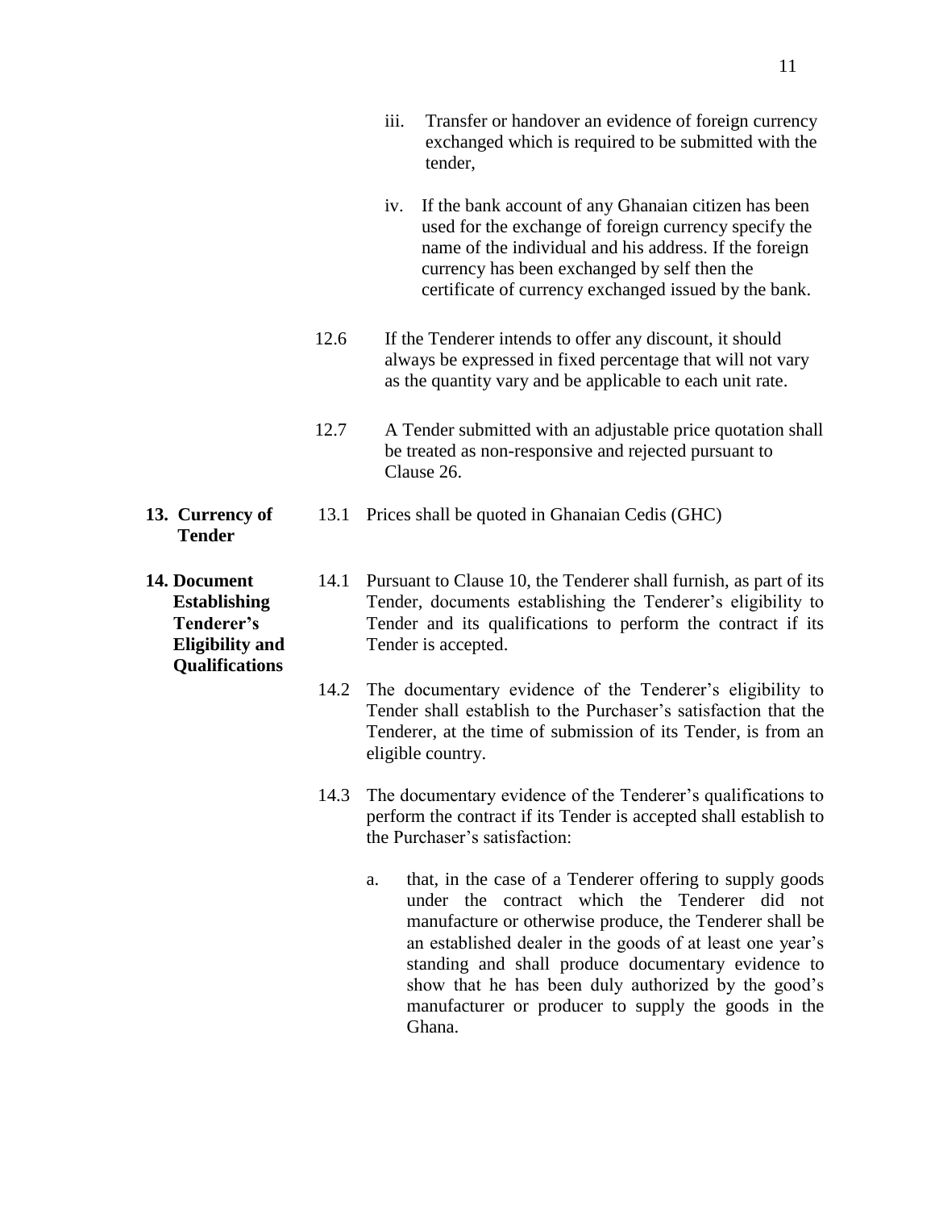iii. Transfer or handover an evidence of foreign currency exchanged which is required to be submitted with the tender,

iv. If the bank account of any Ghanaian citizen has been used for the exchange of foreign currency specify the name of the individual and his address. If the foreign currency has been exchanged by self then the certificate of currency exchanged issued by the bank.

12.6 If the Tenderer intends to offer any discount, it should always be expressed in fixed percentage that will not vary as the quantity vary and be applicable to each unit rate.

12.7 A Tender submitted with an adjustable price quotation shall be treated as non-responsive and rejected pursuant to Clause 26.

**13. Currency of Tender**

13.1 Prices shall be quoted in Ghanaian Cedis (GHC)

**14. Document Establishing Tenderer's Eligibility and Qualifications**

14.1 Pursuant to Clause 10, the Tenderer shall furnish, as part of its Tender, documents establishing the Tenderer's eligibility to Tender and its qualifications to perform the contract if its Tender is accepted.

14.2 The documentary evidence of the Tenderer's eligibility to Tender shall establish to the Purchaser's satisfaction that the Tenderer, at the time of submission of its Tender, is from an eligible country.

14.3 The documentary evidence of the Tenderer's qualifications to perform the contract if its Tender is accepted shall establish to the Purchaser's satisfaction:

a. that, in the case of a Tenderer offering to supply goods under the contract which the Tenderer did not manufacture or otherwise produce, the Tenderer shall be an established dealer in the goods of at least one year's standing and shall produce documentary evidence to show that he has been duly authorized by the good's manufacturer or producer to supply the goods in the Ghana.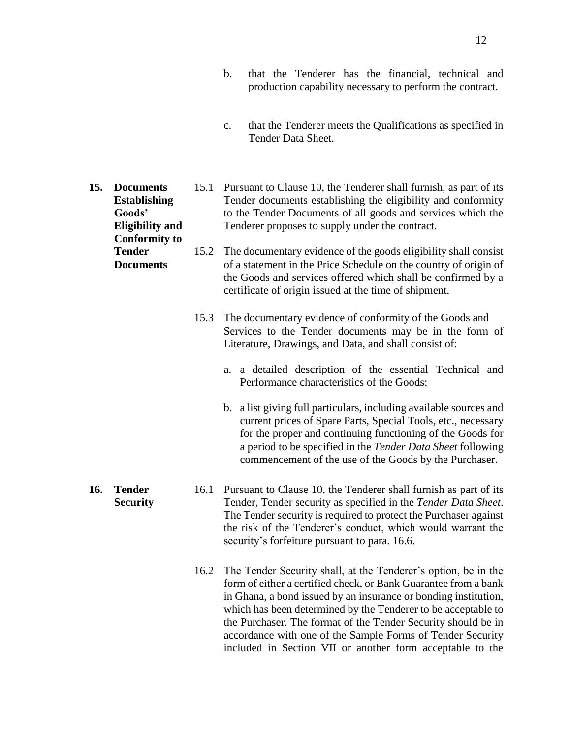b. that the Tenderer has the financial, technical and production capability necessary to perform the contract.

c. that the Tenderer meets the Qualifications as specified in Tender Data Sheet.

**15. Documents Establishing Goods' Eligibility and Conformity to Tender Documents**

15.1 Pursuant to Clause 10, the Tenderer shall furnish, as part of its Tender documents establishing the eligibility and conformity to the Tender Documents of all goods and services which the Tenderer proposes to supply under the contract.

15.2 The documentary evidence of the goods eligibility shall consist of a statement in the Price Schedule on the country of origin of the Goods and services offered which shall be confirmed by a certificate of origin issued at the time of shipment.

15.3 The documentary evidence of conformity of the Goods and Services to the Tender documents may be in the form of Literature, Drawings, and Data, and shall consist of:

a. a detailed description of the essential Technical and Performance characteristics of the Goods;

b. a list giving full particulars, including available sources and current prices of Spare Parts, Special Tools, etc., necessary for the proper and continuing functioning of the Goods for a period to be specified in the *Tender Data Sheet* following commencement of the use of the Goods by the Purchaser.

**16. Tender Security**

16.1 Pursuant to Clause 10, the Tenderer shall furnish as part of its Tender, Tender security as specified in the *Tender Data Sheet*. The Tender security is required to protect the Purchaser against the risk of the Tenderer's conduct, which would warrant the security's forfeiture pursuant to para. 16.6.

16.2 The Tender Security shall, at the Tenderer's option, be in the form of either a certified check, or Bank Guarantee from a bank in Ghana, a bond issued by an insurance or bonding institution, which has been determined by the Tenderer to be acceptable to the Purchaser. The format of the Tender Security should be in accordance with one of the Sample Forms of Tender Security included in Section VII or another form acceptable to the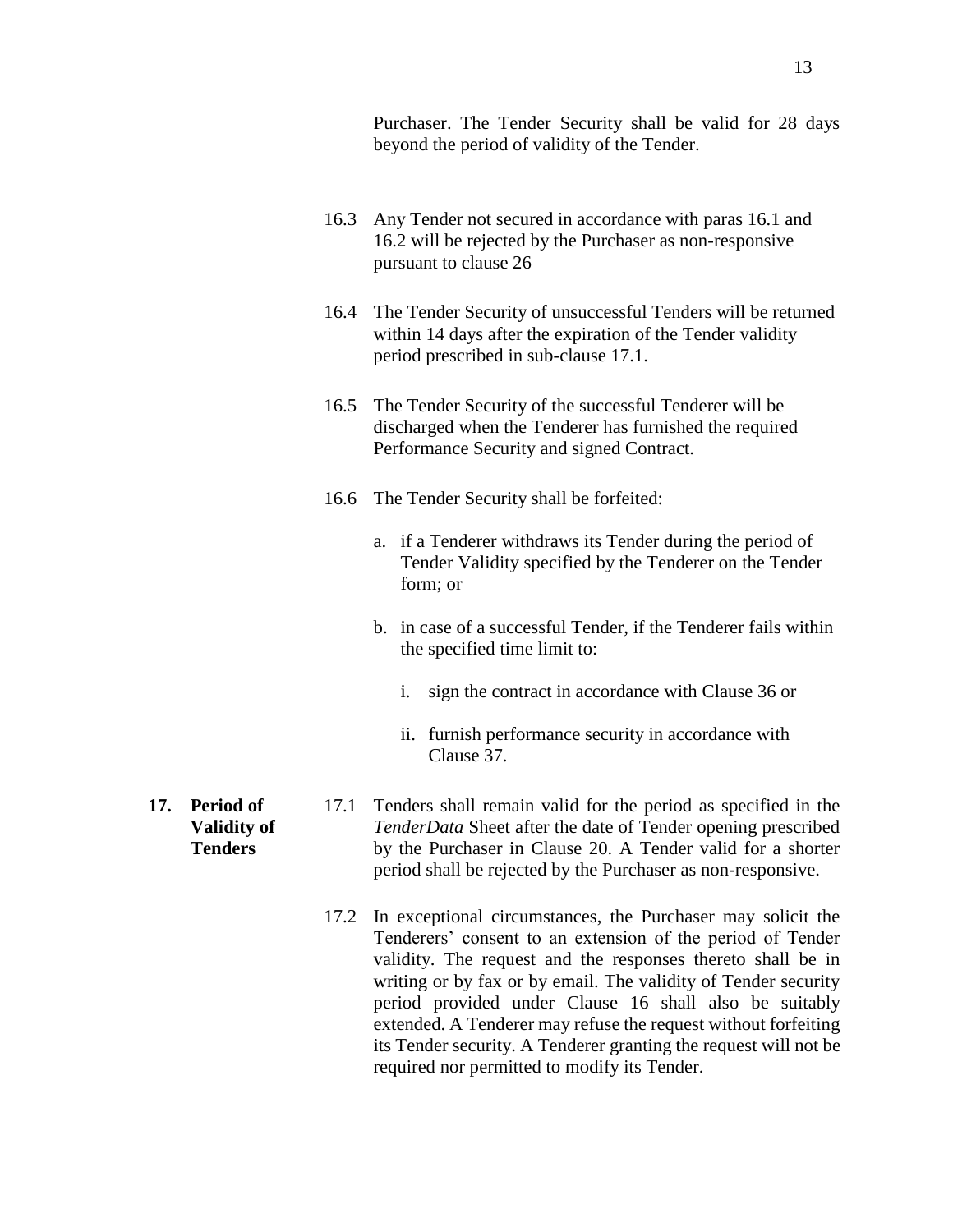Purchaser. The Tender Security shall be valid for 28 days beyond the period of validity of the Tender.

16.3 Any Tender not secured in accordance with paras 16.1 and 16.2 will be rejected by the Purchaser as non-responsive pursuant to clause 26

16.4 The Tender Security of unsuccessful Tenders will be returned within 14 days after the expiration of the Tender validity period prescribed in sub-clause 17.1.

16.5 The Tender Security of the successful Tenderer will be discharged when the Tenderer has furnished the required Performance Security and signed Contract.

16.6 The Tender Security shall be forfeited:

a. if a Tenderer withdraws its Tender during the period of Tender Validity specified by the Tenderer on the Tender form; or

b. in case of a successful Tender, if the Tenderer fails within the specified time limit to:

   i. sign the contract in accordance with Clause 36 or

   ii. furnish performance security in accordance with Clause 37.

**17. Period of Validity of Tenders**

17.1 Tenders shall remain valid for the period as specified in the *TenderData* Sheet after the date of Tender opening prescribed by the Purchaser in Clause 20. A Tender valid for a shorter period shall be rejected by the Purchaser as non-responsive.

17.2 In exceptional circumstances, the Purchaser may solicit the Tenderers' consent to an extension of the period of Tender validity. The request and the responses thereto shall be in writing or by fax or by email. The validity of Tender security period provided under Clause 16 shall also be suitably extended. A Tenderer may refuse the request without forfeiting its Tender security. A Tenderer granting the request will not be required nor permitted to modify its Tender.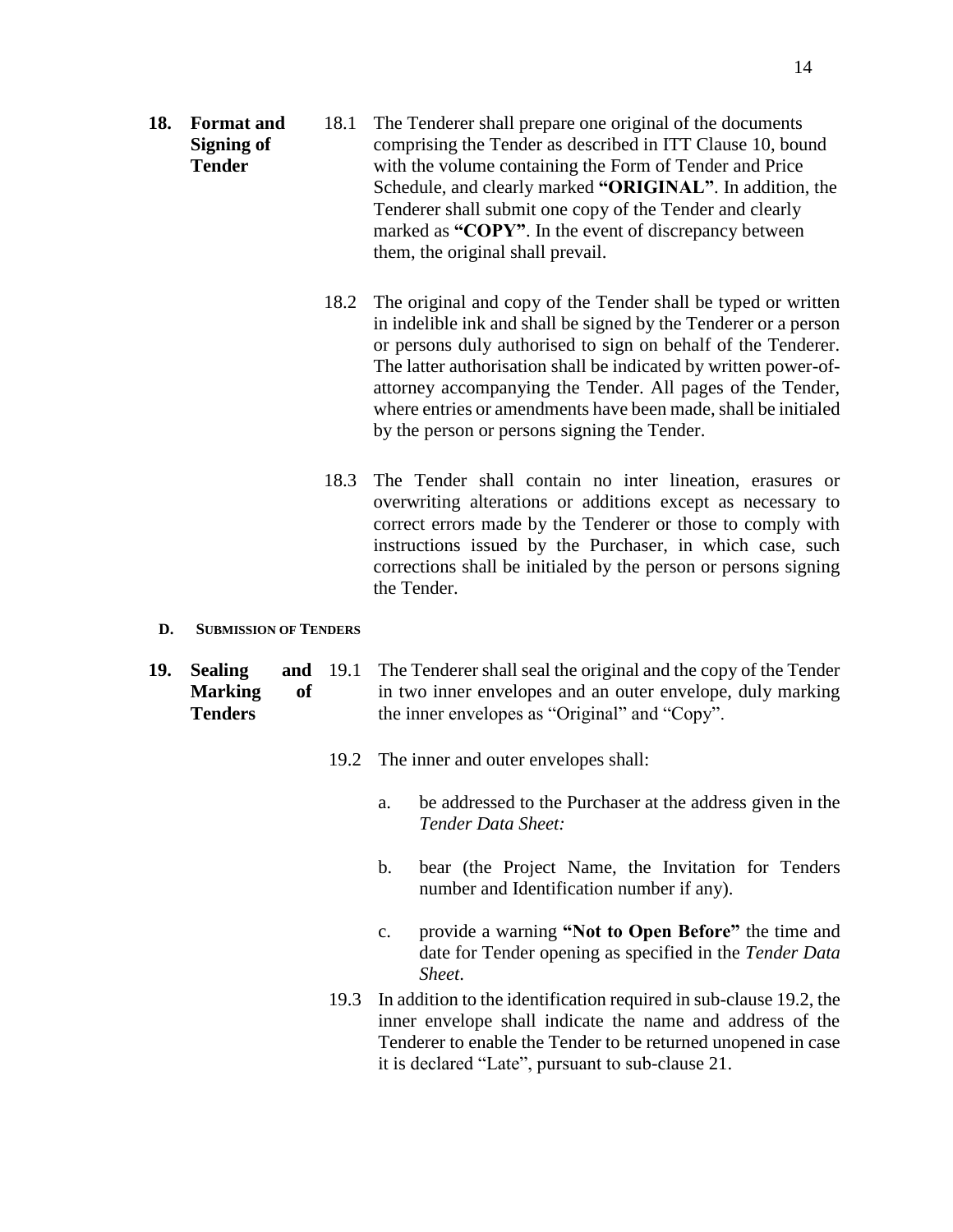**18. Format and Signing of Tender**

18.1 The Tenderer shall prepare one original of the documents comprising the Tender as described in ITT Clause 10, bound with the volume containing the Form of Tender and Price Schedule, and clearly marked **"ORIGINAL"**. In addition, the Tenderer shall submit one copy of the Tender and clearly marked as **"COPY"**. In the event of discrepancy between them, the original shall prevail.

18.2 The original and copy of the Tender shall be typed or written in indelible ink and shall be signed by the Tenderer or a person or persons duly authorised to sign on behalf of the Tenderer. The latter authorisation shall be indicated by written power-of-attorney accompanying the Tender. All pages of the Tender, where entries or amendments have been made, shall be initialed by the person or persons signing the Tender.

18.3 The Tender shall contain no inter lineation, erasures or overwriting alterations or additions except as necessary to correct errors made by the Tenderer or those to comply with instructions issued by the Purchaser, in which case, such corrections shall be initialed by the person or persons signing the Tender.

## D. SUBMISSION OF TENDERS

**19. Sealing and Marking of Tenders**

19.1 The Tenderer shall seal the original and the copy of the Tender in two inner envelopes and an outer envelope, duly marking the inner envelopes as "Original" and "Copy".

19.2 The inner and outer envelopes shall:

a. be addressed to the Purchaser at the address given in the *Tender Data Sheet:*

b. bear (the Project Name, the Invitation for Tenders number and Identification number if any).

c. provide a warning **"Not to Open Before"** the time and date for Tender opening as specified in the *Tender Data Sheet*.

19.3 In addition to the identification required in sub-clause 19.2, the inner envelope shall indicate the name and address of the Tenderer to enable the Tender to be returned unopened in case it is declared "Late", pursuant to sub-clause 21.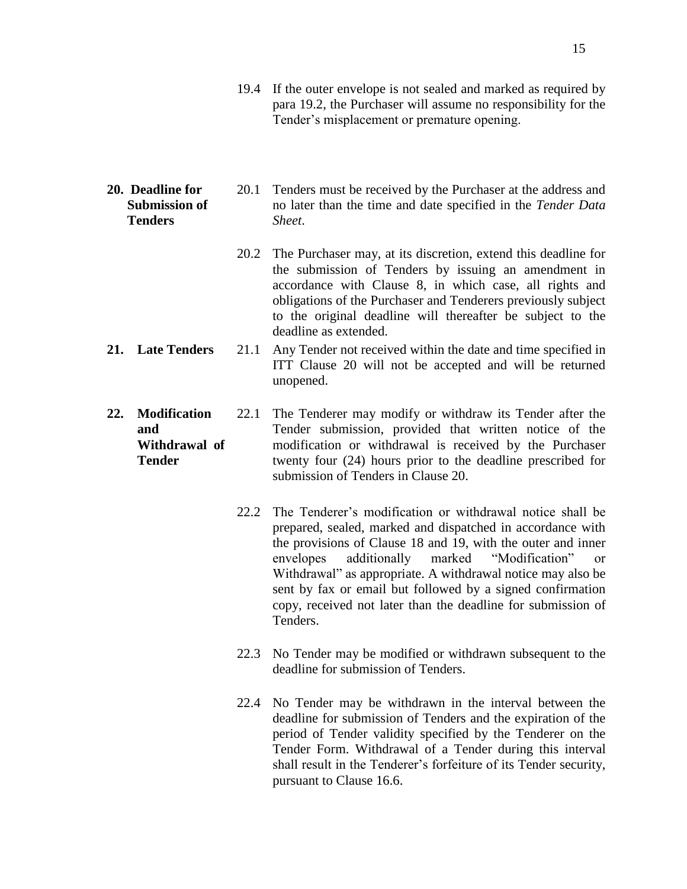19.4 If the outer envelope is not sealed and marked as required by para 19.2, the Purchaser will assume no responsibility for the Tender's misplacement or premature opening.

**20. Deadline for Submission of Tenders**

20.1 Tenders must be received by the Purchaser at the address and no later than the time and date specified in the *Tender Data Sheet*.

20.2 The Purchaser may, at its discretion, extend this deadline for the submission of Tenders by issuing an amendment in accordance with Clause 8, in which case, all rights and obligations of the Purchaser and Tenderers previously subject to the original deadline will thereafter be subject to the deadline as extended.

**21. Late Tenders**

21.1 Any Tender not received within the date and time specified in ITT Clause 20 will not be accepted and will be returned unopened.

**22. Modification and Withdrawal of Tender**

22.1 The Tenderer may modify or withdraw its Tender after the Tender submission, provided that written notice of the modification or withdrawal is received by the Purchaser twenty four (24) hours prior to the deadline prescribed for submission of Tenders in Clause 20.

22.2 The Tenderer's modification or withdrawal notice shall be prepared, sealed, marked and dispatched in accordance with the provisions of Clause 18 and 19, with the outer and inner envelopes additionally marked "Modification" or Withdrawal" as appropriate. A withdrawal notice may also be sent by fax or email but followed by a signed confirmation copy, received not later than the deadline for submission of Tenders.

22.3 No Tender may be modified or withdrawn subsequent to the deadline for submission of Tenders.

22.4 No Tender may be withdrawn in the interval between the deadline for submission of Tenders and the expiration of the period of Tender validity specified by the Tenderer on the Tender Form. Withdrawal of a Tender during this interval shall result in the Tenderer's forfeiture of its Tender security, pursuant to Clause 16.6.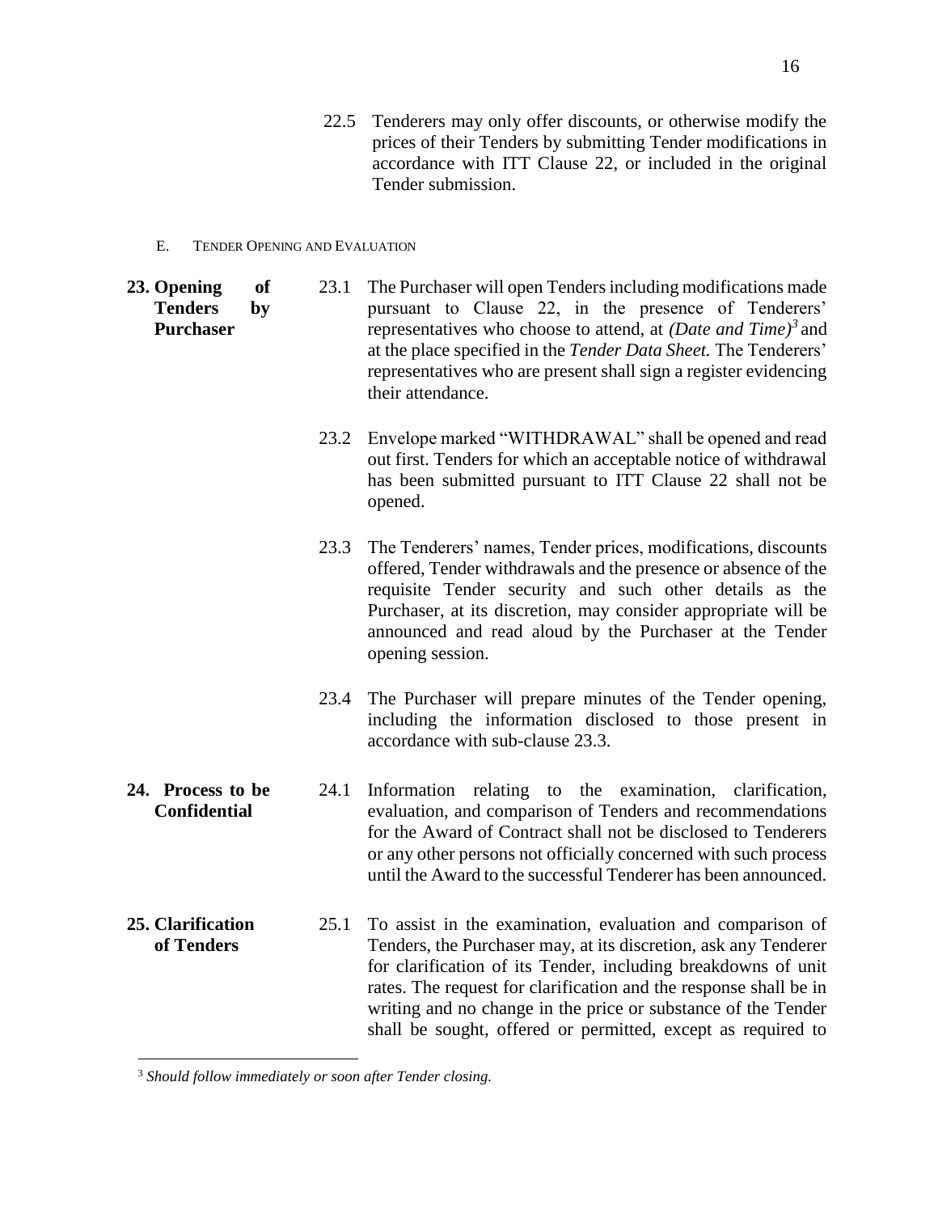22.5 Tenderers may only offer discounts, or otherwise modify the prices of their Tenders by submitting Tender modifications in accordance with ITT Clause 22, or included in the original Tender submission.

## E. Tender Opening and Evaluation

**23. Opening of Tenders by Purchaser**

23.1 The Purchaser will open Tenders including modifications made pursuant to Clause 22, in the presence of Tenderers' representatives who choose to attend, at *(Date and Time)*[3] and at the place specified in the *Tender Data Sheet.* The Tenderers' representatives who are present shall sign a register evidencing their attendance.

23.2 Envelope marked "WITHDRAWAL" shall be opened and read out first. Tenders for which an acceptable notice of withdrawal has been submitted pursuant to ITT Clause 22 shall not be opened.

23.3 The Tenderers' names, Tender prices, modifications, discounts offered, Tender withdrawals and the presence or absence of the requisite Tender security and such other details as the Purchaser, at its discretion, may consider appropriate will be announced and read aloud by the Purchaser at the Tender opening session.

23.4 The Purchaser will prepare minutes of the Tender opening, including the information disclosed to those present in accordance with sub-clause 23.3.

**24. Process to be Confidential**

24.1 Information relating to the examination, clarification, evaluation, and comparison of Tenders and recommendations for the Award of Contract shall not be disclosed to Tenderers or any other persons not officially concerned with such process until the Award to the successful Tenderer has been announced.

**25. Clarification of Tenders**

25.1 To assist in the examination, evaluation and comparison of Tenders, the Purchaser may, at its discretion, ask any Tenderer for clarification of its Tender, including breakdowns of unit rates. The request for clarification and the response shall be in writing and no change in the price or substance of the Tender shall be sought, offered or permitted, except as required to

---

[3] *Should follow immediately or soon after Tender closing.*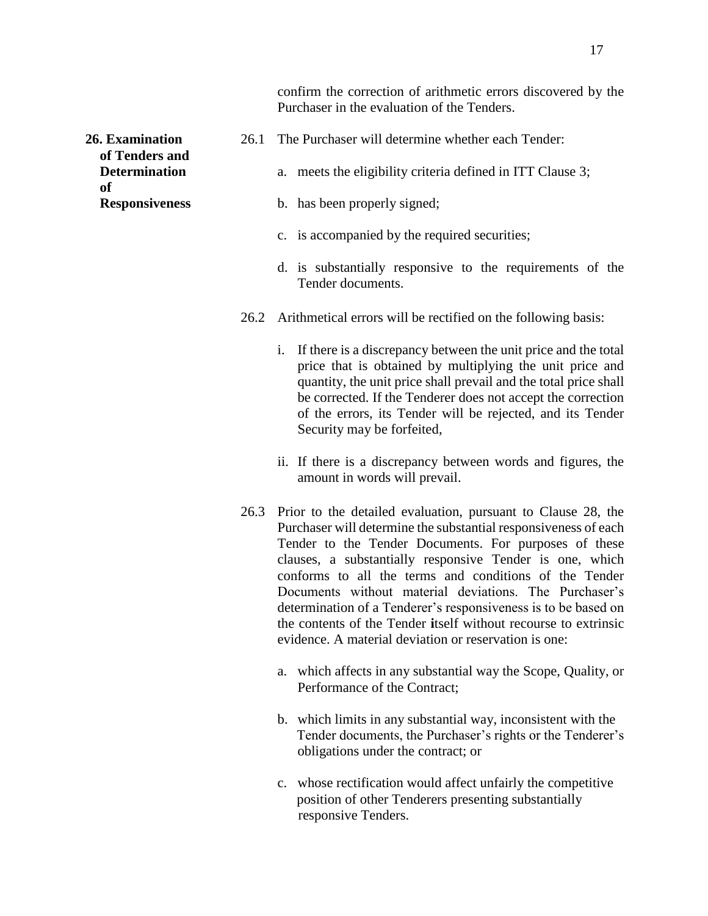confirm the correction of arithmetic errors discovered by the Purchaser in the evaluation of the Tenders.

**26. Examination of Tenders and Determination of Responsiveness**

26.1 The Purchaser will determine whether each Tender:

a. meets the eligibility criteria defined in ITT Clause 3;

b. has been properly signed;

c. is accompanied by the required securities;

d. is substantially responsive to the requirements of the Tender documents.

26.2 Arithmetical errors will be rectified on the following basis:

i. If there is a discrepancy between the unit price and the total price that is obtained by multiplying the unit price and quantity, the unit price shall prevail and the total price shall be corrected. If the Tenderer does not accept the correction of the errors, its Tender will be rejected, and its Tender Security may be forfeited,

ii. If there is a discrepancy between words and figures, the amount in words will prevail.

26.3 Prior to the detailed evaluation, pursuant to Clause 28, the Purchaser will determine the substantial responsiveness of each Tender to the Tender Documents. For purposes of these clauses, a substantially responsive Tender is one, which conforms to all the terms and conditions of the Tender Documents without material deviations. The Purchaser's determination of a Tenderer's responsiveness is to be based on the contents of the Tender **i**tself without recourse to extrinsic evidence. A material deviation or reservation is one:

a. which affects in any substantial way the Scope, Quality, or Performance of the Contract;

b. which limits in any substantial way, inconsistent with the Tender documents, the Purchaser's rights or the Tenderer's obligations under the contract; or

c. whose rectification would affect unfairly the competitive position of other Tenderers presenting substantially responsive Tenders.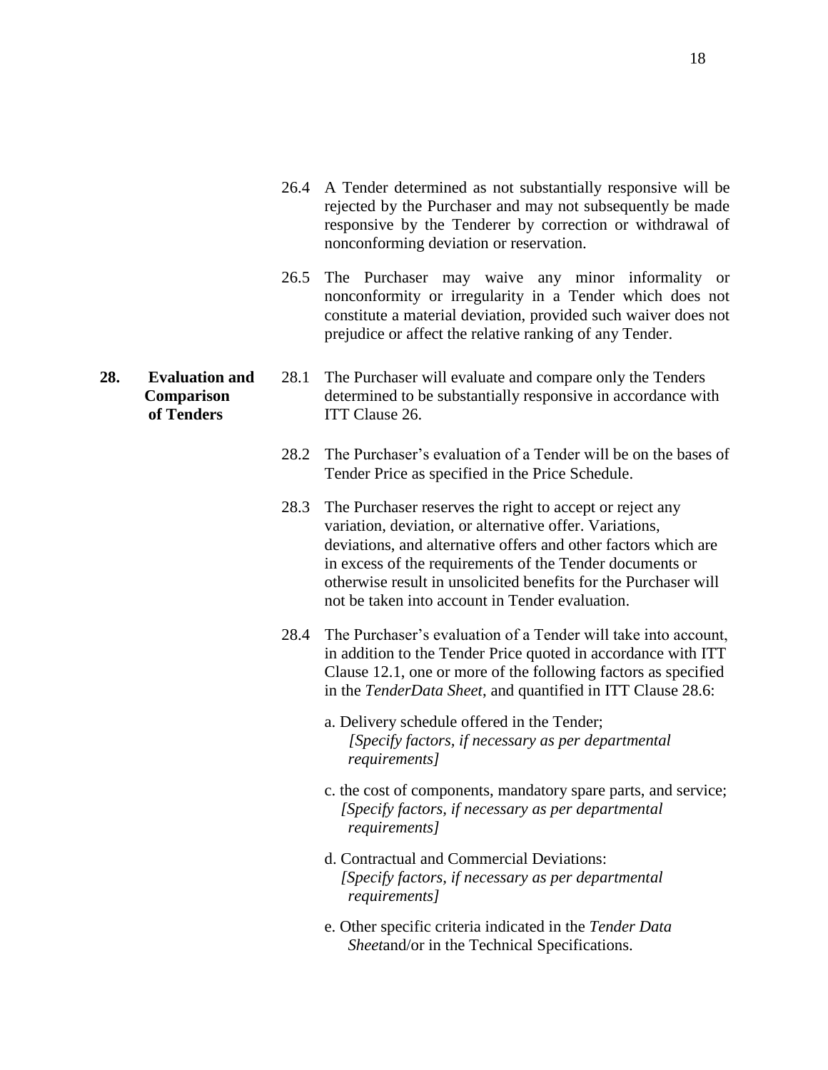26.4 A Tender determined as not substantially responsive will be rejected by the Purchaser and may not subsequently be made responsive by the Tenderer by correction or withdrawal of nonconforming deviation or reservation.

26.5 The Purchaser may waive any minor informality or nonconformity or irregularity in a Tender which does not constitute a material deviation, provided such waiver does not prejudice or affect the relative ranking of any Tender.

**28. Evaluation and Comparison of Tenders**

28.1 The Purchaser will evaluate and compare only the Tenders determined to be substantially responsive in accordance with ITT Clause 26.

28.2 The Purchaser's evaluation of a Tender will be on the bases of Tender Price as specified in the Price Schedule.

28.3 The Purchaser reserves the right to accept or reject any variation, deviation, or alternative offer. Variations, deviations, and alternative offers and other factors which are in excess of the requirements of the Tender documents or otherwise result in unsolicited benefits for the Purchaser will not be taken into account in Tender evaluation.

28.4 The Purchaser's evaluation of a Tender will take into account, in addition to the Tender Price quoted in accordance with ITT Clause 12.1, one or more of the following factors as specified in the *TenderData Sheet*, and quantified in ITT Clause 28.6:

a. Delivery schedule offered in the Tender;
*[Specify factors, if necessary as per departmental requirements]*

c. the cost of components, mandatory spare parts, and service;
*[Specify factors, if necessary as per departmental requirements]*

d. Contractual and Commercial Deviations:
*[Specify factors, if necessary as per departmental requirements]*

e. Other specific criteria indicated in the *Tender Data Sheet*and/or in the Technical Specifications.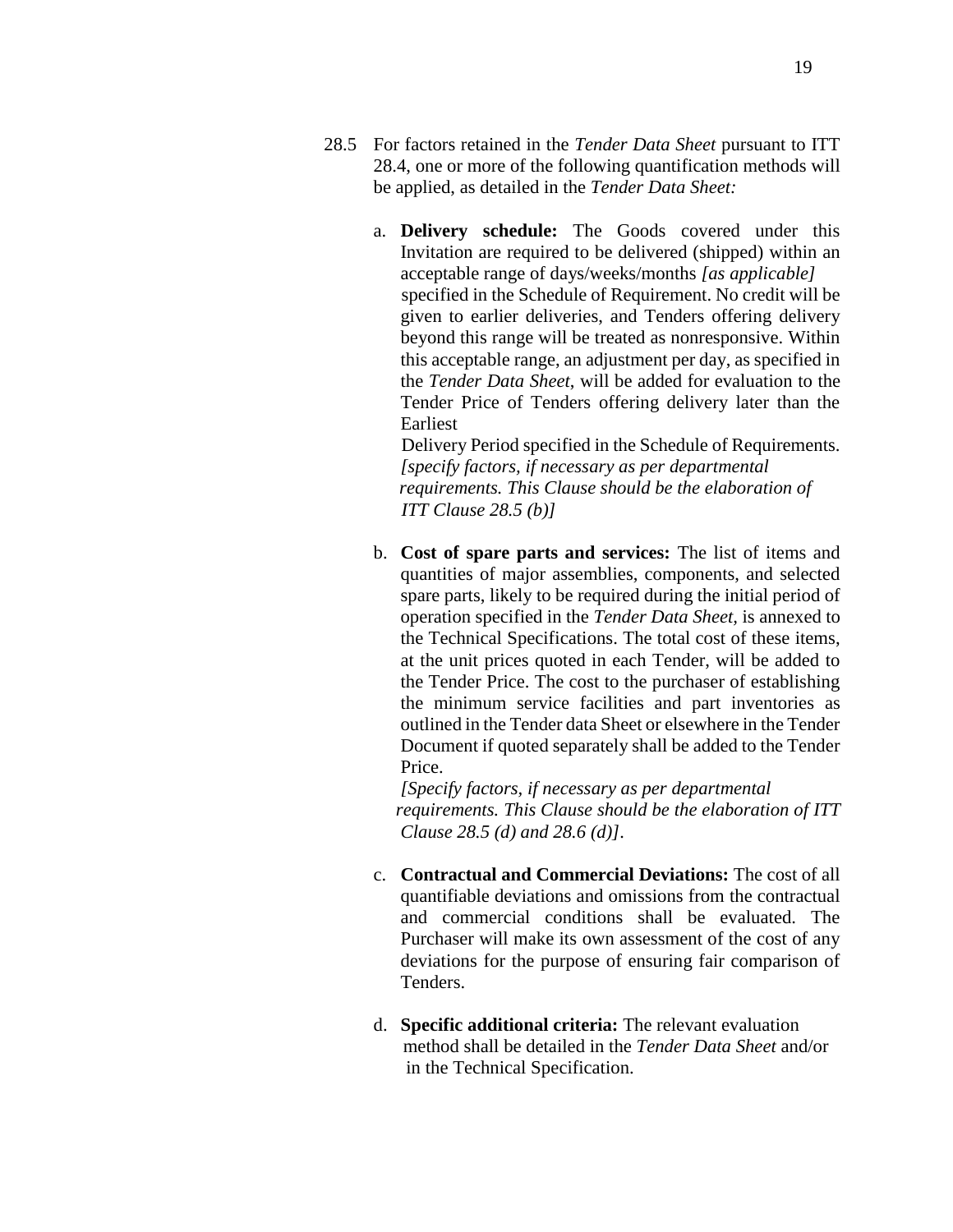28.5 For factors retained in the *Tender Data Sheet* pursuant to ITT 28.4, one or more of the following quantification methods will be applied, as detailed in the *Tender Data Sheet:*

a. **Delivery schedule:** The Goods covered under this Invitation are required to be delivered (shipped) within an acceptable range of days/weeks/months *[as applicable]* specified in the Schedule of Requirement. No credit will be given to earlier deliveries, and Tenders offering delivery beyond this range will be treated as nonresponsive. Within this acceptable range, an adjustment per day, as specified in the *Tender Data Sheet*, will be added for evaluation to the Tender Price of Tenders offering delivery later than the Earliest Delivery Period specified in the Schedule of Requirements. *[specify factors, if necessary as per departmental requirements. This Clause should be the elaboration of ITT Clause 28.5 (b)]*

b. **Cost of spare parts and services:** The list of items and quantities of major assemblies, components, and selected spare parts, likely to be required during the initial period of operation specified in the *Tender Data Sheet,* is annexed to the Technical Specifications. The total cost of these items, at the unit prices quoted in each Tender, will be added to the Tender Price. The cost to the purchaser of establishing the minimum service facilities and part inventories as outlined in the Tender data Sheet or elsewhere in the Tender Document if quoted separately shall be added to the Tender Price.
*[Specify factors, if necessary as per departmental requirements. This Clause should be the elaboration of ITT Clause 28.5 (d) and 28.6 (d)]*.

c. **Contractual and Commercial Deviations:** The cost of all quantifiable deviations and omissions from the contractual and commercial conditions shall be evaluated. The Purchaser will make its own assessment of the cost of any deviations for the purpose of ensuring fair comparison of Tenders.

d. **Specific additional criteria:** The relevant evaluation method shall be detailed in the *Tender Data Sheet* and/or in the Technical Specification.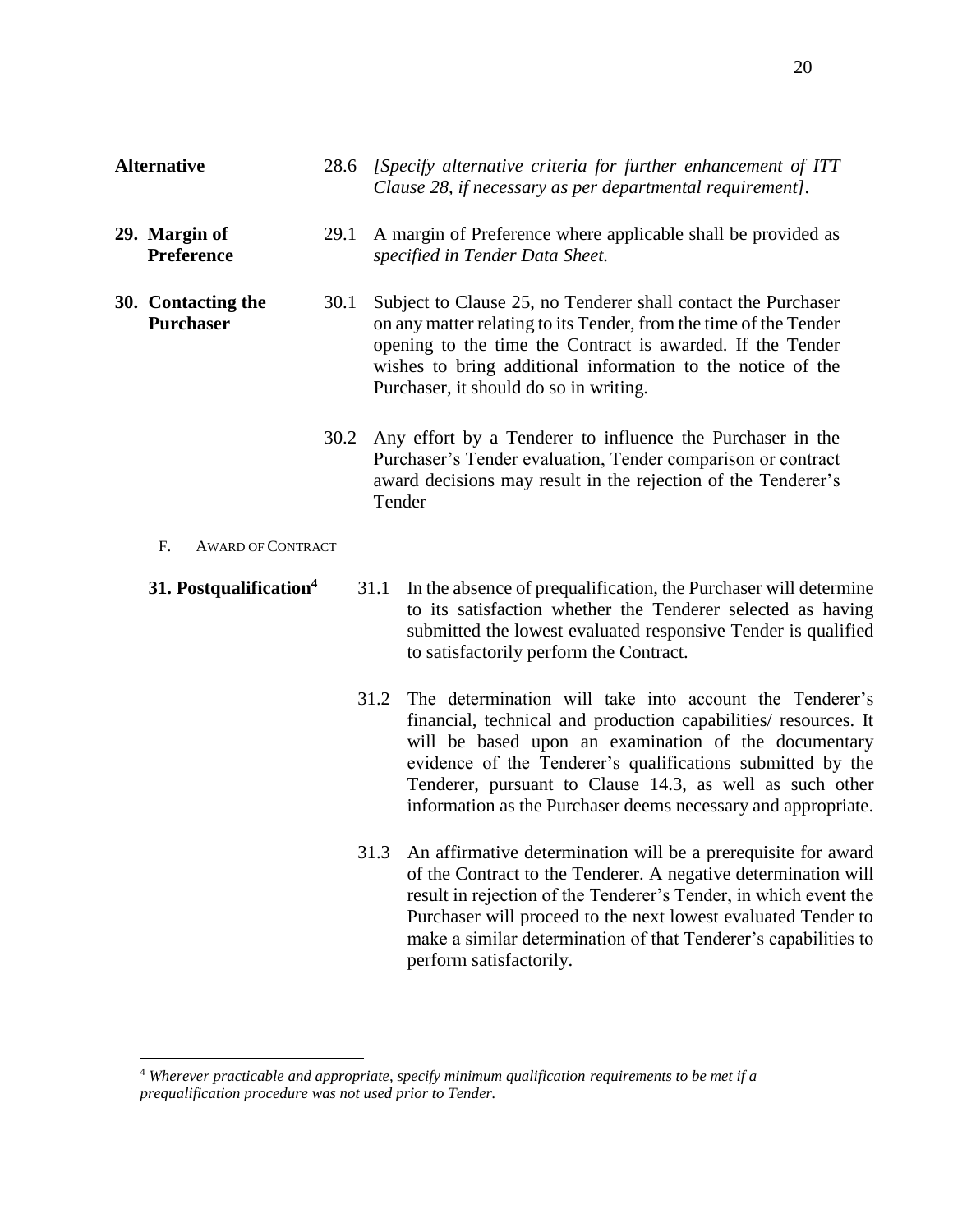**Alternative**

28.6 *[Specify alternative criteria for further enhancement of ITT Clause 28, if necessary as per departmental requirement].*

**29. Margin of Preference**

29.1 A margin of Preference where applicable shall be provided as *specified in Tender Data Sheet.*

**30. Contacting the Purchaser**

30.1 Subject to Clause 25, no Tenderer shall contact the Purchaser on any matter relating to its Tender, from the time of the Tender opening to the time the Contract is awarded. If the Tender wishes to bring additional information to the notice of the Purchaser, it should do so in writing.

30.2 Any effort by a Tenderer to influence the Purchaser in the Purchaser's Tender evaluation, Tender comparison or contract award decisions may result in the rejection of the Tenderer's Tender

## F. Award of Contract

**31. Postqualification[4]**

31.1 In the absence of prequalification, the Purchaser will determine to its satisfaction whether the Tenderer selected as having submitted the lowest evaluated responsive Tender is qualified to satisfactorily perform the Contract.

31.2 The determination will take into account the Tenderer's financial, technical and production capabilities/ resources. It will be based upon an examination of the documentary evidence of the Tenderer's qualifications submitted by the Tenderer, pursuant to Clause 14.3, as well as such other information as the Purchaser deems necessary and appropriate.

31.3 An affirmative determination will be a prerequisite for award of the Contract to the Tenderer. A negative determination will result in rejection of the Tenderer's Tender, in which event the Purchaser will proceed to the next lowest evaluated Tender to make a similar determination of that Tenderer's capabilities to perform satisfactorily.

---

[4] *Wherever practicable and appropriate, specify minimum qualification requirements to be met if a prequalification procedure was not used prior to Tender.*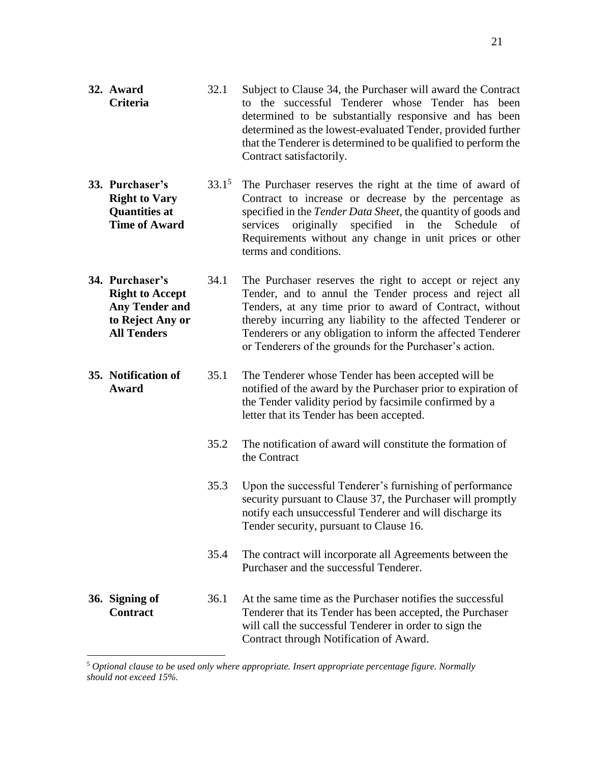**32. Award Criteria**

32.1 Subject to Clause 34, the Purchaser will award the Contract to the successful Tenderer whose Tender has been determined to be substantially responsive and has been determined as the lowest-evaluated Tender, provided further that the Tenderer is determined to be qualified to perform the Contract satisfactorily.

**33. Purchaser's Right to Vary Quantities at Time of Award**

33.1[5] The Purchaser reserves the right at the time of award of Contract to increase or decrease by the percentage as specified in the *Tender Data Sheet,* the quantity of goods and services originally specified in the Schedule of Requirements without any change in unit prices or other terms and conditions.

**34. Purchaser's Right to Accept Any Tender and to Reject Any or All Tenders**

34.1 The Purchaser reserves the right to accept or reject any Tender, and to annul the Tender process and reject all Tenders, at any time prior to award of Contract, without thereby incurring any liability to the affected Tenderer or Tenderers or any obligation to inform the affected Tenderer or Tenderers of the grounds for the Purchaser's action.

**35. Notification of Award**

35.1 The Tenderer whose Tender has been accepted will be notified of the award by the Purchaser prior to expiration of the Tender validity period by facsimile confirmed by a letter that its Tender has been accepted.

35.2 The notification of award will constitute the formation of the Contract

35.3 Upon the successful Tenderer's furnishing of performance security pursuant to Clause 37, the Purchaser will promptly notify each unsuccessful Tenderer and will discharge its Tender security, pursuant to Clause 16.

35.4 The contract will incorporate all Agreements between the Purchaser and the successful Tenderer.

**36. Signing of Contract**

36.1 At the same time as the Purchaser notifies the successful Tenderer that its Tender has been accepted, the Purchaser will call the successful Tenderer in order to sign the Contract through Notification of Award.

---

[5] *Optional clause to be used only where appropriate. Insert appropriate percentage figure. Normally should not exceed 15%.*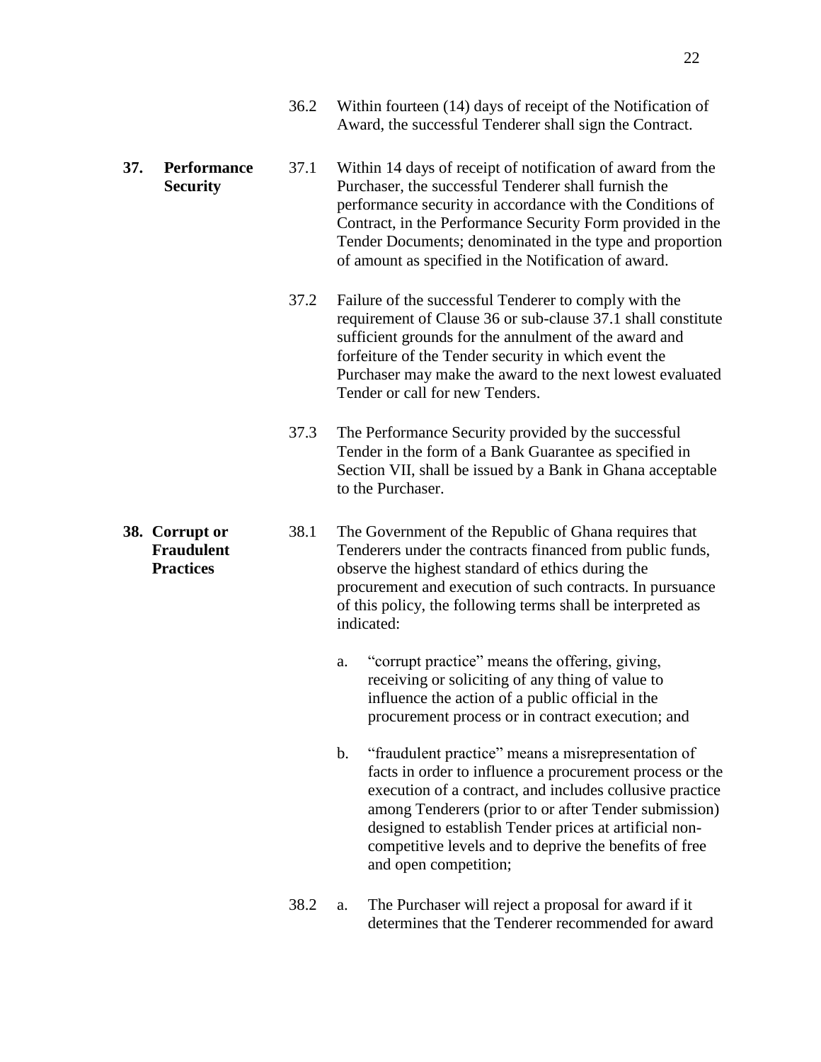36.2 Within fourteen (14) days of receipt of the Notification of Award, the successful Tenderer shall sign the Contract.

**37. Performance Security**

37.1 Within 14 days of receipt of notification of award from the Purchaser, the successful Tenderer shall furnish the performance security in accordance with the Conditions of Contract, in the Performance Security Form provided in the Tender Documents; denominated in the type and proportion of amount as specified in the Notification of award.

37.2 Failure of the successful Tenderer to comply with the requirement of Clause 36 or sub-clause 37.1 shall constitute sufficient grounds for the annulment of the award and forfeiture of the Tender security in which event the Purchaser may make the award to the next lowest evaluated Tender or call for new Tenders.

37.3 The Performance Security provided by the successful Tender in the form of a Bank Guarantee as specified in Section VII, shall be issued by a Bank in Ghana acceptable to the Purchaser.

**38. Corrupt or Fraudulent Practices**

38.1 The Government of the Republic of Ghana requires that Tenderers under the contracts financed from public funds, observe the highest standard of ethics during the procurement and execution of such contracts. In pursuance of this policy, the following terms shall be interpreted as indicated:

a. "corrupt practice" means the offering, giving, receiving or soliciting of any thing of value to influence the action of a public official in the procurement process or in contract execution; and

b. "fraudulent practice" means a misrepresentation of facts in order to influence a procurement process or the execution of a contract, and includes collusive practice among Tenderers (prior to or after Tender submission) designed to establish Tender prices at artificial non-competitive levels and to deprive the benefits of free and open competition;

38.2 a. The Purchaser will reject a proposal for award if it determines that the Tenderer recommended for award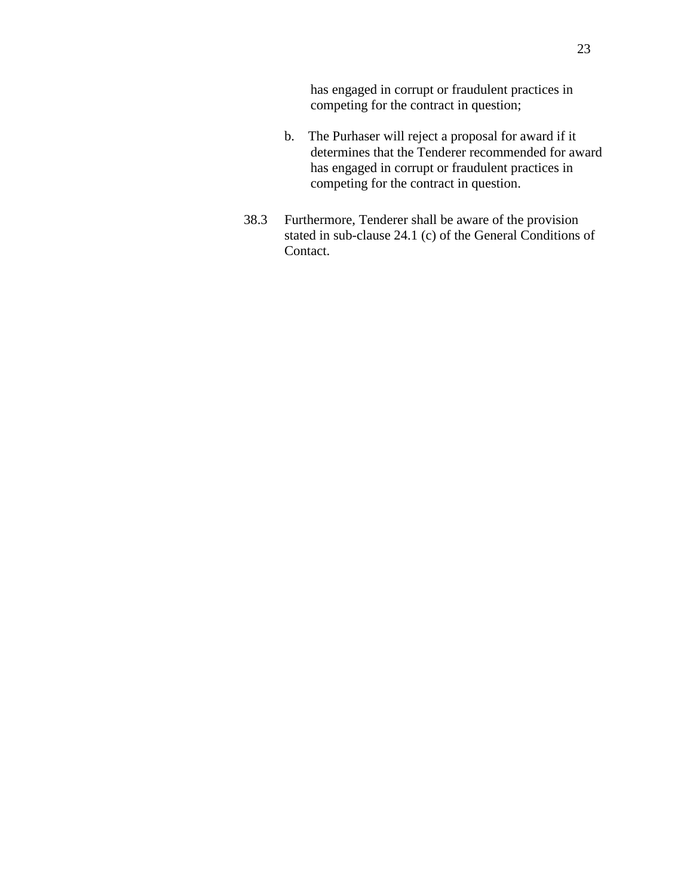has engaged in corrupt or fraudulent practices in competing for the contract in question;

b. The Purhaser will reject a proposal for award if it determines that the Tenderer recommended for award has engaged in corrupt or fraudulent practices in competing for the contract in question.

38.3 Furthermore, Tenderer shall be aware of the provision stated in sub-clause 24.1 (c) of the General Conditions of Contact.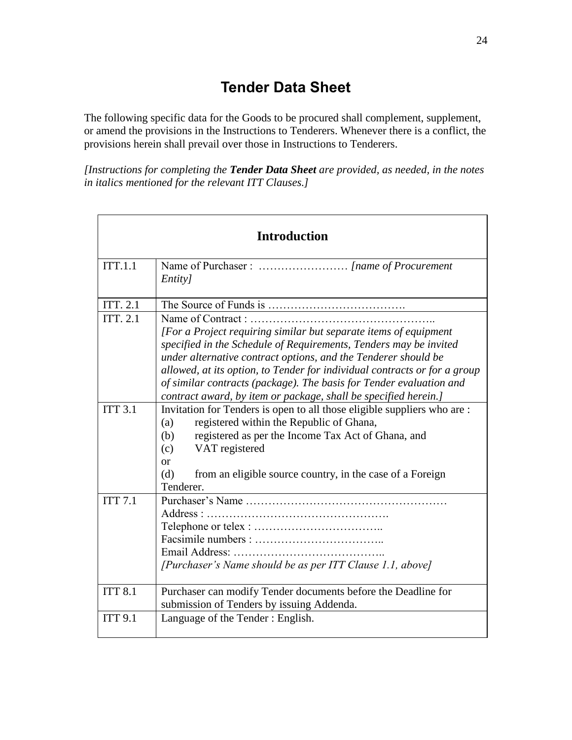# Tender Data Sheet

The following specific data for the Goods to be procured shall complement, supplement, or amend the provisions in the Instructions to Tenderers. Whenever there is a conflict, the provisions herein shall prevail over those in Instructions to Tenderers.

*[Instructions for completing the **Tender Data Sheet** are provided, as needed, in the notes in italics mentioned for the relevant ITT Clauses.]*

| **Introduction** | |
|---|---|
| ITT.1.1 | Name of Purchaser : …………………… *[name of Procurement Entity]* |
| ITT. 2.1 | The Source of Funds is ………………………………. |
| ITT. 2.1 | Name of Contract : ………………………………………….. *[For a Project requiring similar but separate items of equipment specified in the Schedule of Requirements, Tenders may be invited under alternative contract options, and the Tenderer should be allowed, at its option, to Tender for individual contracts or for a group of similar contracts (package). The basis for Tender evaluation and contract award, by item or package, shall be specified herein.]* |
| ITT 3.1 | Invitation for Tenders is open to all those eligible suppliers who are :<br>(a) registered within the Republic of Ghana,<br>(b) registered as per the Income Tax Act of Ghana, and<br>(c) VAT registered<br>or<br>(d) from an eligible source country, in the case of a Foreign Tenderer. |
| ITT 7.1 | Purchaser's Name ………………………………………………<br>Address : ………………………………………….<br>Telephone or telex : ……………………………..<br>Facsimile numbers : ……………………………..<br>Email Address: …………………………………..<br>*[Purchaser's Name should be as per ITT Clause 1.1, above]* |
| ITT 8.1 | Purchaser can modify Tender documents before the Deadline for submission of Tenders by issuing Addenda. |
| ITT 9.1 | Language of the Tender : English. |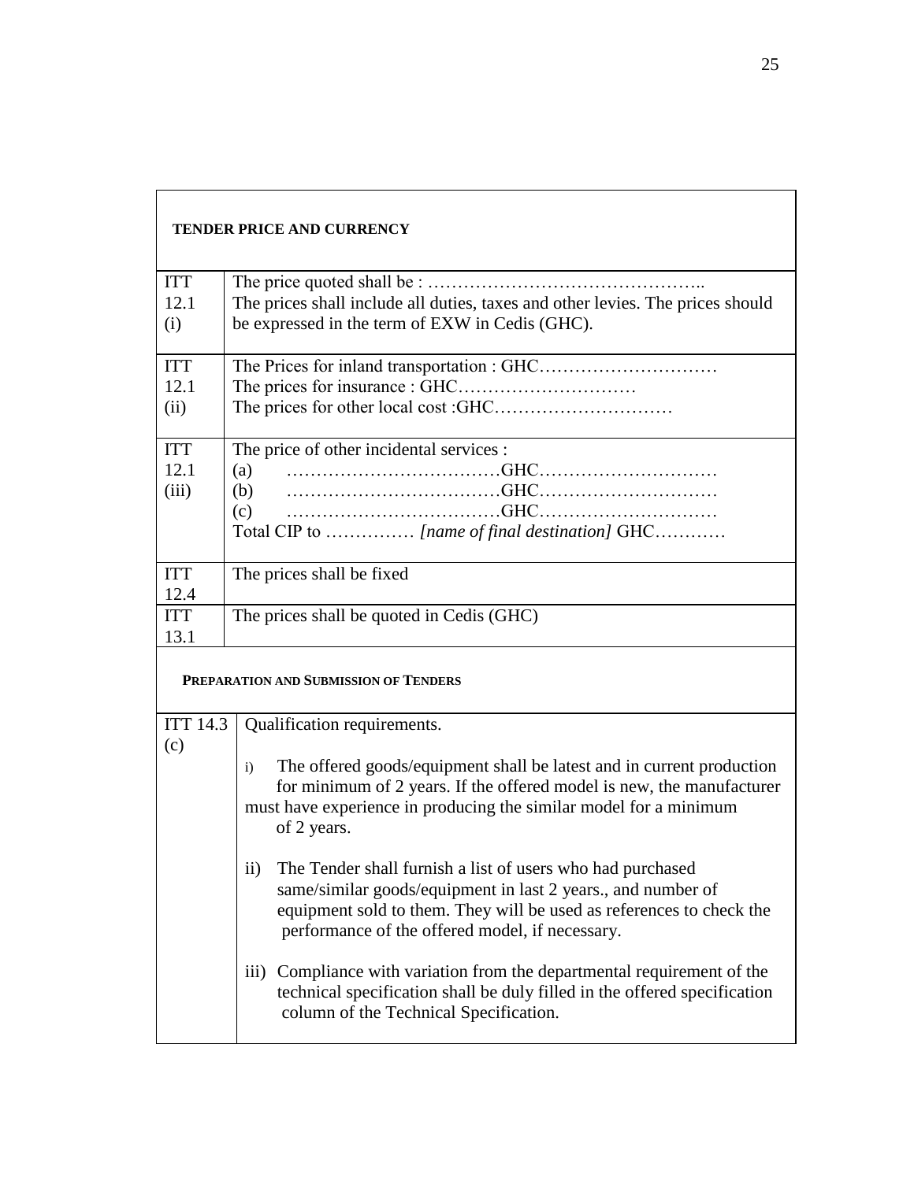**TENDER PRICE AND CURRENCY**

| | |
|---|---|
| ITT 12.1 (i) | The price quoted shall be : ……………………………………….. The prices shall include all duties, taxes and other levies. The prices should be expressed in the term of EXW in Cedis (GHC). |
| ITT 12.1 (ii) | The Prices for inland transportation : GHC………………………… The prices for insurance : GHC………………………… The prices for other local cost :GHC………………………… |
| ITT 12.1 (iii) | The price of other incidental services : (a) ………………………………GHC………………………… (b) ………………………………GHC………………………… (c) ………………………………GHC………………………… Total CIP to …………… *[name of final destination]* GHC………… |
| ITT 12.4 | The prices shall be fixed |
| ITT 13.1 | The prices shall be quoted in Cedis (GHC) |

**PREPARATION AND SUBMISSION OF TENDERS**

| | |
|---|---|
| ITT 14.3 (c) | Qualification requirements.<br><br>i) The offered goods/equipment shall be latest and in current production for minimum of 2 years. If the offered model is new, the manufacturer must have experience in producing the similar model for a minimum of 2 years.<br><br>ii) The Tender shall furnish a list of users who had purchased same/similar goods/equipment in last 2 years., and number of equipment sold to them. They will be used as references to check the performance of the offered model, if necessary.<br><br>iii) Compliance with variation from the departmental requirement of the technical specification shall be duly filled in the offered specification column of the Technical Specification. |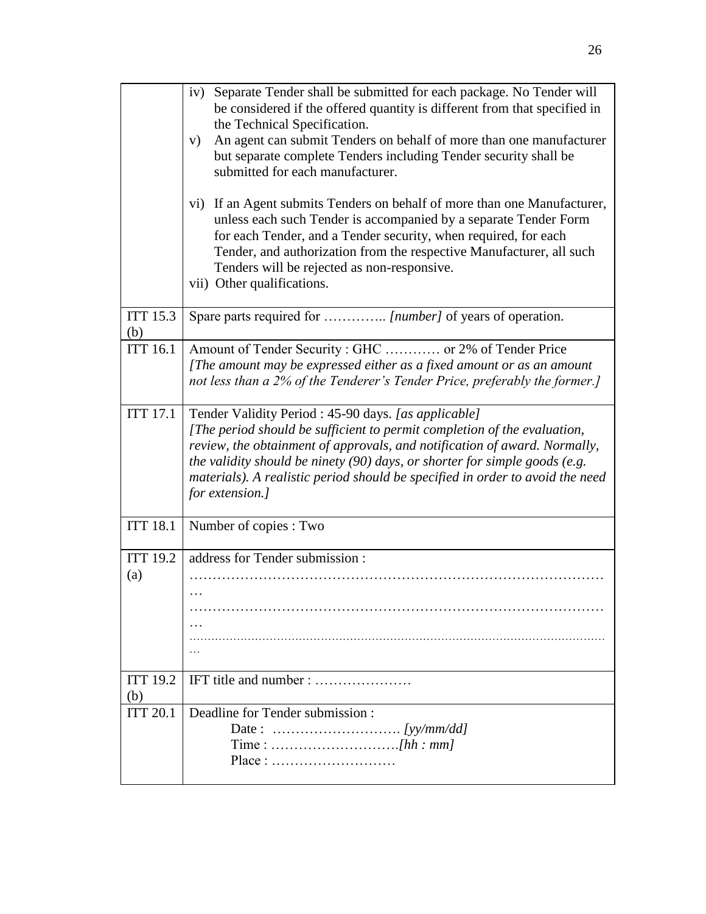| | |
|---|---|
| | iv) Separate Tender shall be submitted for each package. No Tender will be considered if the offered quantity is different from that specified in the Technical Specification.<br>v) An agent can submit Tenders on behalf of more than one manufacturer but separate complete Tenders including Tender security shall be submitted for each manufacturer.<br><br>vi) If an Agent submits Tenders on behalf of more than one Manufacturer, unless each such Tender is accompanied by a separate Tender Form for each Tender, and a Tender security, when required, for each Tender, and authorization from the respective Manufacturer, all such Tenders will be rejected as non-responsive.<br>vii) Other qualifications. |
| ITT 15.3 (b) | Spare parts required for ………….. *[number]* of years of operation. |
| ITT 16.1 | Amount of Tender Security : GHC ………… or 2% of Tender Price<br>*[The amount may be expressed either as a fixed amount or as an amount not less than a 2% of the Tenderer's Tender Price, preferably the former.]* |
| ITT 17.1 | Tender Validity Period : 45-90 days. *[as applicable]*<br>*[The period should be sufficient to permit completion of the evaluation, review, the obtainment of approvals, and notification of award. Normally, the validity should be ninety (90) days, or shorter for simple goods (e.g. materials). A realistic period should be specified in order to avoid the need for extension.]* |
| ITT 18.1 | Number of copies : Two |
| ITT 19.2 (a) | address for Tender submission :<br>………………………………………………………………………………<br>………………………………………………………………………………<br>……………………………………………………………………………………… |
| ITT 19.2 (b) | IFT title and number : ………………… |
| ITT 20.1 | Deadline for Tender submission :<br>Date : ………………………. *[yy/mm/dd]*<br>Time : ……………………….*[hh : mm]*<br>Place : ……………………… |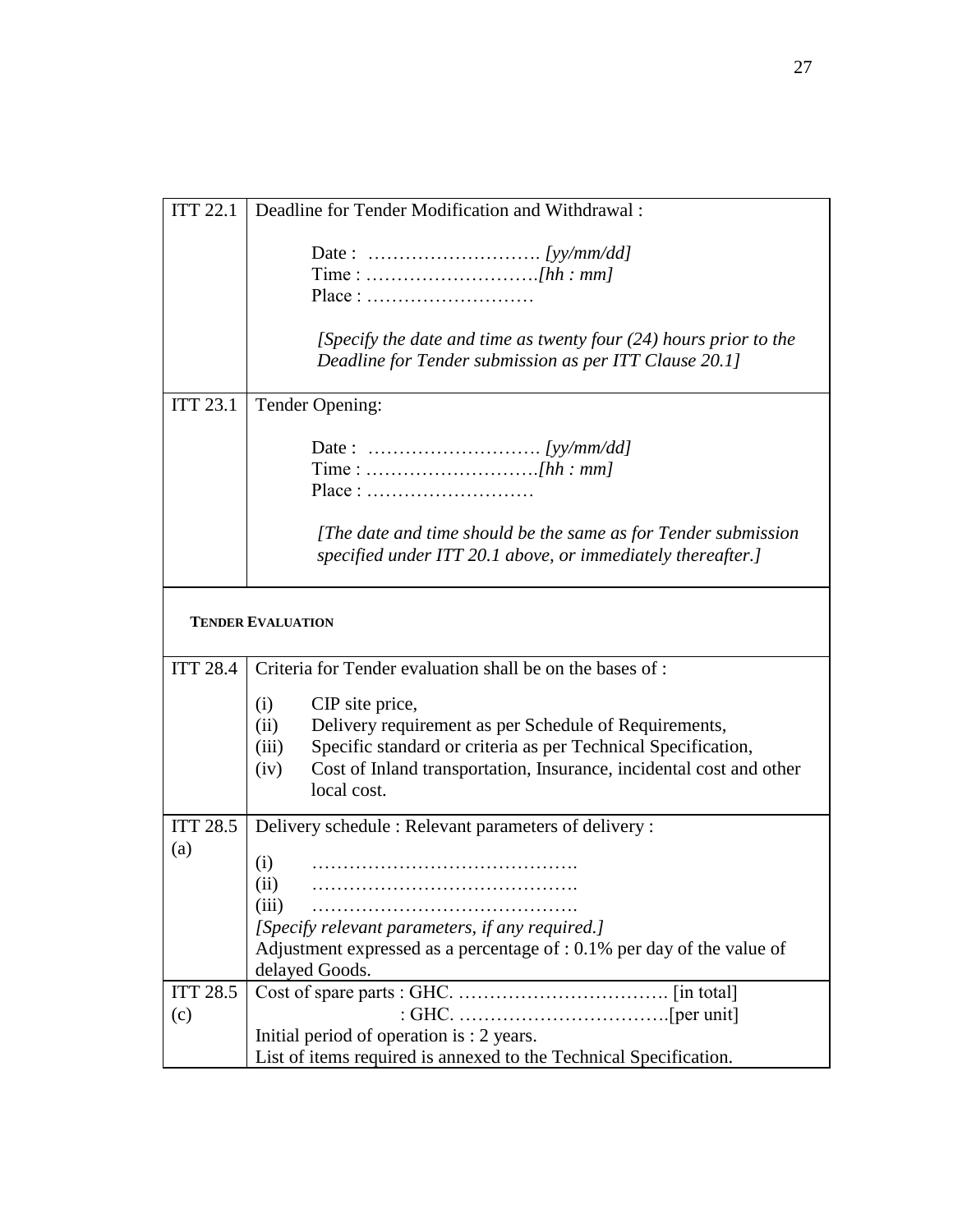| | |
|---|---|
| ITT 22.1 | Deadline for Tender Modification and Withdrawal :<br><br>Date : ………………………. *[yy/mm/dd]*<br>Time : ……………………….*[hh : mm]*<br>Place : ………………………<br><br>*[Specify the date and time as twenty four (24) hours prior to the Deadline for Tender submission as per ITT Clause 20.1]* |
| ITT 23.1 | Tender Opening:<br><br>Date : ………………………. *[yy/mm/dd]*<br>Time : ……………………….*[hh : mm]*<br>Place : ………………………<br><br>*[The date and time should be the same as for Tender submission specified under ITT 20.1 above, or immediately thereafter.]* |
| **TENDER EVALUATION** | |
| ITT 28.4 | Criteria for Tender evaluation shall be on the bases of :<br><br>(i) CIP site price,<br>(ii) Delivery requirement as per Schedule of Requirements,<br>(iii) Specific standard or criteria as per Technical Specification,<br>(iv) Cost of Inland transportation, Insurance, incidental cost and other local cost. |
| ITT 28.5 (a) | Delivery schedule : Relevant parameters of delivery :<br><br>(i) …………………………………….<br>(ii) …………………………………….<br>(iii) …………………………………….<br>*[Specify relevant parameters, if any required.]*<br>Adjustment expressed as a percentage of : 0.1% per day of the value of delayed Goods. |
| ITT 28.5 (c) | Cost of spare parts : GHC. ……………………………. [in total]<br>: GHC. …………………………….[per unit]<br>Initial period of operation is : 2 years.<br>List of items required is annexed to the Technical Specification. |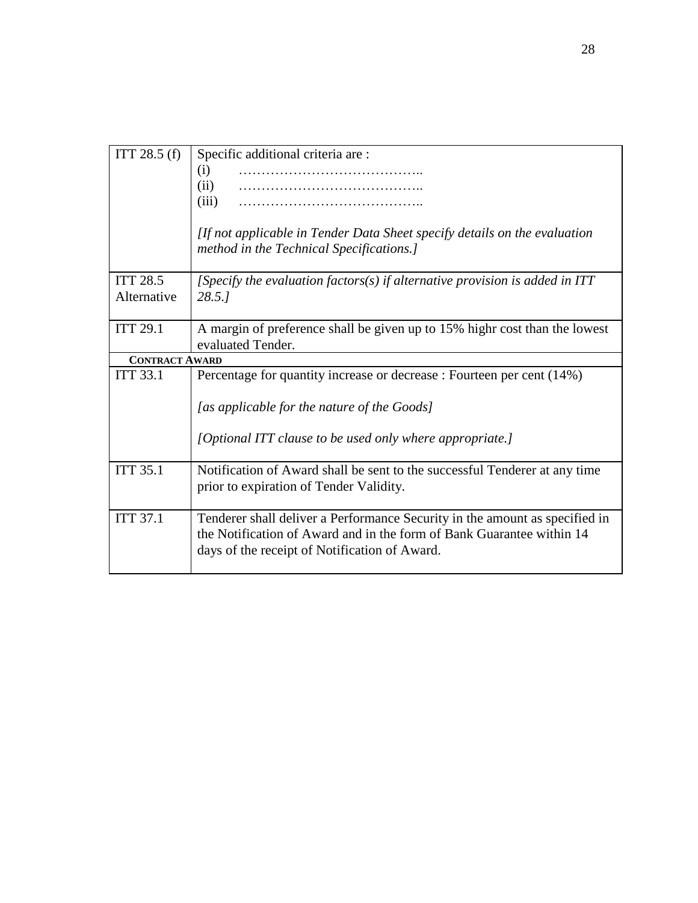| | |
|---|---|
| ITT 28.5 (f) | Specific additional criteria are :<br>(i) …………………………………..<br>(ii) …………………………………..<br>(iii) …………………………………..<br><br>*[If not applicable in Tender Data Sheet specify details on the evaluation method in the Technical Specifications.]* |
| ITT 28.5 Alternative | *[Specify the evaluation factors(s) if alternative provision is added in ITT 28.5.]* |
| ITT 29.1 | A margin of preference shall be given up to 15% highr cost than the lowest evaluated Tender. |
| **CONTRACT AWARD** | |
| ITT 33.1 | Percentage for quantity increase or decrease : Fourteen per cent (14%)<br><br>*[as applicable for the nature of the Goods]*<br><br>*[Optional ITT clause to be used only where appropriate.]* |
| ITT 35.1 | Notification of Award shall be sent to the successful Tenderer at any time prior to expiration of Tender Validity. |
| ITT 37.1 | Tenderer shall deliver a Performance Security in the amount as specified in the Notification of Award and in the form of Bank Guarantee within 14 days of the receipt of Notification of Award. |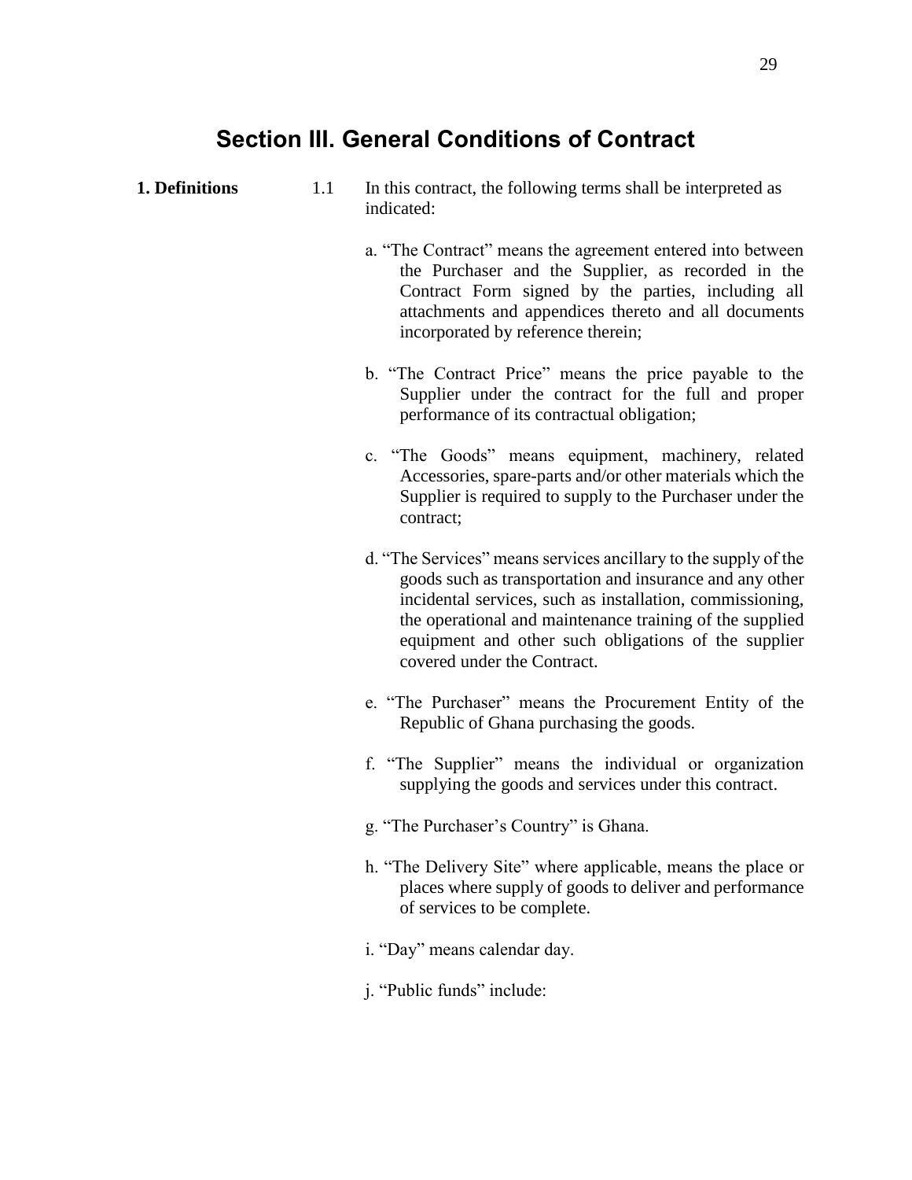# Section III. General Conditions of Contract

**1. Definitions**

1.1 In this contract, the following terms shall be interpreted as indicated:

a. "The Contract" means the agreement entered into between the Purchaser and the Supplier, as recorded in the Contract Form signed by the parties, including all attachments and appendices thereto and all documents incorporated by reference therein;

b. "The Contract Price" means the price payable to the Supplier under the contract for the full and proper performance of its contractual obligation;

c. "The Goods" means equipment, machinery, related Accessories, spare-parts and/or other materials which the Supplier is required to supply to the Purchaser under the contract;

d. "The Services" means services ancillary to the supply of the goods such as transportation and insurance and any other incidental services, such as installation, commissioning, the operational and maintenance training of the supplied equipment and other such obligations of the supplier covered under the Contract.

e. "The Purchaser" means the Procurement Entity of the Republic of Ghana purchasing the goods.

f. "The Supplier" means the individual or organization supplying the goods and services under this contract.

g. "The Purchaser's Country" is Ghana.

h. "The Delivery Site" where applicable, means the place or places where supply of goods to deliver and performance of services to be complete.

i. "Day" means calendar day.

j. "Public funds" include: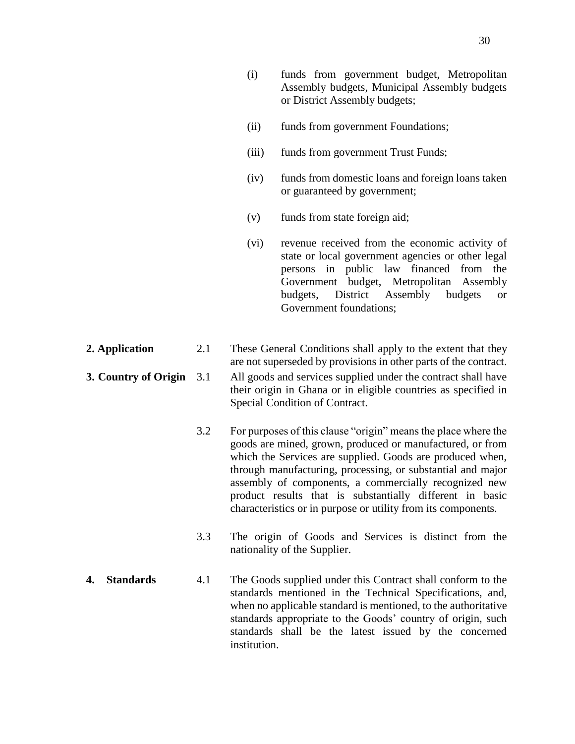(i) funds from government budget, Metropolitan Assembly budgets, Municipal Assembly budgets or District Assembly budgets;

(ii) funds from government Foundations;

(iii) funds from government Trust Funds;

(iv) funds from domestic loans and foreign loans taken or guaranteed by government;

(v) funds from state foreign aid;

(vi) revenue received from the economic activity of state or local government agencies or other legal persons in public law financed from the Government budget, Metropolitan Assembly budgets, District Assembly budgets or Government foundations;

**2. Application**

2.1 These General Conditions shall apply to the extent that they are not superseded by provisions in other parts of the contract.

**3. Country of Origin**

3.1 All goods and services supplied under the contract shall have their origin in Ghana or in eligible countries as specified in Special Condition of Contract.

3.2 For purposes of this clause "origin" means the place where the goods are mined, grown, produced or manufactured, or from which the Services are supplied. Goods are produced when, through manufacturing, processing, or substantial and major assembly of components, a commercially recognized new product results that is substantially different in basic characteristics or in purpose or utility from its components.

3.3 The origin of Goods and Services is distinct from the nationality of the Supplier.

**4. Standards**

4.1 The Goods supplied under this Contract shall conform to the standards mentioned in the Technical Specifications, and, when no applicable standard is mentioned, to the authoritative standards appropriate to the Goods' country of origin, such standards shall be the latest issued by the concerned institution.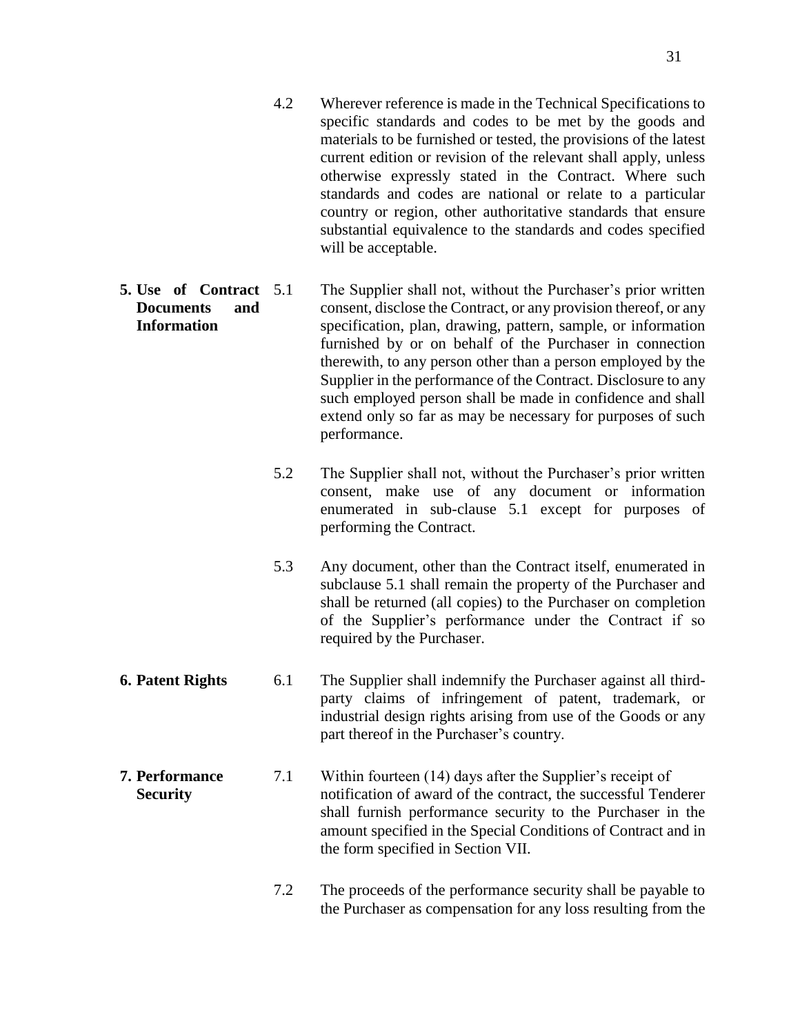4.2 Wherever reference is made in the Technical Specifications to specific standards and codes to be met by the goods and materials to be furnished or tested, the provisions of the latest current edition or revision of the relevant shall apply, unless otherwise expressly stated in the Contract. Where such standards and codes are national or relate to a particular country or region, other authoritative standards that ensure substantial equivalence to the standards and codes specified will be acceptable.

**5. Use of Contract Documents and Information**

5.1 The Supplier shall not, without the Purchaser's prior written consent, disclose the Contract, or any provision thereof, or any specification, plan, drawing, pattern, sample, or information furnished by or on behalf of the Purchaser in connection therewith, to any person other than a person employed by the Supplier in the performance of the Contract. Disclosure to any such employed person shall be made in confidence and shall extend only so far as may be necessary for purposes of such performance.

5.2 The Supplier shall not, without the Purchaser's prior written consent, make use of any document or information enumerated in sub-clause 5.1 except for purposes of performing the Contract.

5.3 Any document, other than the Contract itself, enumerated in subclause 5.1 shall remain the property of the Purchaser and shall be returned (all copies) to the Purchaser on completion of the Supplier's performance under the Contract if so required by the Purchaser.

**6. Patent Rights**

6.1 The Supplier shall indemnify the Purchaser against all third-party claims of infringement of patent, trademark, or industrial design rights arising from use of the Goods or any part thereof in the Purchaser's country.

**7. Performance Security**

7.1 Within fourteen (14) days after the Supplier's receipt of notification of award of the contract, the successful Tenderer shall furnish performance security to the Purchaser in the amount specified in the Special Conditions of Contract and in the form specified in Section VII.

7.2 The proceeds of the performance security shall be payable to the Purchaser as compensation for any loss resulting from the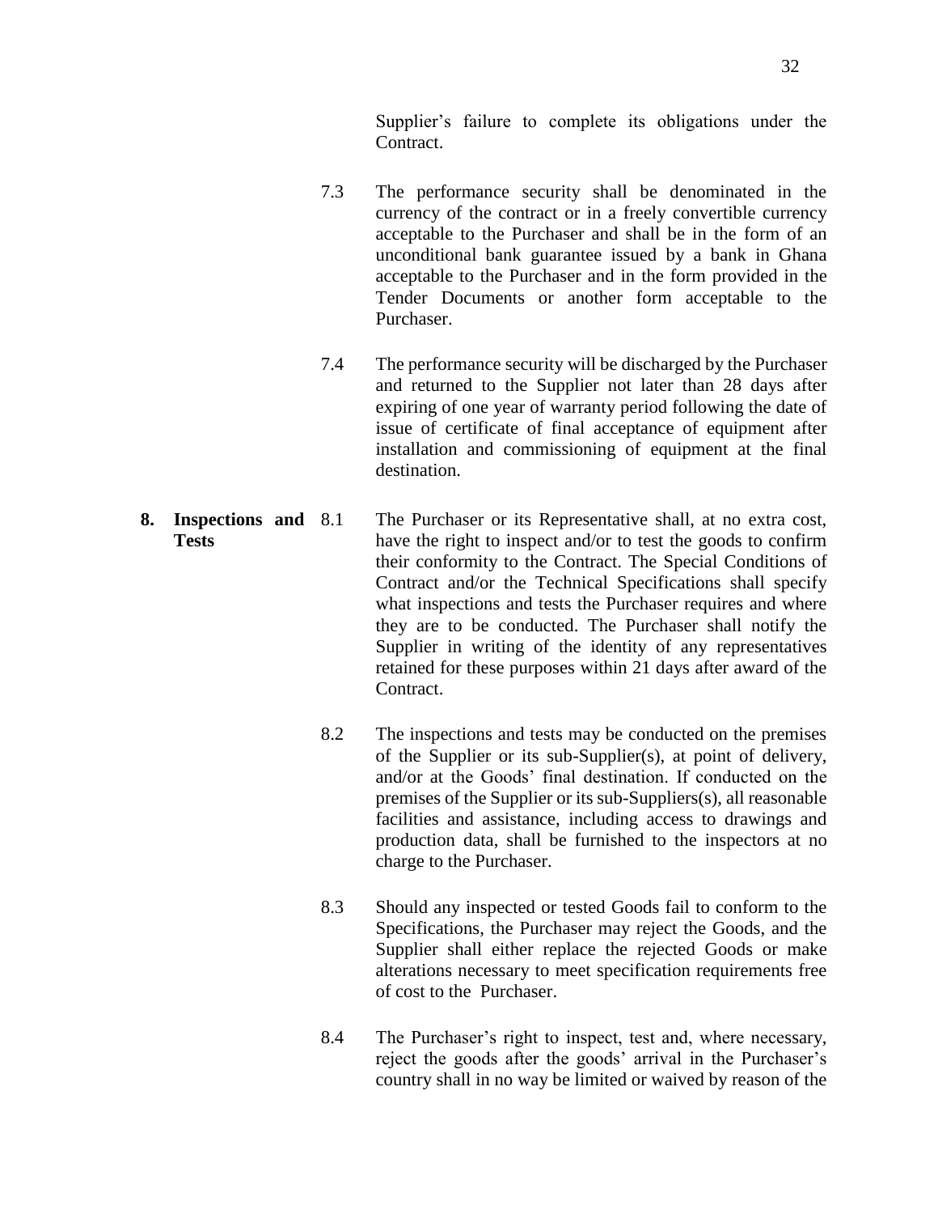Supplier's failure to complete its obligations under the Contract.

7.3 The performance security shall be denominated in the currency of the contract or in a freely convertible currency acceptable to the Purchaser and shall be in the form of an unconditional bank guarantee issued by a bank in Ghana acceptable to the Purchaser and in the form provided in the Tender Documents or another form acceptable to the Purchaser.

7.4 The performance security will be discharged by the Purchaser and returned to the Supplier not later than 28 days after expiring of one year of warranty period following the date of issue of certificate of final acceptance of equipment after installation and commissioning of equipment at the final destination.

**8. Inspections and Tests**

8.1 The Purchaser or its Representative shall, at no extra cost, have the right to inspect and/or to test the goods to confirm their conformity to the Contract. The Special Conditions of Contract and/or the Technical Specifications shall specify what inspections and tests the Purchaser requires and where they are to be conducted. The Purchaser shall notify the Supplier in writing of the identity of any representatives retained for these purposes within 21 days after award of the Contract.

8.2 The inspections and tests may be conducted on the premises of the Supplier or its sub-Supplier(s), at point of delivery, and/or at the Goods' final destination. If conducted on the premises of the Supplier or its sub-Suppliers(s), all reasonable facilities and assistance, including access to drawings and production data, shall be furnished to the inspectors at no charge to the Purchaser.

8.3 Should any inspected or tested Goods fail to conform to the Specifications, the Purchaser may reject the Goods, and the Supplier shall either replace the rejected Goods or make alterations necessary to meet specification requirements free of cost to the Purchaser.

8.4 The Purchaser's right to inspect, test and, where necessary, reject the goods after the goods' arrival in the Purchaser's country shall in no way be limited or waived by reason of the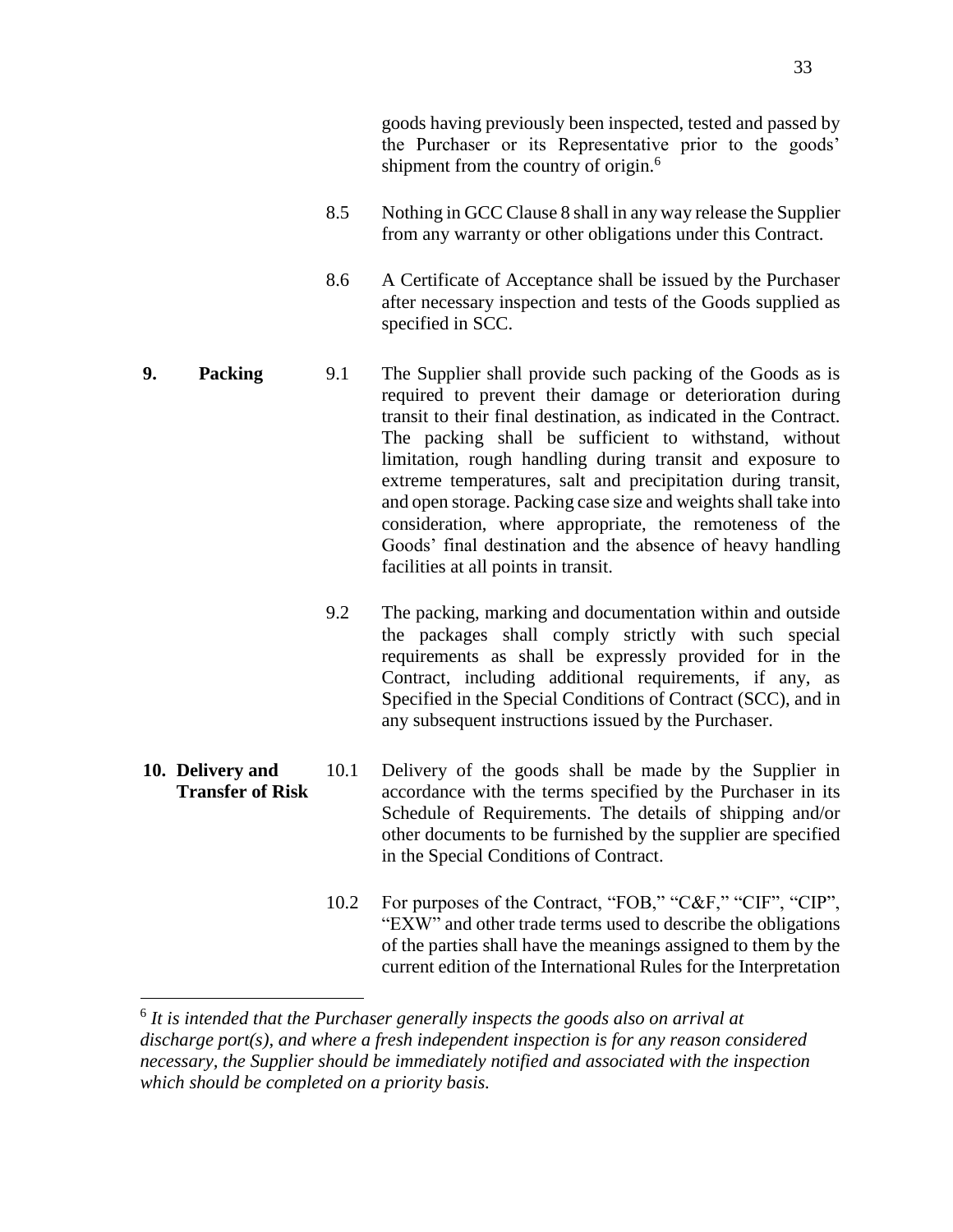goods having previously been inspected, tested and passed by the Purchaser or its Representative prior to the goods' shipment from the country of origin.[6]

8.5 Nothing in GCC Clause 8 shall in any way release the Supplier from any warranty or other obligations under this Contract.

8.6 A Certificate of Acceptance shall be issued by the Purchaser after necessary inspection and tests of the Goods supplied as specified in SCC.

**9. Packing**

9.1 The Supplier shall provide such packing of the Goods as is required to prevent their damage or deterioration during transit to their final destination, as indicated in the Contract. The packing shall be sufficient to withstand, without limitation, rough handling during transit and exposure to extreme temperatures, salt and precipitation during transit, and open storage. Packing case size and weights shall take into consideration, where appropriate, the remoteness of the Goods' final destination and the absence of heavy handling facilities at all points in transit.

9.2 The packing, marking and documentation within and outside the packages shall comply strictly with such special requirements as shall be expressly provided for in the Contract, including additional requirements, if any, as Specified in the Special Conditions of Contract (SCC), and in any subsequent instructions issued by the Purchaser.

**10. Delivery and Transfer of Risk**

10.1 Delivery of the goods shall be made by the Supplier in accordance with the terms specified by the Purchaser in its Schedule of Requirements. The details of shipping and/or other documents to be furnished by the supplier are specified in the Special Conditions of Contract.

10.2 For purposes of the Contract, "FOB," "C&F," "CIF", "CIP", "EXW" and other trade terms used to describe the obligations of the parties shall have the meanings assigned to them by the current edition of the International Rules for the Interpretation

---

[6] *It is intended that the Purchaser generally inspects the goods also on arrival at discharge port(s), and where a fresh independent inspection is for any reason considered necessary, the Supplier should be immediately notified and associated with the inspection which should be completed on a priority basis.*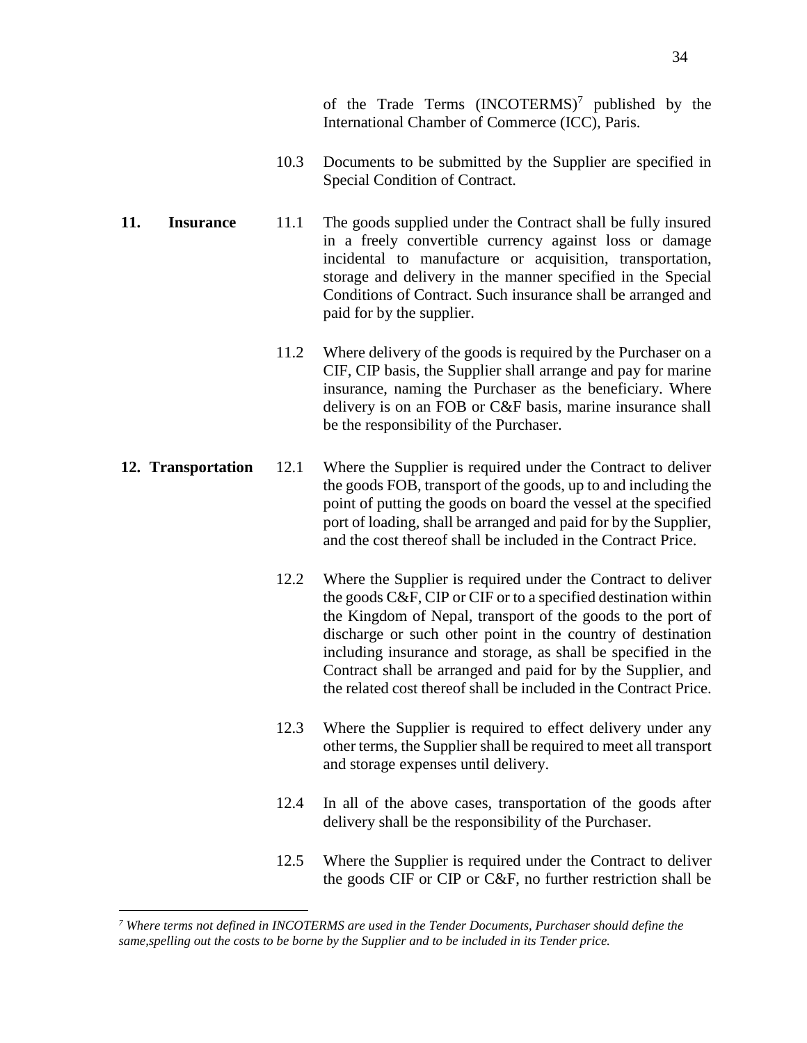of the Trade Terms (INCOTERMS)[7] published by the International Chamber of Commerce (ICC), Paris.

10.3 Documents to be submitted by the Supplier are specified in Special Condition of Contract.

**11. Insurance**

11.1 The goods supplied under the Contract shall be fully insured in a freely convertible currency against loss or damage incidental to manufacture or acquisition, transportation, storage and delivery in the manner specified in the Special Conditions of Contract. Such insurance shall be arranged and paid for by the supplier.

11.2 Where delivery of the goods is required by the Purchaser on a CIF, CIP basis, the Supplier shall arrange and pay for marine insurance, naming the Purchaser as the beneficiary. Where delivery is on an FOB or C&F basis, marine insurance shall be the responsibility of the Purchaser.

**12. Transportation**

12.1 Where the Supplier is required under the Contract to deliver the goods FOB, transport of the goods, up to and including the point of putting the goods on board the vessel at the specified port of loading, shall be arranged and paid for by the Supplier, and the cost thereof shall be included in the Contract Price.

12.2 Where the Supplier is required under the Contract to deliver the goods C&F, CIP or CIF or to a specified destination within the Kingdom of Nepal, transport of the goods to the port of discharge or such other point in the country of destination including insurance and storage, as shall be specified in the Contract shall be arranged and paid for by the Supplier, and the related cost thereof shall be included in the Contract Price.

12.3 Where the Supplier is required to effect delivery under any other terms, the Supplier shall be required to meet all transport and storage expenses until delivery.

12.4 In all of the above cases, transportation of the goods after delivery shall be the responsibility of the Purchaser.

12.5 Where the Supplier is required under the Contract to deliver the goods CIF or CIP or C&F, no further restriction shall be

---

[7] *Where terms not defined in INCOTERMS are used in the Tender Documents, Purchaser should define the same,spelling out the costs to be borne by the Supplier and to be included in its Tender price.*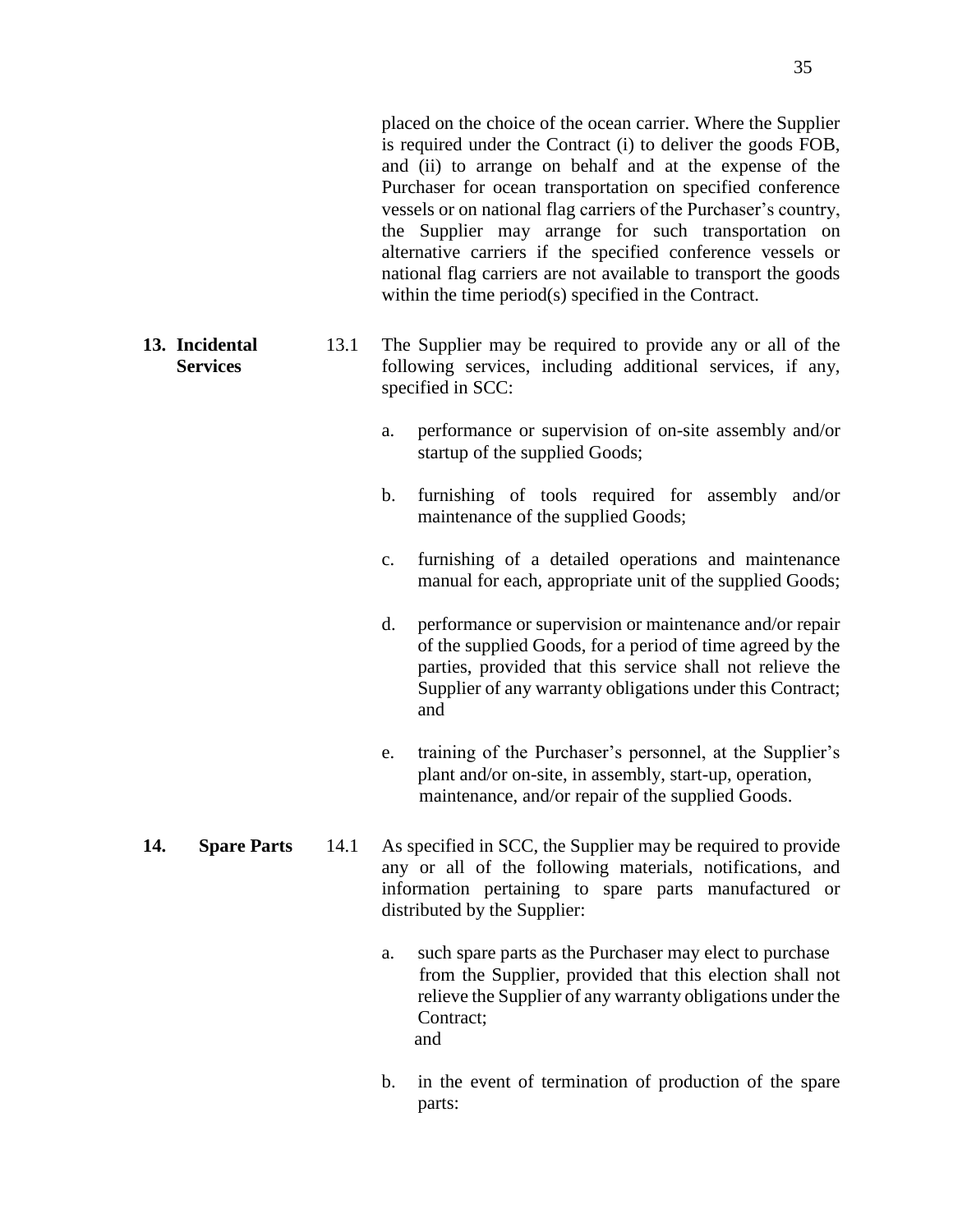placed on the choice of the ocean carrier. Where the Supplier is required under the Contract (i) to deliver the goods FOB, and (ii) to arrange on behalf and at the expense of the Purchaser for ocean transportation on specified conference vessels or on national flag carriers of the Purchaser's country, the Supplier may arrange for such transportation on alternative carriers if the specified conference vessels or national flag carriers are not available to transport the goods within the time period(s) specified in the Contract.

**13. Incidental Services**

13.1 The Supplier may be required to provide any or all of the following services, including additional services, if any, specified in SCC:

a. performance or supervision of on-site assembly and/or startup of the supplied Goods;

b. furnishing of tools required for assembly and/or maintenance of the supplied Goods;

c. furnishing of a detailed operations and maintenance manual for each, appropriate unit of the supplied Goods;

d. performance or supervision or maintenance and/or repair of the supplied Goods, for a period of time agreed by the parties, provided that this service shall not relieve the Supplier of any warranty obligations under this Contract; and

e. training of the Purchaser's personnel, at the Supplier's plant and/or on-site, in assembly, start-up, operation, maintenance, and/or repair of the supplied Goods.

**14. Spare Parts**

14.1 As specified in SCC, the Supplier may be required to provide any or all of the following materials, notifications, and information pertaining to spare parts manufactured or distributed by the Supplier:

a. such spare parts as the Purchaser may elect to purchase from the Supplier, provided that this election shall not relieve the Supplier of any warranty obligations under the Contract;
and

b. in the event of termination of production of the spare parts: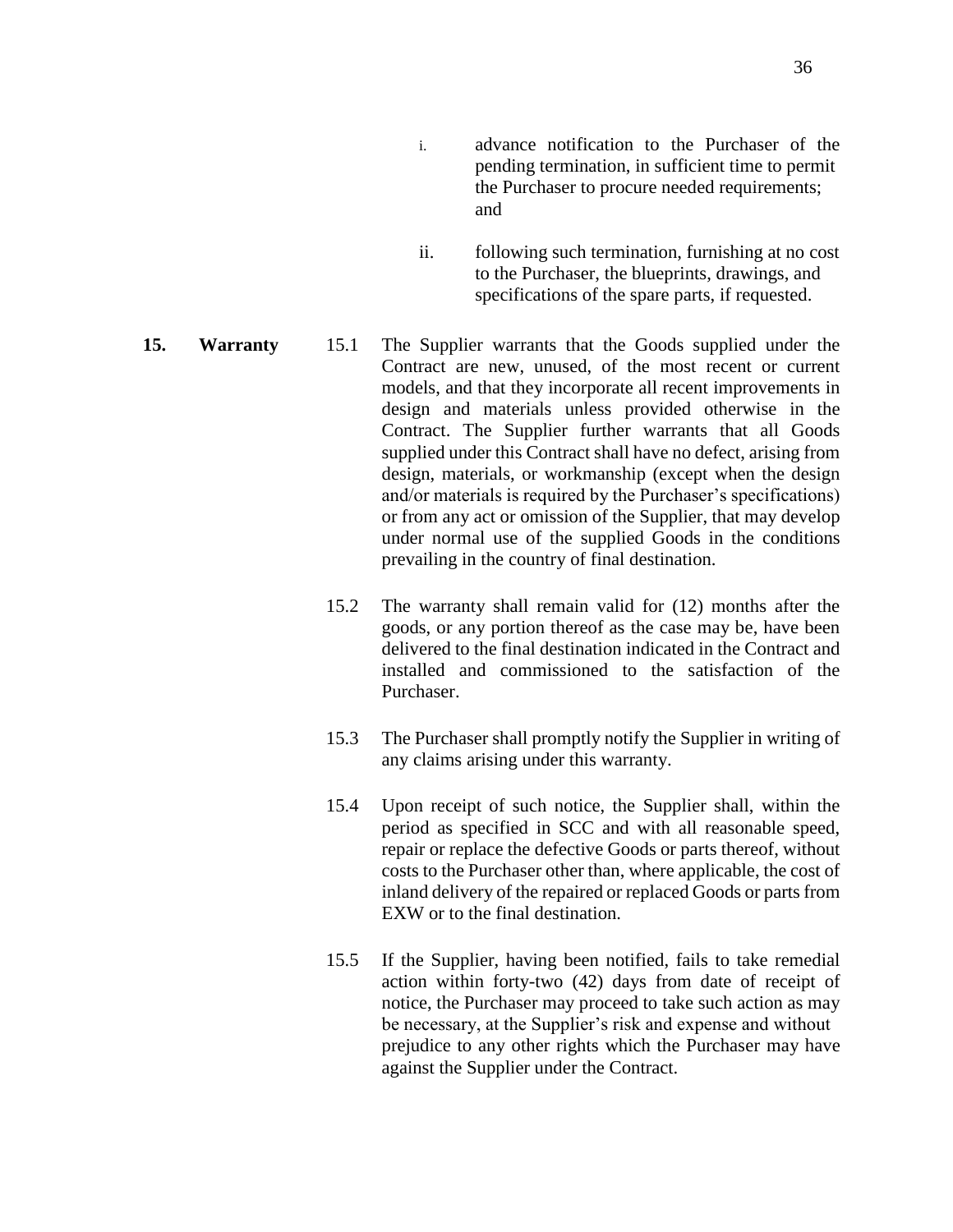i. advance notification to the Purchaser of the pending termination, in sufficient time to permit the Purchaser to procure needed requirements; and

ii. following such termination, furnishing at no cost to the Purchaser, the blueprints, drawings, and specifications of the spare parts, if requested.

**15. Warranty**

15.1 The Supplier warrants that the Goods supplied under the Contract are new, unused, of the most recent or current models, and that they incorporate all recent improvements in design and materials unless provided otherwise in the Contract. The Supplier further warrants that all Goods supplied under this Contract shall have no defect, arising from design, materials, or workmanship (except when the design and/or materials is required by the Purchaser's specifications) or from any act or omission of the Supplier, that may develop under normal use of the supplied Goods in the conditions prevailing in the country of final destination.

15.2 The warranty shall remain valid for (12) months after the goods, or any portion thereof as the case may be, have been delivered to the final destination indicated in the Contract and installed and commissioned to the satisfaction of the Purchaser.

15.3 The Purchaser shall promptly notify the Supplier in writing of any claims arising under this warranty.

15.4 Upon receipt of such notice, the Supplier shall, within the period as specified in SCC and with all reasonable speed, repair or replace the defective Goods or parts thereof, without costs to the Purchaser other than, where applicable, the cost of inland delivery of the repaired or replaced Goods or parts from EXW or to the final destination.

15.5 If the Supplier, having been notified, fails to take remedial action within forty-two (42) days from date of receipt of notice, the Purchaser may proceed to take such action as may be necessary, at the Supplier's risk and expense and without prejudice to any other rights which the Purchaser may have against the Supplier under the Contract.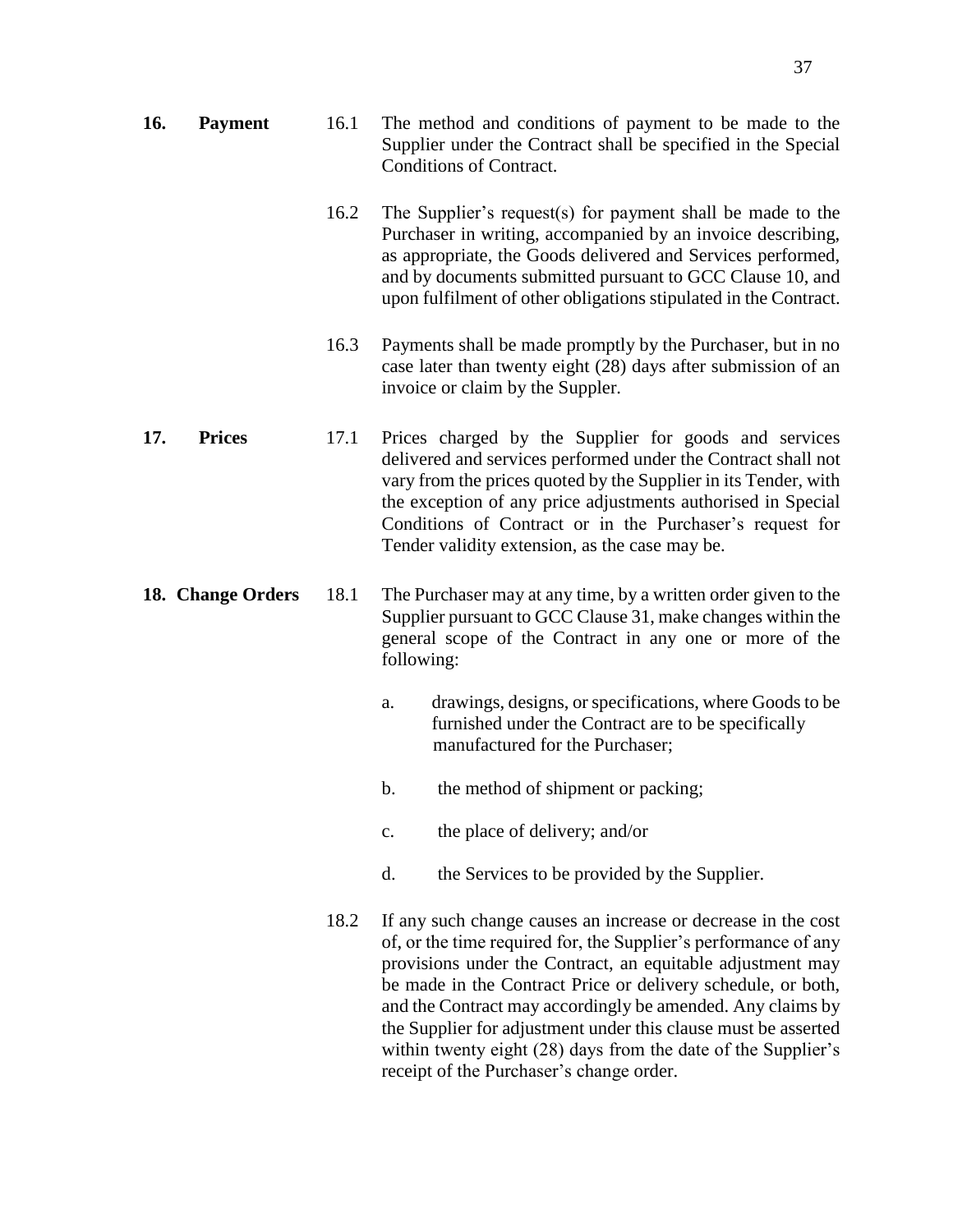**16. Payment**

16.1 The method and conditions of payment to be made to the Supplier under the Contract shall be specified in the Special Conditions of Contract.

16.2 The Supplier's request(s) for payment shall be made to the Purchaser in writing, accompanied by an invoice describing, as appropriate, the Goods delivered and Services performed, and by documents submitted pursuant to GCC Clause 10, and upon fulfilment of other obligations stipulated in the Contract.

16.3 Payments shall be made promptly by the Purchaser, but in no case later than twenty eight (28) days after submission of an invoice or claim by the Suppler.

**17. Prices**

17.1 Prices charged by the Supplier for goods and services delivered and services performed under the Contract shall not vary from the prices quoted by the Supplier in its Tender, with the exception of any price adjustments authorised in Special Conditions of Contract or in the Purchaser's request for Tender validity extension, as the case may be.

**18. Change Orders**

18.1 The Purchaser may at any time, by a written order given to the Supplier pursuant to GCC Clause 31, make changes within the general scope of the Contract in any one or more of the following:

a. drawings, designs, or specifications, where Goods to be furnished under the Contract are to be specifically manufactured for the Purchaser;

b. the method of shipment or packing;

c. the place of delivery; and/or

d. the Services to be provided by the Supplier.

18.2 If any such change causes an increase or decrease in the cost of, or the time required for, the Supplier's performance of any provisions under the Contract, an equitable adjustment may be made in the Contract Price or delivery schedule, or both, and the Contract may accordingly be amended. Any claims by the Supplier for adjustment under this clause must be asserted within twenty eight (28) days from the date of the Supplier's receipt of the Purchaser's change order.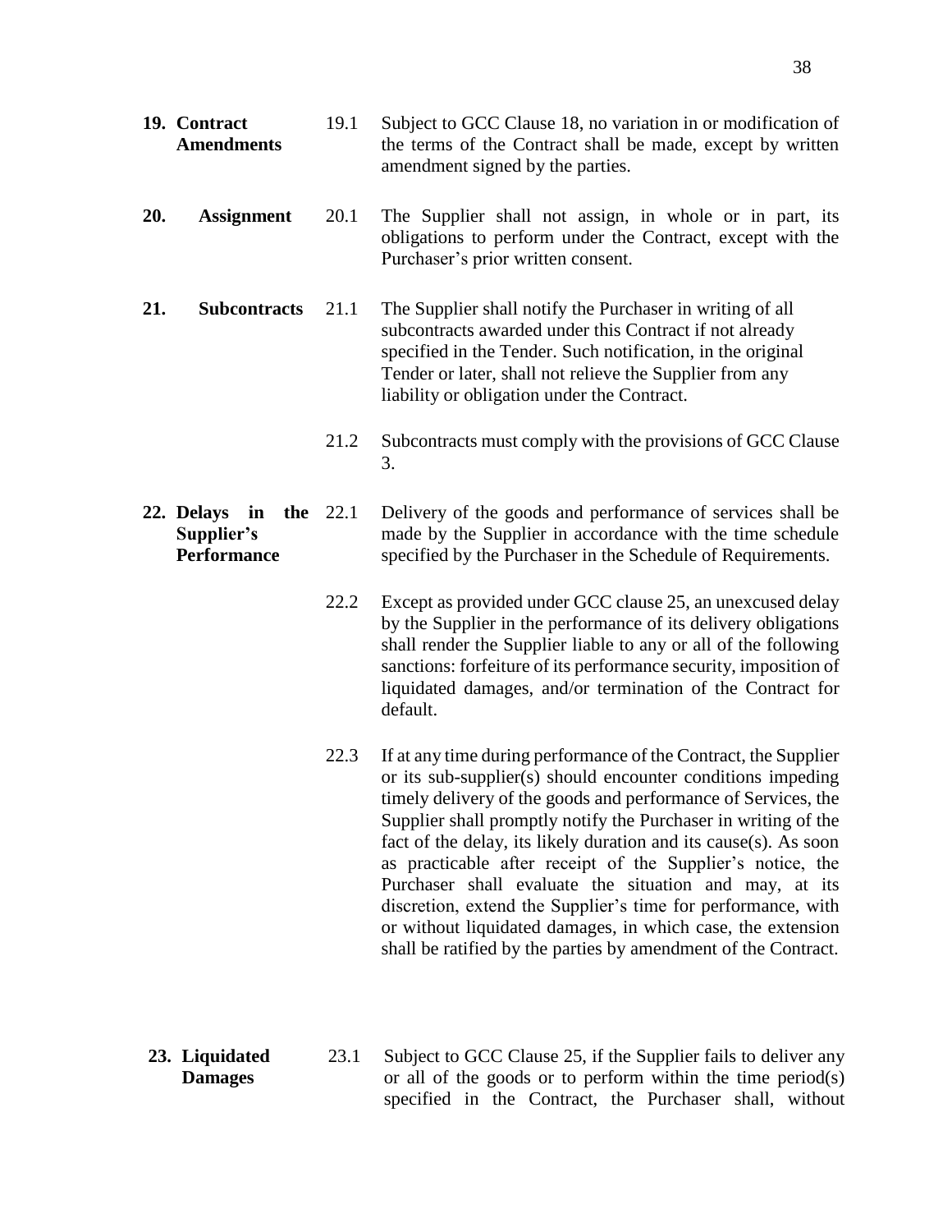**19. Contract Amendments**

19.1 Subject to GCC Clause 18, no variation in or modification of the terms of the Contract shall be made, except by written amendment signed by the parties.

**20. Assignment**

20.1 The Supplier shall not assign, in whole or in part, its obligations to perform under the Contract, except with the Purchaser's prior written consent.

**21. Subcontracts**

21.1 The Supplier shall notify the Purchaser in writing of all subcontracts awarded under this Contract if not already specified in the Tender. Such notification, in the original Tender or later, shall not relieve the Supplier from any liability or obligation under the Contract.

21.2 Subcontracts must comply with the provisions of GCC Clause 3.

**22. Delays in the Supplier's Performance**

22.1 Delivery of the goods and performance of services shall be made by the Supplier in accordance with the time schedule specified by the Purchaser in the Schedule of Requirements.

22.2 Except as provided under GCC clause 25, an unexcused delay by the Supplier in the performance of its delivery obligations shall render the Supplier liable to any or all of the following sanctions: forfeiture of its performance security, imposition of liquidated damages, and/or termination of the Contract for default.

22.3 If at any time during performance of the Contract, the Supplier or its sub-supplier(s) should encounter conditions impeding timely delivery of the goods and performance of Services, the Supplier shall promptly notify the Purchaser in writing of the fact of the delay, its likely duration and its cause(s). As soon as practicable after receipt of the Supplier's notice, the Purchaser shall evaluate the situation and may, at its discretion, extend the Supplier's time for performance, with or without liquidated damages, in which case, the extension shall be ratified by the parties by amendment of the Contract.

**23. Liquidated Damages**

23.1 Subject to GCC Clause 25, if the Supplier fails to deliver any or all of the goods or to perform within the time period(s) specified in the Contract, the Purchaser shall, without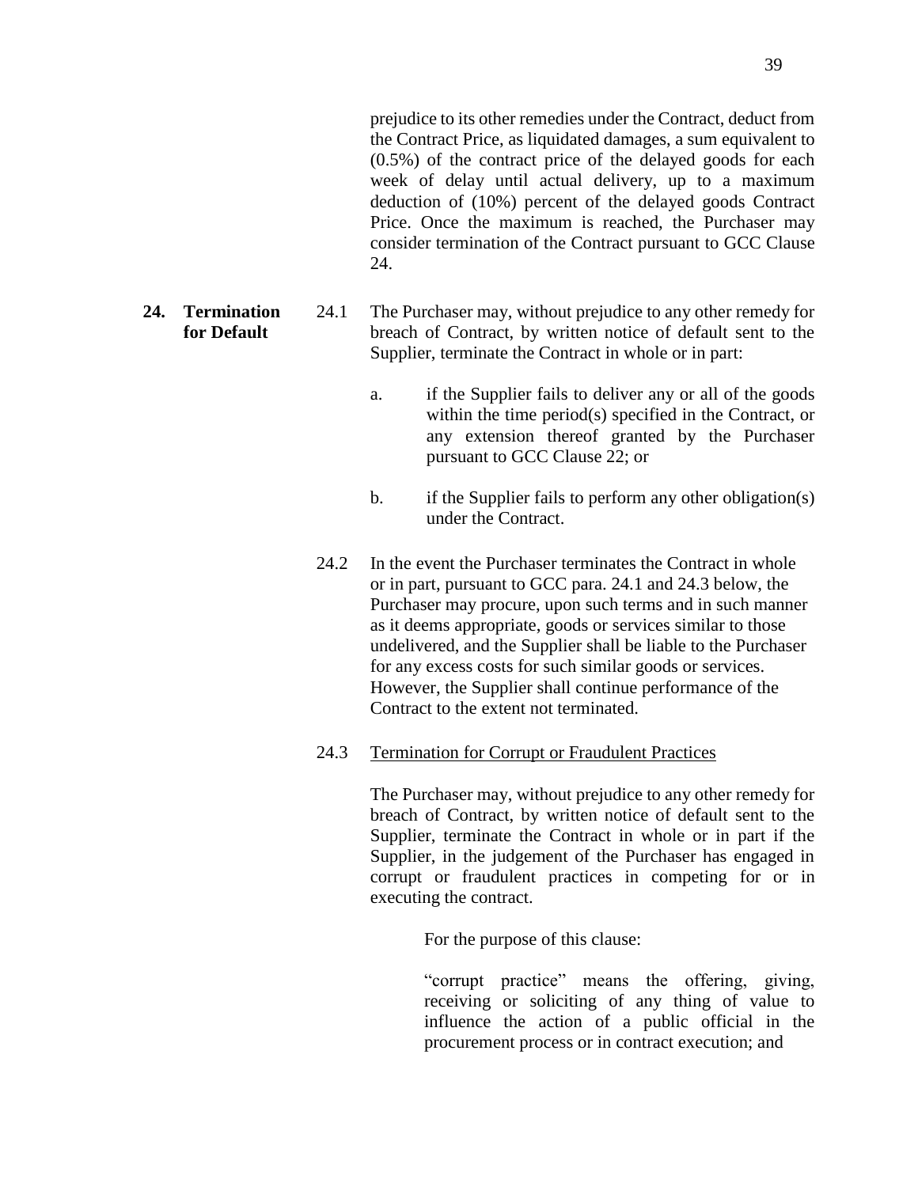prejudice to its other remedies under the Contract, deduct from the Contract Price, as liquidated damages, a sum equivalent to (0.5%) of the contract price of the delayed goods for each week of delay until actual delivery, up to a maximum deduction of (10%) percent of the delayed goods Contract Price. Once the maximum is reached, the Purchaser may consider termination of the Contract pursuant to GCC Clause 24.

## 24. Termination for Default

24.1 The Purchaser may, without prejudice to any other remedy for breach of Contract, by written notice of default sent to the Supplier, terminate the Contract in whole or in part:

a. if the Supplier fails to deliver any or all of the goods within the time period(s) specified in the Contract, or any extension thereof granted by the Purchaser pursuant to GCC Clause 22; or

b. if the Supplier fails to perform any other obligation(s) under the Contract.

24.2 In the event the Purchaser terminates the Contract in whole or in part, pursuant to GCC para. 24.1 and 24.3 below, the Purchaser may procure, upon such terms and in such manner as it deems appropriate, goods or services similar to those undelivered, and the Supplier shall be liable to the Purchaser for any excess costs for such similar goods or services. However, the Supplier shall continue performance of the Contract to the extent not terminated.

24.3 Termination for Corrupt or Fraudulent Practices

The Purchaser may, without prejudice to any other remedy for breach of Contract, by written notice of default sent to the Supplier, terminate the Contract in whole or in part if the Supplier, in the judgement of the Purchaser has engaged in corrupt or fraudulent practices in competing for or in executing the contract.

For the purpose of this clause:

"corrupt practice" means the offering, giving, receiving or soliciting of any thing of value to influence the action of a public official in the procurement process or in contract execution; and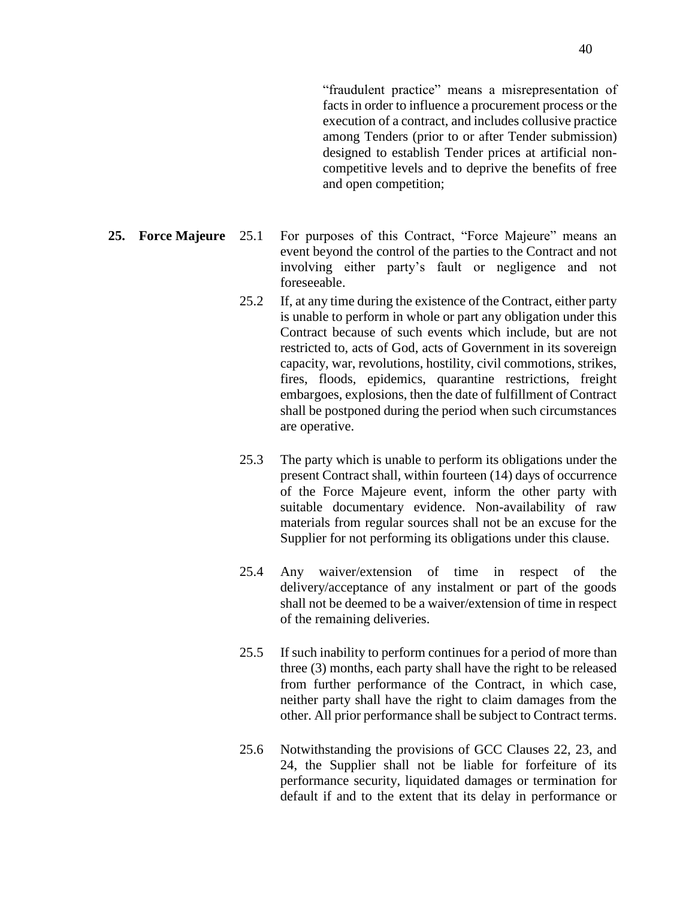"fraudulent practice" means a misrepresentation of facts in order to influence a procurement process or the execution of a contract, and includes collusive practice among Tenders (prior to or after Tender submission) designed to establish Tender prices at artificial non-competitive levels and to deprive the benefits of free and open competition;

**25. Force Majeure**

25.1 For purposes of this Contract, "Force Majeure" means an event beyond the control of the parties to the Contract and not involving either party's fault or negligence and not foreseeable.

25.2 If, at any time during the existence of the Contract, either party is unable to perform in whole or part any obligation under this Contract because of such events which include, but are not restricted to, acts of God, acts of Government in its sovereign capacity, war, revolutions, hostility, civil commotions, strikes, fires, floods, epidemics, quarantine restrictions, freight embargoes, explosions, then the date of fulfillment of Contract shall be postponed during the period when such circumstances are operative.

25.3 The party which is unable to perform its obligations under the present Contract shall, within fourteen (14) days of occurrence of the Force Majeure event, inform the other party with suitable documentary evidence. Non-availability of raw materials from regular sources shall not be an excuse for the Supplier for not performing its obligations under this clause.

25.4 Any waiver/extension of time in respect of the delivery/acceptance of any instalment or part of the goods shall not be deemed to be a waiver/extension of time in respect of the remaining deliveries.

25.5 If such inability to perform continues for a period of more than three (3) months, each party shall have the right to be released from further performance of the Contract, in which case, neither party shall have the right to claim damages from the other. All prior performance shall be subject to Contract terms.

25.6 Notwithstanding the provisions of GCC Clauses 22, 23, and 24, the Supplier shall not be liable for forfeiture of its performance security, liquidated damages or termination for default if and to the extent that its delay in performance or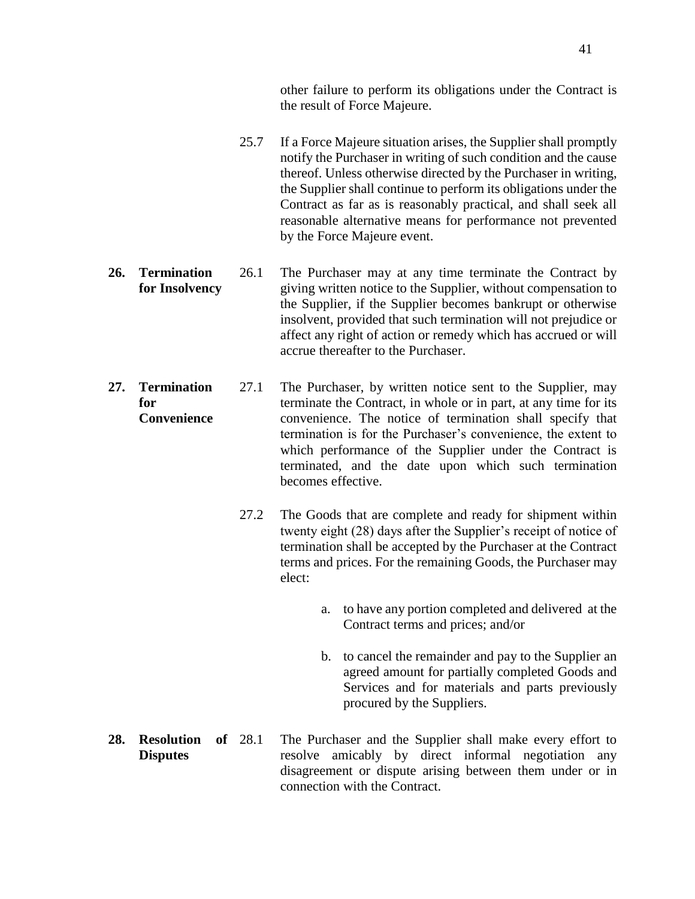other failure to perform its obligations under the Contract is the result of Force Majeure.

25.7 If a Force Majeure situation arises, the Supplier shall promptly notify the Purchaser in writing of such condition and the cause thereof. Unless otherwise directed by the Purchaser in writing, the Supplier shall continue to perform its obligations under the Contract as far as is reasonably practical, and shall seek all reasonable alternative means for performance not prevented by the Force Majeure event.

**26. Termination for Insolvency**

26.1 The Purchaser may at any time terminate the Contract by giving written notice to the Supplier, without compensation to the Supplier, if the Supplier becomes bankrupt or otherwise insolvent, provided that such termination will not prejudice or affect any right of action or remedy which has accrued or will accrue thereafter to the Purchaser.

**27. Termination for Convenience**

27.1 The Purchaser, by written notice sent to the Supplier, may terminate the Contract, in whole or in part, at any time for its convenience. The notice of termination shall specify that termination is for the Purchaser's convenience, the extent to which performance of the Supplier under the Contract is terminated, and the date upon which such termination becomes effective.

27.2 The Goods that are complete and ready for shipment within twenty eight (28) days after the Supplier's receipt of notice of termination shall be accepted by the Purchaser at the Contract terms and prices. For the remaining Goods, the Purchaser may elect:

a. to have any portion completed and delivered at the Contract terms and prices; and/or

b. to cancel the remainder and pay to the Supplier an agreed amount for partially completed Goods and Services and for materials and parts previously procured by the Suppliers.

**28. Resolution of Disputes**

28.1 The Purchaser and the Supplier shall make every effort to resolve amicably by direct informal negotiation any disagreement or dispute arising between them under or in connection with the Contract.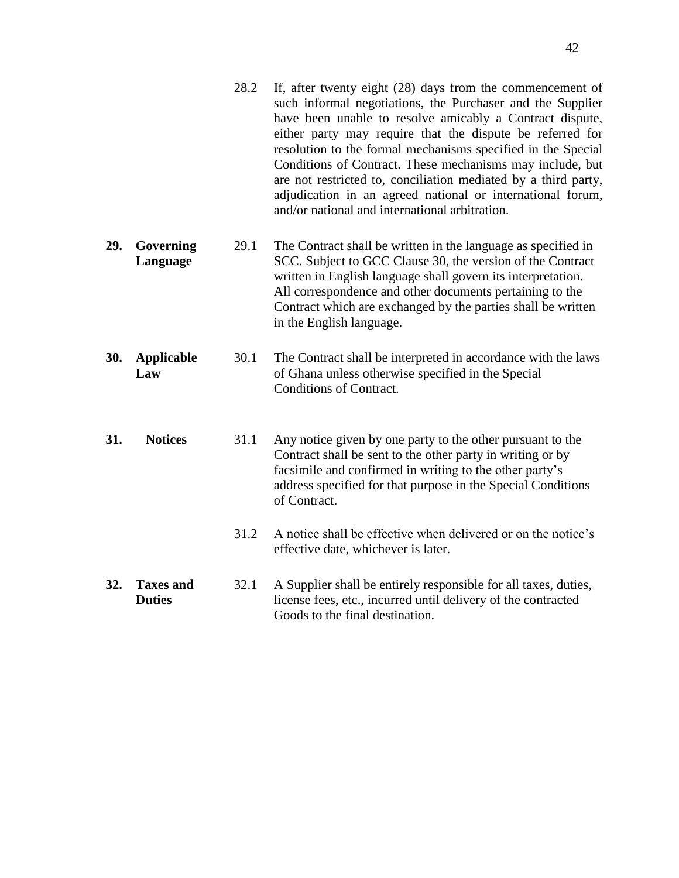28.2 If, after twenty eight (28) days from the commencement of such informal negotiations, the Purchaser and the Supplier have been unable to resolve amicably a Contract dispute, either party may require that the dispute be referred for resolution to the formal mechanisms specified in the Special Conditions of Contract. These mechanisms may include, but are not restricted to, conciliation mediated by a third party, adjudication in an agreed national or international forum, and/or national and international arbitration.

**29. Governing Language**

29.1 The Contract shall be written in the language as specified in SCC. Subject to GCC Clause 30, the version of the Contract written in English language shall govern its interpretation. All correspondence and other documents pertaining to the Contract which are exchanged by the parties shall be written in the English language.

**30. Applicable Law**

30.1 The Contract shall be interpreted in accordance with the laws of Ghana unless otherwise specified in the Special Conditions of Contract.

**31. Notices**

31.1 Any notice given by one party to the other pursuant to the Contract shall be sent to the other party in writing or by facsimile and confirmed in writing to the other party's address specified for that purpose in the Special Conditions of Contract.

31.2 A notice shall be effective when delivered or on the notice's effective date, whichever is later.

**32. Taxes and Duties**

32.1 A Supplier shall be entirely responsible for all taxes, duties, license fees, etc., incurred until delivery of the contracted Goods to the final destination.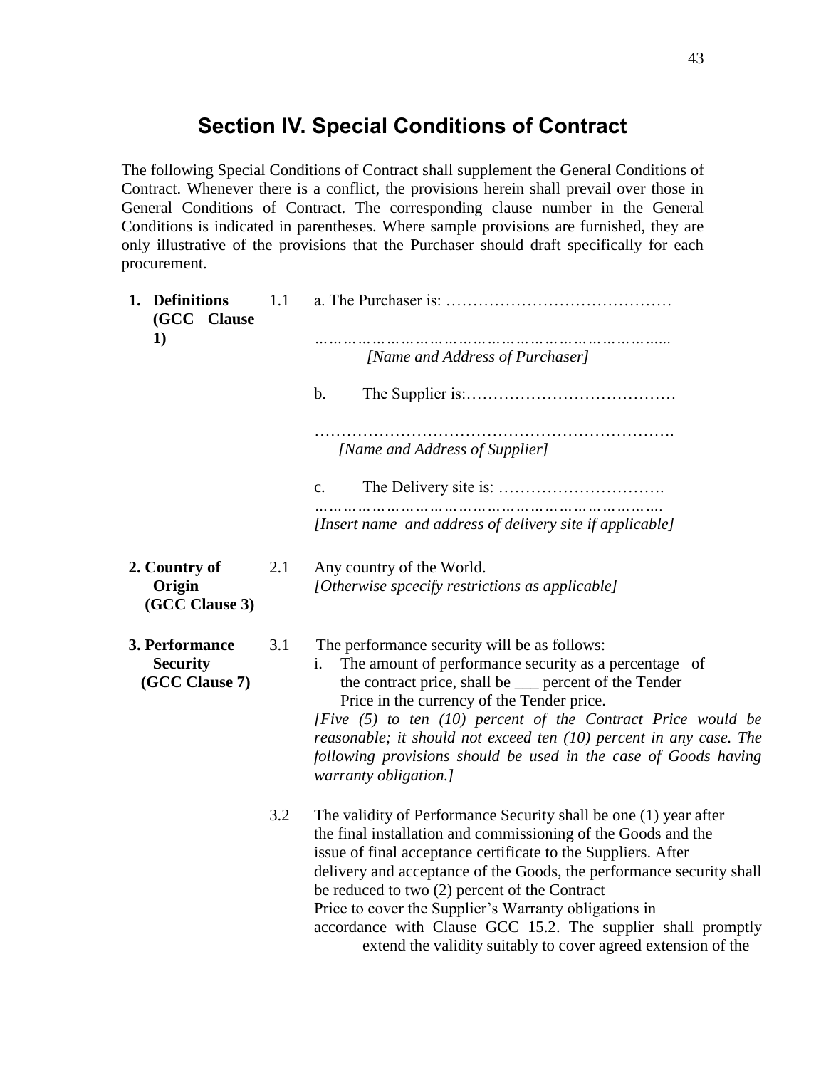# Section IV. Special Conditions of Contract

The following Special Conditions of Contract shall supplement the General Conditions of Contract. Whenever there is a conflict, the provisions herein shall prevail over those in General Conditions of Contract. The corresponding clause number in the General Conditions is indicated in parentheses. Where sample provisions are furnished, they are only illustrative of the provisions that the Purchaser should draft specifically for each procurement.

| | | |
|---|---|---|
| **1. Definitions (GCC Clause 1)** | 1.1 | a. The Purchaser is: …………………………………… ……………………………………………………………… *[Name and Address of Purchaser]* <br><br> b. The Supplier is:………………………………… ………………………………………………………… *[Name and Address of Supplier]* <br><br> c. The Delivery site is: ………………………… ……………………………………………………………. *[Insert name and address of delivery site if applicable]* |
| **2. Country of Origin (GCC Clause 3)** | 2.1 | Any country of the World. *[Otherwise spcecify restrictions as applicable]* |
| **3. Performance Security (GCC Clause 7)** | 3.1 | The performance security will be as follows: <br> i. The amount of performance security as a percentage of the contract price, shall be ___ percent of the Tender Price in the currency of the Tender price. <br> *[Five (5) to ten (10) percent of the Contract Price would be reasonable; it should not exceed ten (10) percent in any case. The following provisions should be used in the case of Goods having warranty obligation.]* |
| | 3.2 | The validity of Performance Security shall be one (1) year after the final installation and commissioning of the Goods and the issue of final acceptance certificate to the Suppliers. After delivery and acceptance of the Goods, the performance security shall be reduced to two (2) percent of the Contract Price to cover the Supplier's Warranty obligations in accordance with Clause GCC 15.2. The supplier shall promptly extend the validity suitably to cover agreed extension of the |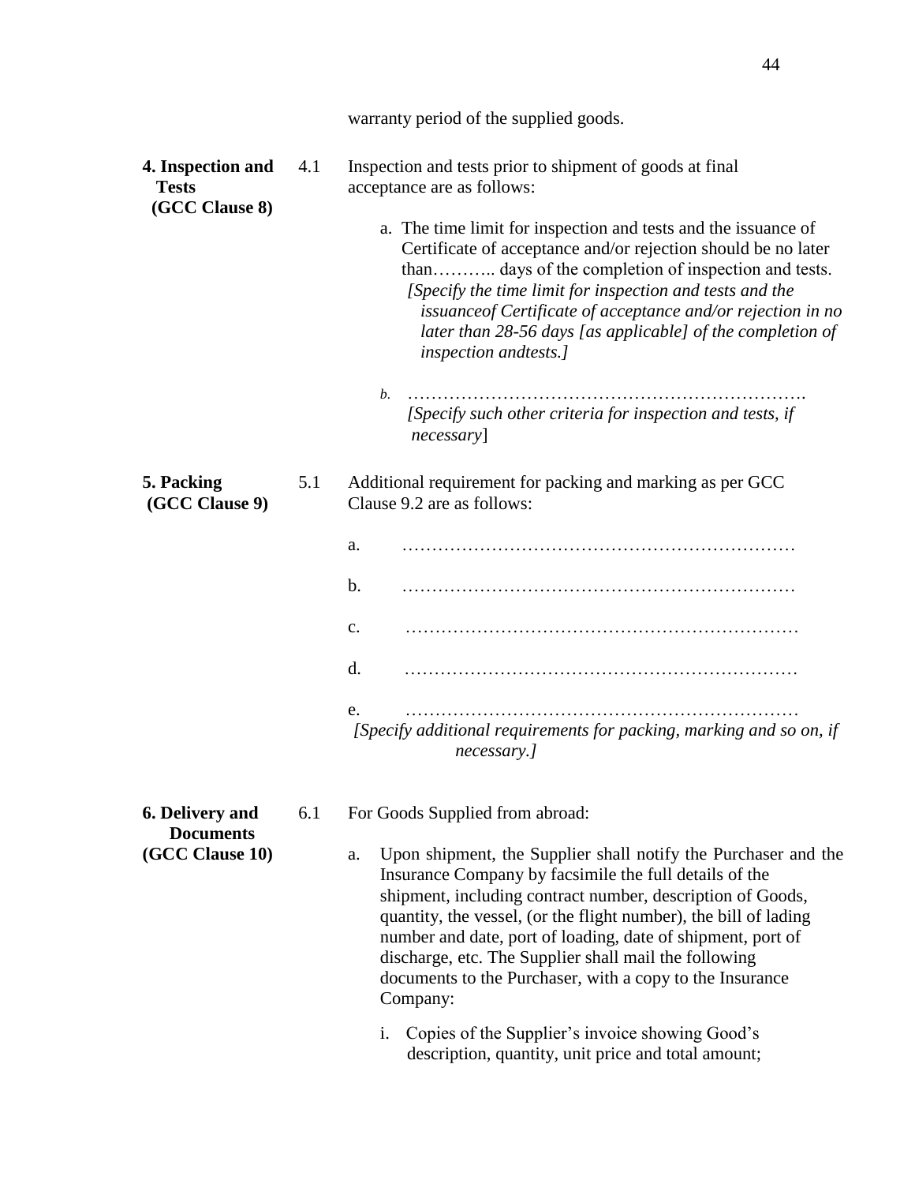warranty period of the supplied goods.

| | | |
|---|---|---|
| **4. Inspection and Tests (GCC Clause 8)** | 4.1 | Inspection and tests prior to shipment of goods at final acceptance are as follows:<br><br>a. The time limit for inspection and tests and the issuance of Certificate of acceptance and/or rejection should be no later than……….. days of the completion of inspection and tests. *[Specify the time limit for inspection and tests and the issuanceof Certificate of acceptance and/or rejection in no later than 28-56 days [as applicable] of the completion of inspection andtests.]*<br><br>*b.* ………………………………………………………….<br>*[Specify such other criteria for inspection and tests, if necessary*] |
| **5. Packing (GCC Clause 9)** | 5.1 | Additional requirement for packing and marking as per GCC Clause 9.2 are as follows:<br><br>a. …………………………………………………………<br><br>b. …………………………………………………………<br><br>c. …………………………………………………………<br><br>d. …………………………………………………………<br><br>e. …………………………………………………………<br>*[Specify additional requirements for packing, marking and so on, if necessary.]* |
| **6. Delivery and Documents (GCC Clause 10)** | 6.1 | For Goods Supplied from abroad:<br><br>a. Upon shipment, the Supplier shall notify the Purchaser and the Insurance Company by facsimile the full details of the shipment, including contract number, description of Goods, quantity, the vessel, (or the flight number), the bill of lading number and date, port of loading, date of shipment, port of discharge, etc. The Supplier shall mail the following documents to the Purchaser, with a copy to the Insurance Company:<br><br>i. Copies of the Supplier's invoice showing Good's description, quantity, unit price and total amount; |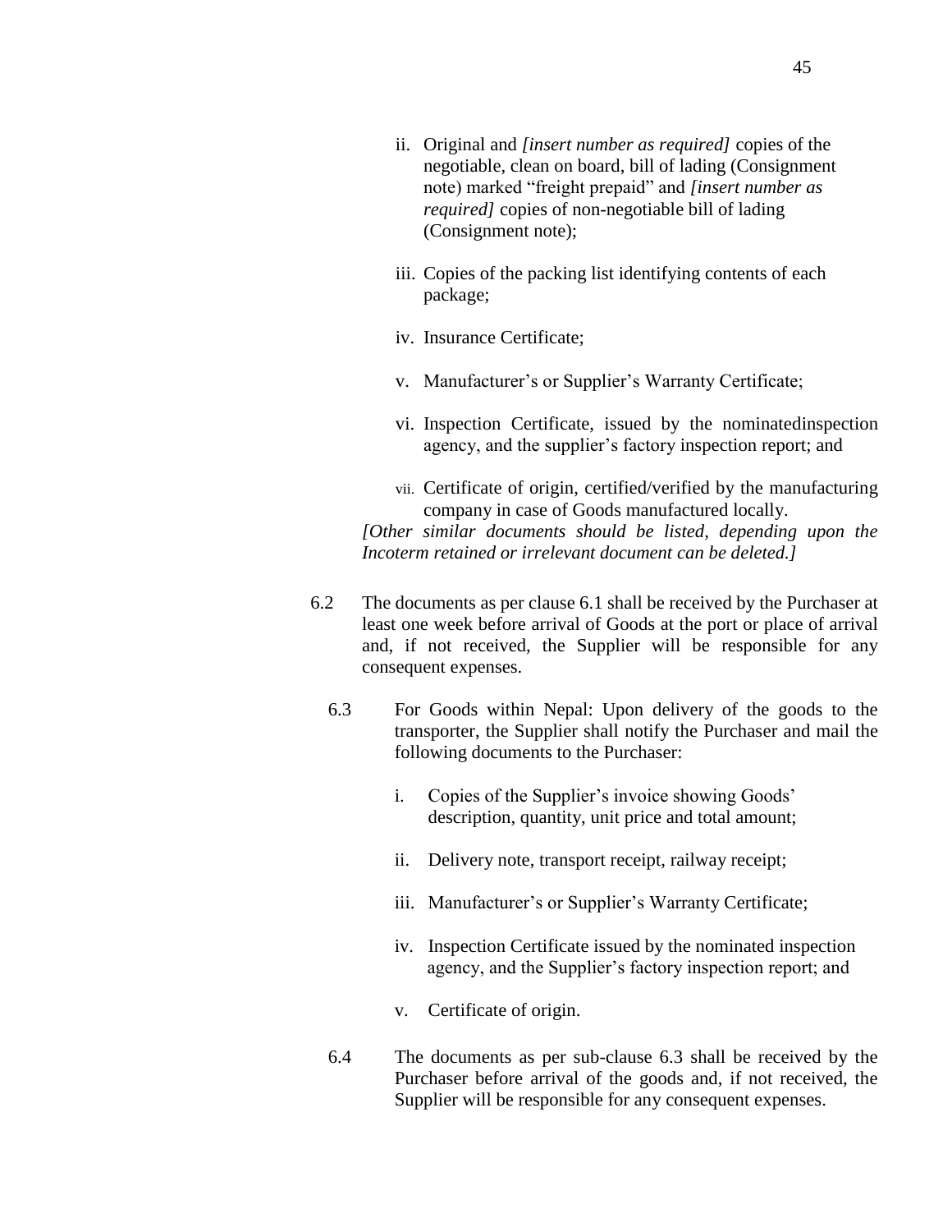ii. Original and *[insert number as required]* copies of the negotiable, clean on board, bill of lading (Consignment note) marked "freight prepaid" and *[insert number as required]* copies of non-negotiable bill of lading (Consignment note);

iii. Copies of the packing list identifying contents of each package;

iv. Insurance Certificate;

v. Manufacturer's or Supplier's Warranty Certificate;

vi. Inspection Certificate, issued by the nominatedinspection agency, and the supplier's factory inspection report; and

vii. Certificate of origin, certified/verified by the manufacturing company in case of Goods manufactured locally.

*[Other similar documents should be listed, depending upon the Incoterm retained or irrelevant document can be deleted.]*

6.2 The documents as per clause 6.1 shall be received by the Purchaser at least one week before arrival of Goods at the port or place of arrival and, if not received, the Supplier will be responsible for any consequent expenses.

6.3 For Goods within Nepal: Upon delivery of the goods to the transporter, the Supplier shall notify the Purchaser and mail the following documents to the Purchaser:

i. Copies of the Supplier's invoice showing Goods' description, quantity, unit price and total amount;

ii. Delivery note, transport receipt, railway receipt;

iii. Manufacturer's or Supplier's Warranty Certificate;

iv. Inspection Certificate issued by the nominated inspection agency, and the Supplier's factory inspection report; and

v. Certificate of origin.

6.4 The documents as per sub-clause 6.3 shall be received by the Purchaser before arrival of the goods and, if not received, the Supplier will be responsible for any consequent expenses.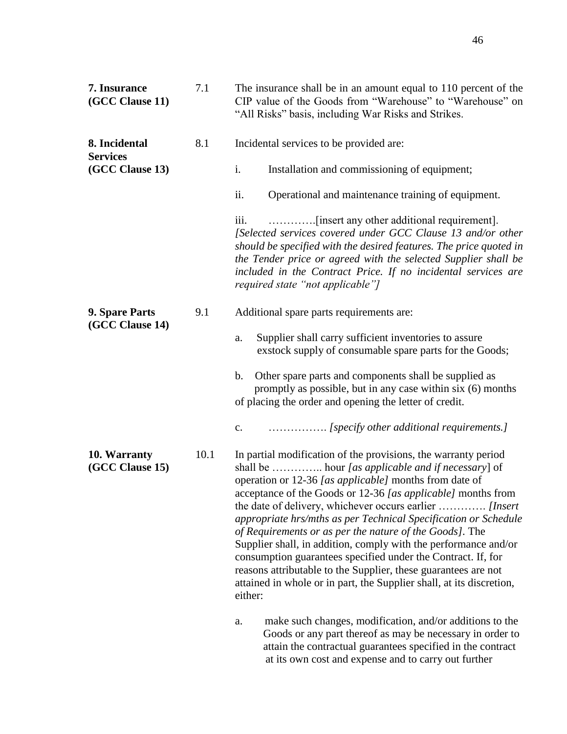| | | |
|---|---|---|
| **7. Insurance (GCC Clause 11)** | 7.1 | The insurance shall be in an amount equal to 110 percent of the CIP value of the Goods from "Warehouse" to "Warehouse" on "All Risks" basis, including War Risks and Strikes. |
| **8. Incidental Services (GCC Clause 13)** | 8.1 | Incidental services to be provided are:<br><br>i. Installation and commissioning of equipment;<br><br>ii. Operational and maintenance training of equipment.<br><br>iii. ………….[insert any other additional requirement]. *[Selected services covered under GCC Clause 13 and/or other should be specified with the desired features. The price quoted in the Tender price or agreed with the selected Supplier shall be included in the Contract Price. If no incidental services are required state "not applicable"]* |
| **9. Spare Parts (GCC Clause 14)** | 9.1 | Additional spare parts requirements are:<br><br>a. Supplier shall carry sufficient inventories to assure exstock supply of consumable spare parts for the Goods;<br><br>b. Other spare parts and components shall be supplied as promptly as possible, but in any case within six (6) months of placing the order and opening the letter of credit.<br><br>c. ……………. *[specify other additional requirements.]* |
| **10. Warranty (GCC Clause 15)** | 10.1 | In partial modification of the provisions, the warranty period shall be ………….. hour *[as applicable and if necessary*] of operation or 12-36 *[as applicable]* months from date of acceptance of the Goods or 12-36 *[as applicable]* months from the date of delivery, whichever occurs earlier …………. *[Insert appropriate hrs/mths as per Technical Specification or Schedule of Requirements or as per the nature of the Goods]*. The Supplier shall, in addition, comply with the performance and/or consumption guarantees specified under the Contract. If, for reasons attributable to the Supplier, these guarantees are not attained in whole or in part, the Supplier shall, at its discretion, either:<br><br>a. make such changes, modification, and/or additions to the Goods or any part thereof as may be necessary in order to attain the contractual guarantees specified in the contract at its own cost and expense and to carry out further |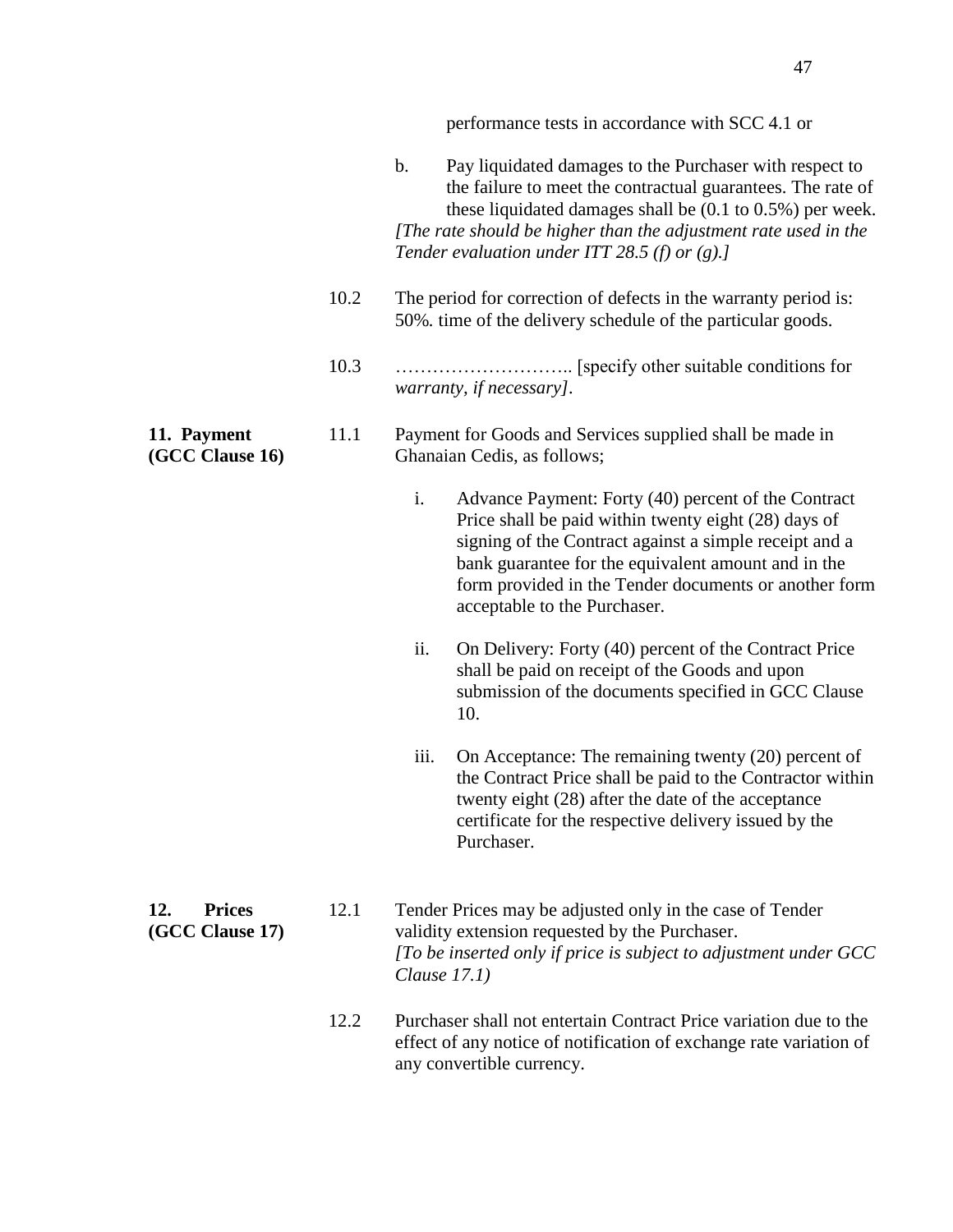performance tests in accordance with SCC 4.1 or

b. Pay liquidated damages to the Purchaser with respect to the failure to meet the contractual guarantees. The rate of these liquidated damages shall be (0.1 to 0.5%) per week.
*[The rate should be higher than the adjustment rate used in the Tender evaluation under ITT 28.5 (f) or (g).]*

10.2 The period for correction of defects in the warranty period is: 50%. time of the delivery schedule of the particular goods.

10.3 ……………………….. [specify other suitable conditions for *warranty, if necessary]*.

**11. Payment (GCC Clause 16)**

11.1 Payment for Goods and Services supplied shall be made in Ghanaian Cedis, as follows;

i. Advance Payment: Forty (40) percent of the Contract Price shall be paid within twenty eight (28) days of signing of the Contract against a simple receipt and a bank guarantee for the equivalent amount and in the form provided in the Tender documents or another form acceptable to the Purchaser.

ii. On Delivery: Forty (40) percent of the Contract Price shall be paid on receipt of the Goods and upon submission of the documents specified in GCC Clause 10.

iii. On Acceptance: The remaining twenty (20) percent of the Contract Price shall be paid to the Contractor within twenty eight (28) after the date of the acceptance certificate for the respective delivery issued by the Purchaser.

**12. Prices (GCC Clause 17)**

12.1 Tender Prices may be adjusted only in the case of Tender validity extension requested by the Purchaser.
*[To be inserted only if price is subject to adjustment under GCC Clause 17.1)*

12.2 Purchaser shall not entertain Contract Price variation due to the effect of any notice of notification of exchange rate variation of any convertible currency.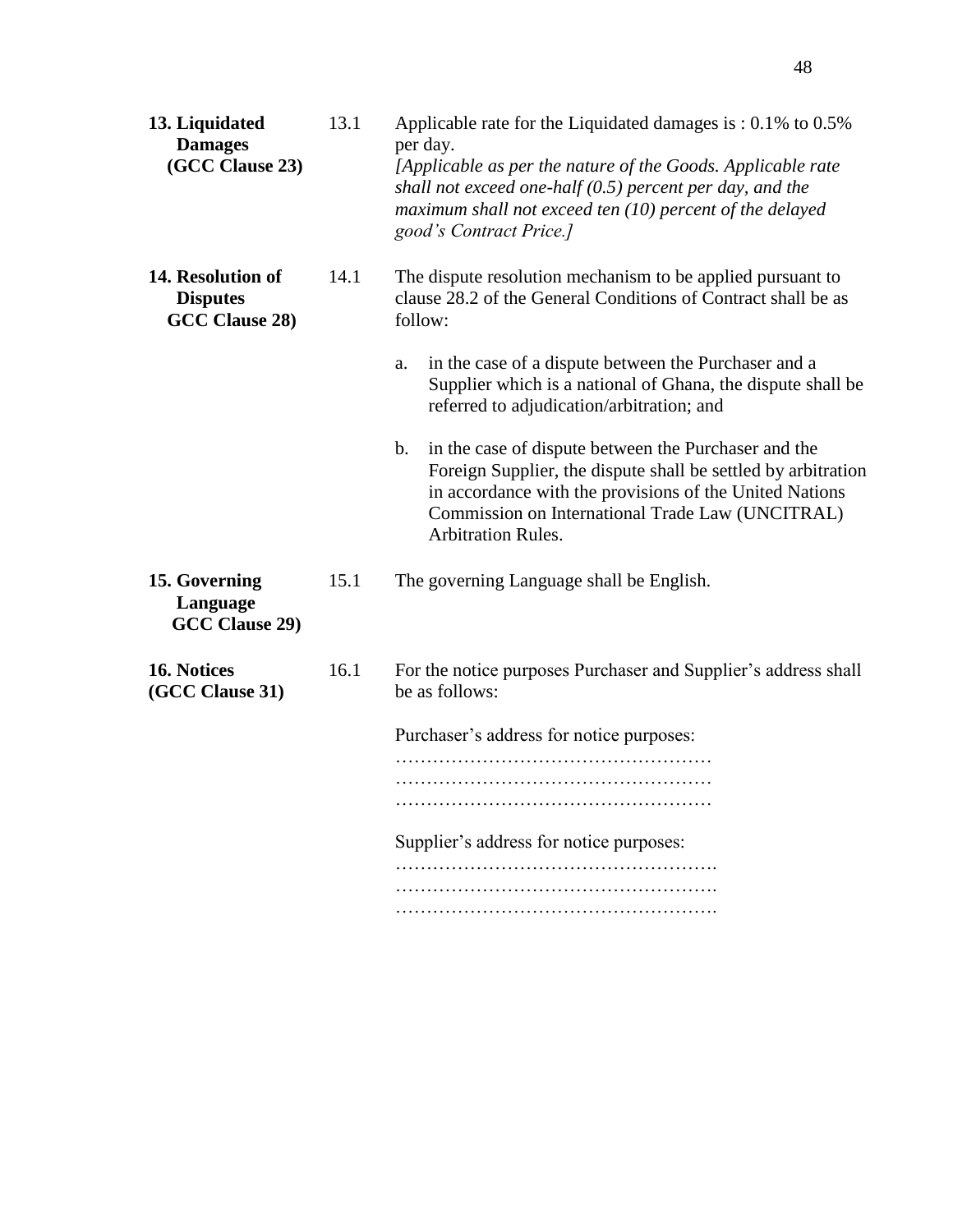| | | |
|---|---|---|
| **13. Liquidated Damages (GCC Clause 23)** | 13.1 | Applicable rate for the Liquidated damages is : 0.1% to 0.5% per day.<br>*[Applicable as per the nature of the Goods. Applicable rate shall not exceed one-half (0.5) percent per day, and the maximum shall not exceed ten (10) percent of the delayed good's Contract Price.]* |
| **14. Resolution of Disputes GCC Clause 28)** | 14.1 | The dispute resolution mechanism to be applied pursuant to clause 28.2 of the General Conditions of Contract shall be as follow:<br><br>a. in the case of a dispute between the Purchaser and a Supplier which is a national of Ghana, the dispute shall be referred to adjudication/arbitration; and<br><br>b. in the case of dispute between the Purchaser and the Foreign Supplier, the dispute shall be settled by arbitration in accordance with the provisions of the United Nations Commission on International Trade Law (UNCITRAL) Arbitration Rules. |
| **15. Governing Language GCC Clause 29)** | 15.1 | The governing Language shall be English. |
| **16. Notices (GCC Clause 31)** | 16.1 | For the notice purposes Purchaser and Supplier's address shall be as follows:<br><br>Purchaser's address for notice purposes:<br>……………………………………………<br>……………………………………………<br>……………………………………………<br><br>Supplier's address for notice purposes:<br>…………………………………………….<br>…………………………………………….<br>……………………………………………. |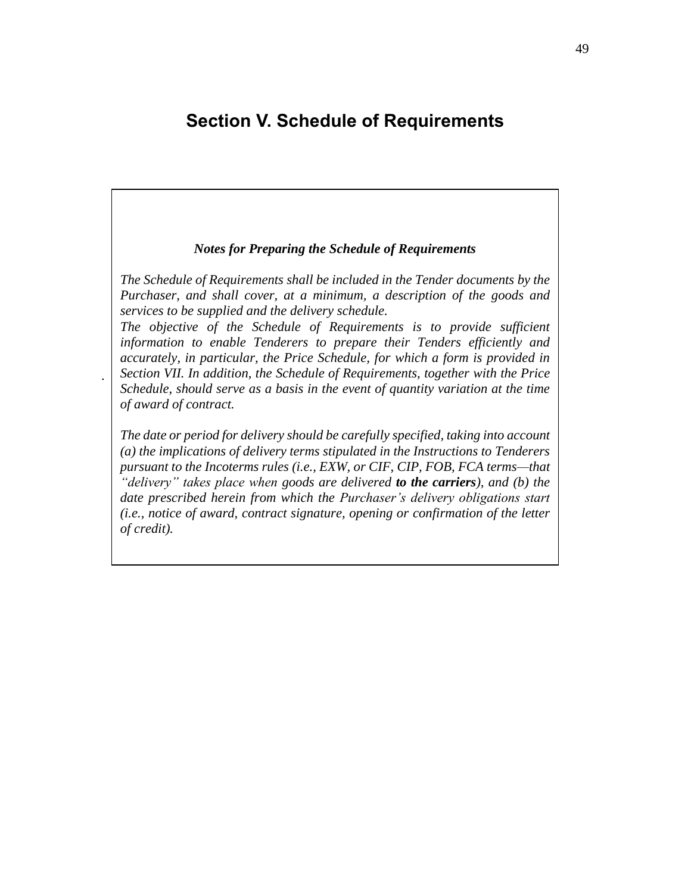# Section V. Schedule of Requirements

***Notes for Preparing the Schedule of Requirements***

*The Schedule of Requirements shall be included in the Tender documents by the Purchaser, and shall cover, at a minimum, a description of the goods and services to be supplied and the delivery schedule.*

*The objective of the Schedule of Requirements is to provide sufficient information to enable Tenderers to prepare their Tenders efficiently and accurately, in particular, the Price Schedule, for which a form is provided in Section VII. In addition, the Schedule of Requirements, together with the Price Schedule, should serve as a basis in the event of quantity variation at the time of award of contract.*

*The date or period for delivery should be carefully specified, taking into account (a) the implications of delivery terms stipulated in the Instructions to Tenderers pursuant to the Incoterms rules (i.e., EXW, or CIF, CIP, FOB, FCA terms—that "delivery" takes place when goods are delivered* ***to the carriers****), and (b) the date prescribed herein from which the Purchaser's delivery obligations start (i.e., notice of award, contract signature, opening or confirmation of the letter of credit).*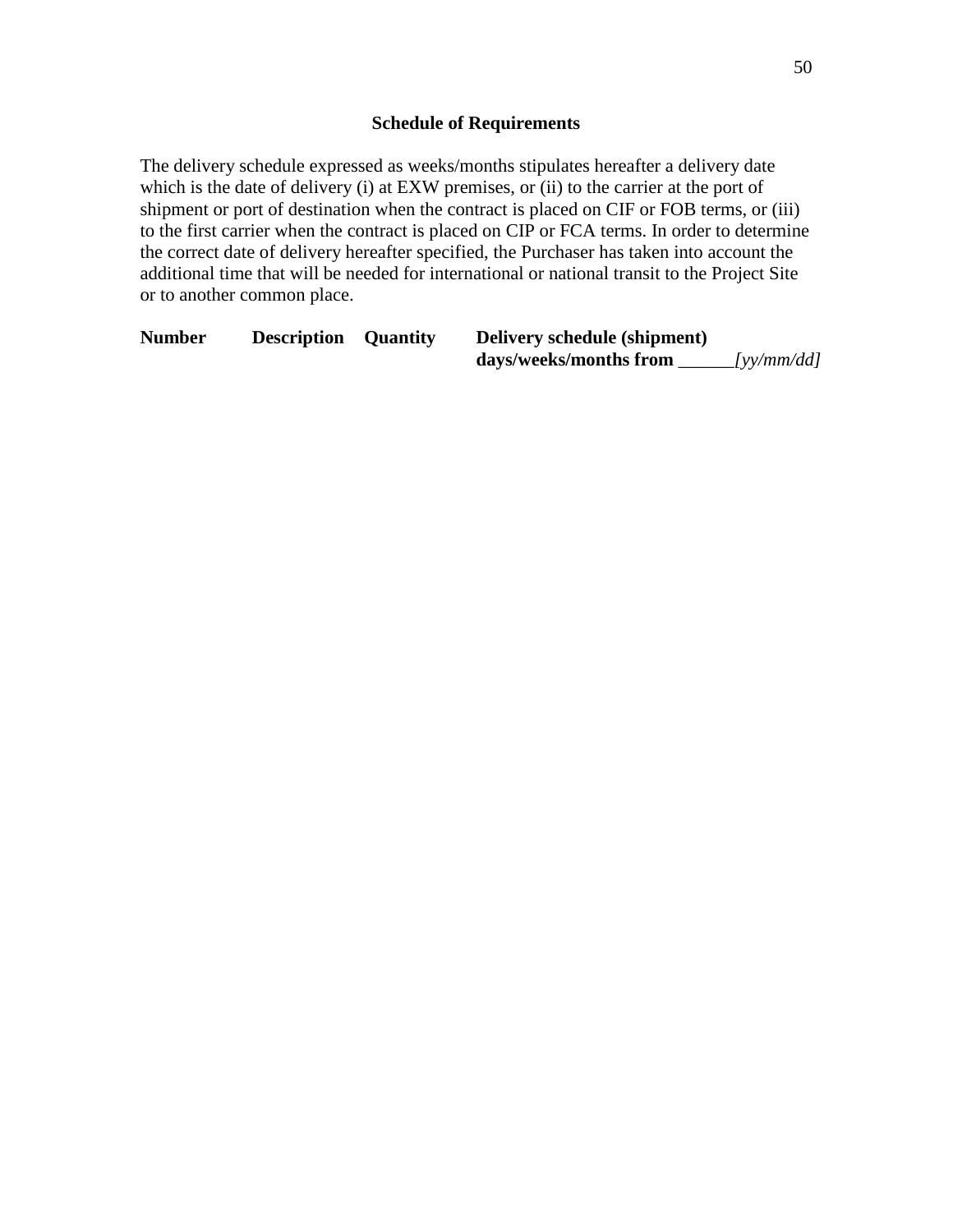## Schedule of Requirements

The delivery schedule expressed as weeks/months stipulates hereafter a delivery date which is the date of delivery (i) at EXW premises, or (ii) to the carrier at the port of shipment or port of destination when the contract is placed on CIF or FOB terms, or (iii) to the first carrier when the contract is placed on CIP or FCA terms. In order to determine the correct date of delivery hereafter specified, the Purchaser has taken into account the additional time that will be needed for international or national transit to the Project Site or to another common place.

| **Number** | **Description** | **Quantity** | **Delivery schedule (shipment) days/weeks/months from** ______*[yy/mm/dd]* |
|---|---|---|---|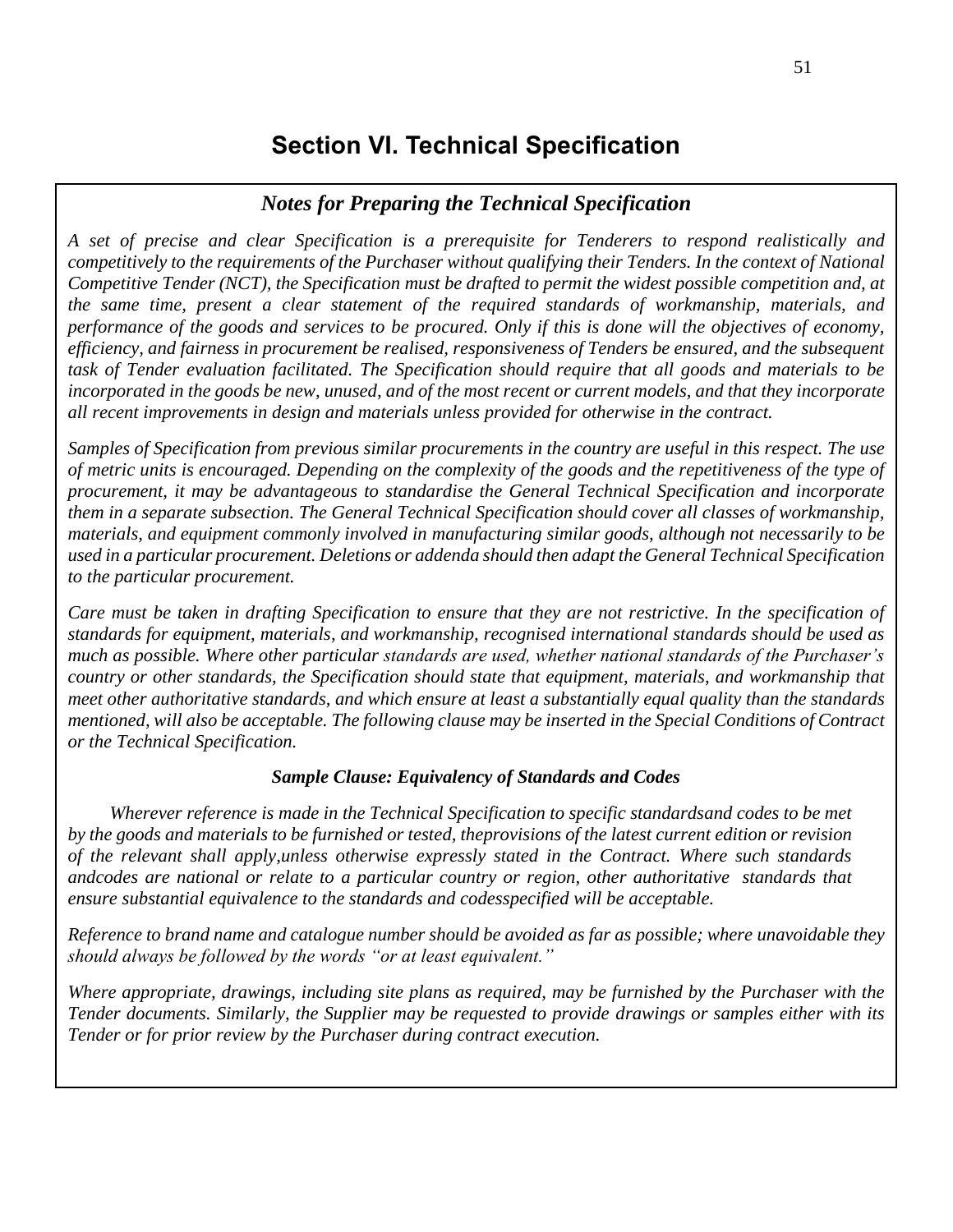# Section VI. Technical Specification

### *Notes for Preparing the Technical Specification*

*A set of precise and clear Specification is a prerequisite for Tenderers to respond realistically and competitively to the requirements of the Purchaser without qualifying their Tenders. In the context of National Competitive Tender (NCT), the Specification must be drafted to permit the widest possible competition and, at the same time, present a clear statement of the required standards of workmanship, materials, and performance of the goods and services to be procured. Only if this is done will the objectives of economy, efficiency, and fairness in procurement be realised, responsiveness of Tenders be ensured, and the subsequent task of Tender evaluation facilitated. The Specification should require that all goods and materials to be incorporated in the goods be new, unused, and of the most recent or current models, and that they incorporate all recent improvements in design and materials unless provided for otherwise in the contract.*

*Samples of Specification from previous similar procurements in the country are useful in this respect. The use of metric units is encouraged. Depending on the complexity of the goods and the repetitiveness of the type of procurement, it may be advantageous to standardise the General Technical Specification and incorporate them in a separate subsection. The General Technical Specification should cover all classes of workmanship, materials, and equipment commonly involved in manufacturing similar goods, although not necessarily to be used in a particular procurement. Deletions or addenda should then adapt the General Technical Specification to the particular procurement.*

*Care must be taken in drafting Specification to ensure that they are not restrictive. In the specification of standards for equipment, materials, and workmanship, recognised international standards should be used as much as possible. Where other particular standards are used, whether national standards of the Purchaser's country or other standards, the Specification should state that equipment, materials, and workmanship that meet other authoritative standards, and which ensure at least a substantially equal quality than the standards mentioned, will also be acceptable. The following clause may be inserted in the Special Conditions of Contract or the Technical Specification.*

#### ***Sample Clause: Equivalency of Standards and Codes***

*Wherever reference is made in the Technical Specification to specific standardsand codes to be met by the goods and materials to be furnished or tested, theprovisions of the latest current edition or revision of the relevant shall apply,unless otherwise expressly stated in the Contract. Where such standards andcodes are national or relate to a particular country or region, other authoritative standards that ensure substantial equivalence to the standards and codesspecified will be acceptable.*

*Reference to brand name and catalogue number should be avoided as far as possible; where unavoidable they should always be followed by the words "or at least equivalent."*

*Where appropriate, drawings, including site plans as required, may be furnished by the Purchaser with the Tender documents. Similarly, the Supplier may be requested to provide drawings or samples either with its Tender or for prior review by the Purchaser during contract execution.*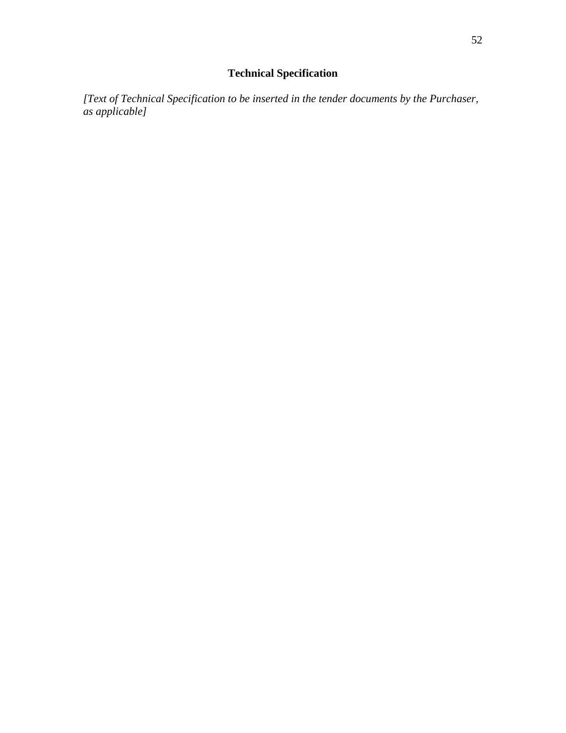# Technical Specification

*[Text of Technical Specification to be inserted in the tender documents by the Purchaser, as applicable]*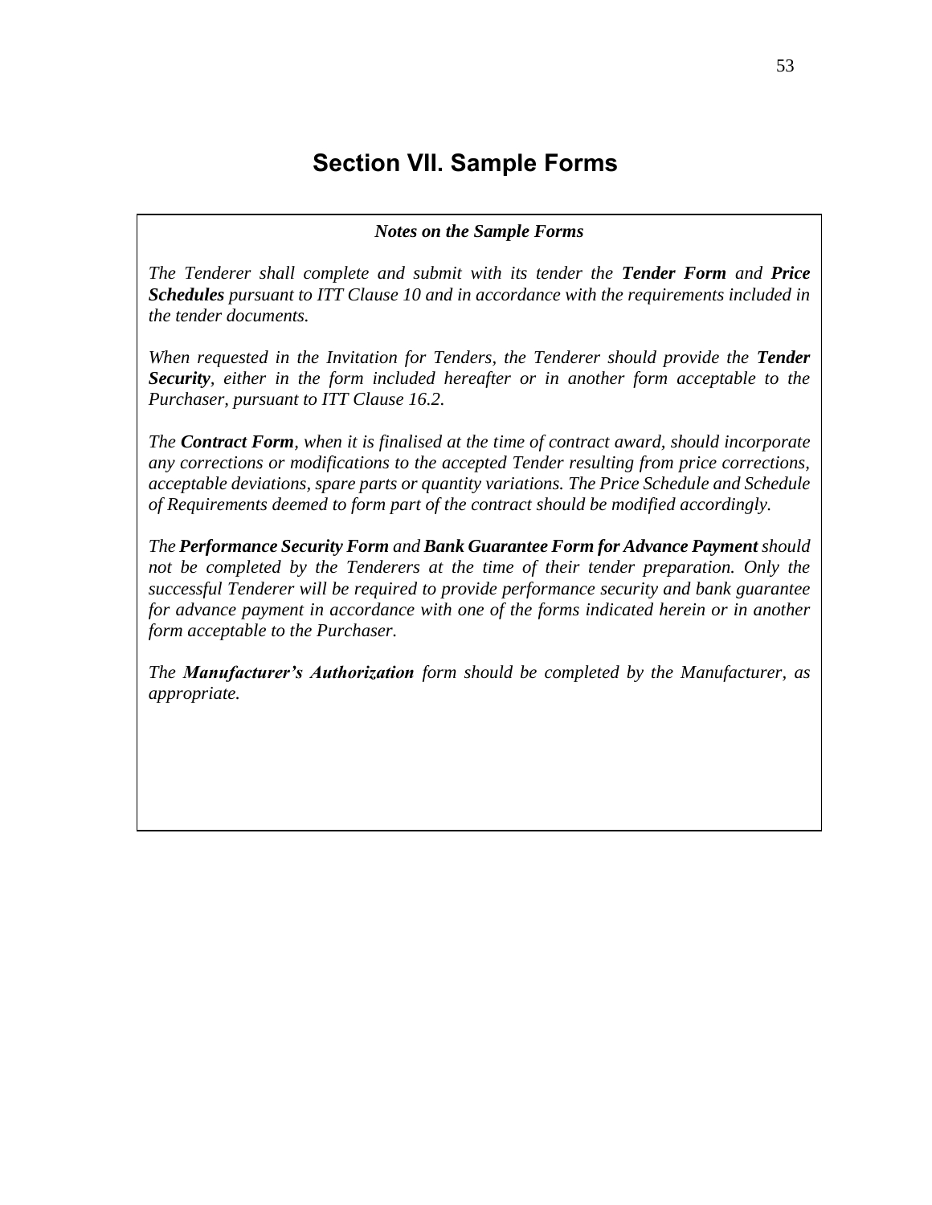# Section VII. Sample Forms

***Notes on the Sample Forms***

*The Tenderer shall complete and submit with its tender the **Tender Form** and **Price Schedules** pursuant to ITT Clause 10 and in accordance with the requirements included in the tender documents.*

*When requested in the Invitation for Tenders, the Tenderer should provide the **Tender Security**, either in the form included hereafter or in another form acceptable to the Purchaser, pursuant to ITT Clause 16.2.*

*The **Contract Form**, when it is finalised at the time of contract award, should incorporate any corrections or modifications to the accepted Tender resulting from price corrections, acceptable deviations, spare parts or quantity variations. The Price Schedule and Schedule of Requirements deemed to form part of the contract should be modified accordingly.*

*The **Performance Security Form** and **Bank Guarantee Form for Advance Payment** should not be completed by the Tenderers at the time of their tender preparation. Only the successful Tenderer will be required to provide performance security and bank guarantee for advance payment in accordance with one of the forms indicated herein or in another form acceptable to the Purchaser.*

*The **Manufacturer's Authorization** form should be completed by the Manufacturer, as appropriate.*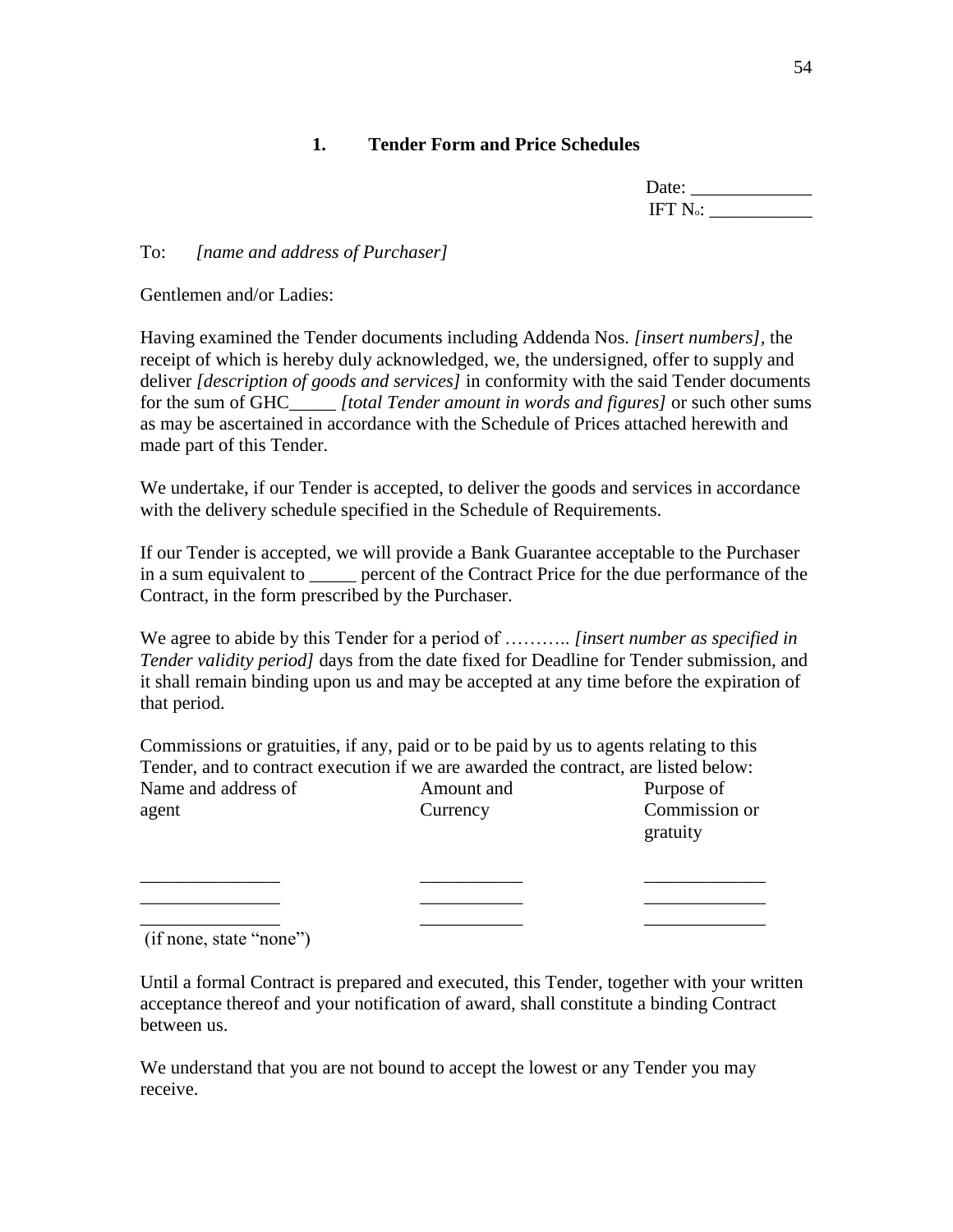## 1. Tender Form and Price Schedules

Date: _____________
IFT N$_o$: ___________

To: *[name and address of Purchaser]*

Gentlemen and/or Ladies:

Having examined the Tender documents including Addenda Nos. *[insert numbers]*, the receipt of which is hereby duly acknowledged, we, the undersigned, offer to supply and deliver *[description of goods and services]* in conformity with the said Tender documents for the sum of GHC_____ *[total Tender amount in words and figures]* or such other sums as may be ascertained in accordance with the Schedule of Prices attached herewith and made part of this Tender.

We undertake, if our Tender is accepted, to deliver the goods and services in accordance with the delivery schedule specified in the Schedule of Requirements.

If our Tender is accepted, we will provide a Bank Guarantee acceptable to the Purchaser in a sum equivalent to _____ percent of the Contract Price for the due performance of the Contract, in the form prescribed by the Purchaser.

We agree to abide by this Tender for a period of ……….. *[insert number as specified in Tender validity period]* days from the date fixed for Deadline for Tender submission, and it shall remain binding upon us and may be accepted at any time before the expiration of that period.

Commissions or gratuities, if any, paid or to be paid by us to agents relating to this Tender, and to contract execution if we are awarded the contract, are listed below:

| Name and address of agent | Amount and Currency | Purpose of Commission or gratuity |
|---|---|---|
| _______________ | ___________ | _____________ |
| _______________ | ___________ | _____________ |
| _______________ | ___________ | _____________ |

(if none, state "none")

Until a formal Contract is prepared and executed, this Tender, together with your written acceptance thereof and your notification of award, shall constitute a binding Contract between us.

We understand that you are not bound to accept the lowest or any Tender you may receive.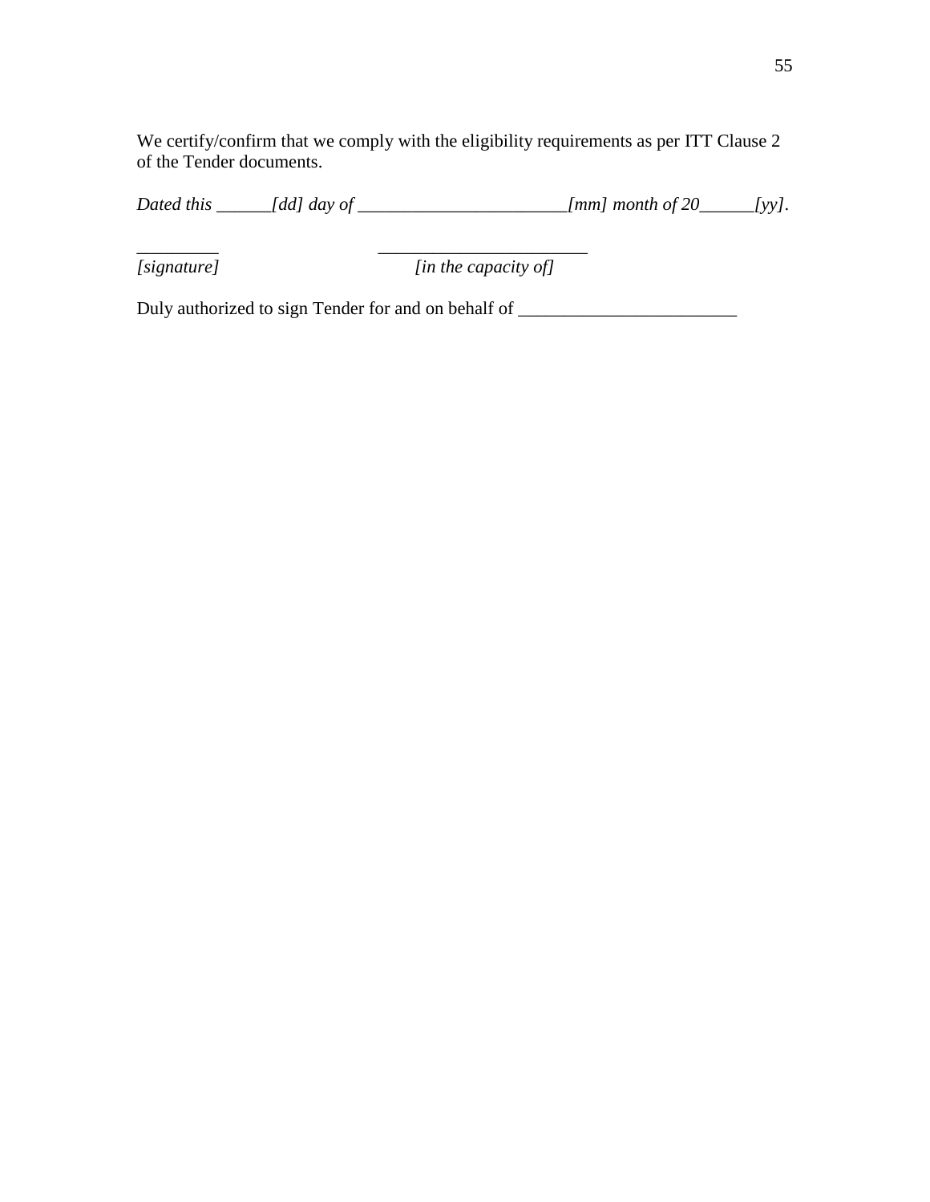We certify/confirm that we comply with the eligibility requirements as per ITT Clause 2 of the Tender documents.

*Dated this ______[dd] day of _______________________[mm] month of 20______[yy].*

_________ _______________________

*[signature]* *[in the capacity of]*

Duly authorized to sign Tender for and on behalf of ________________________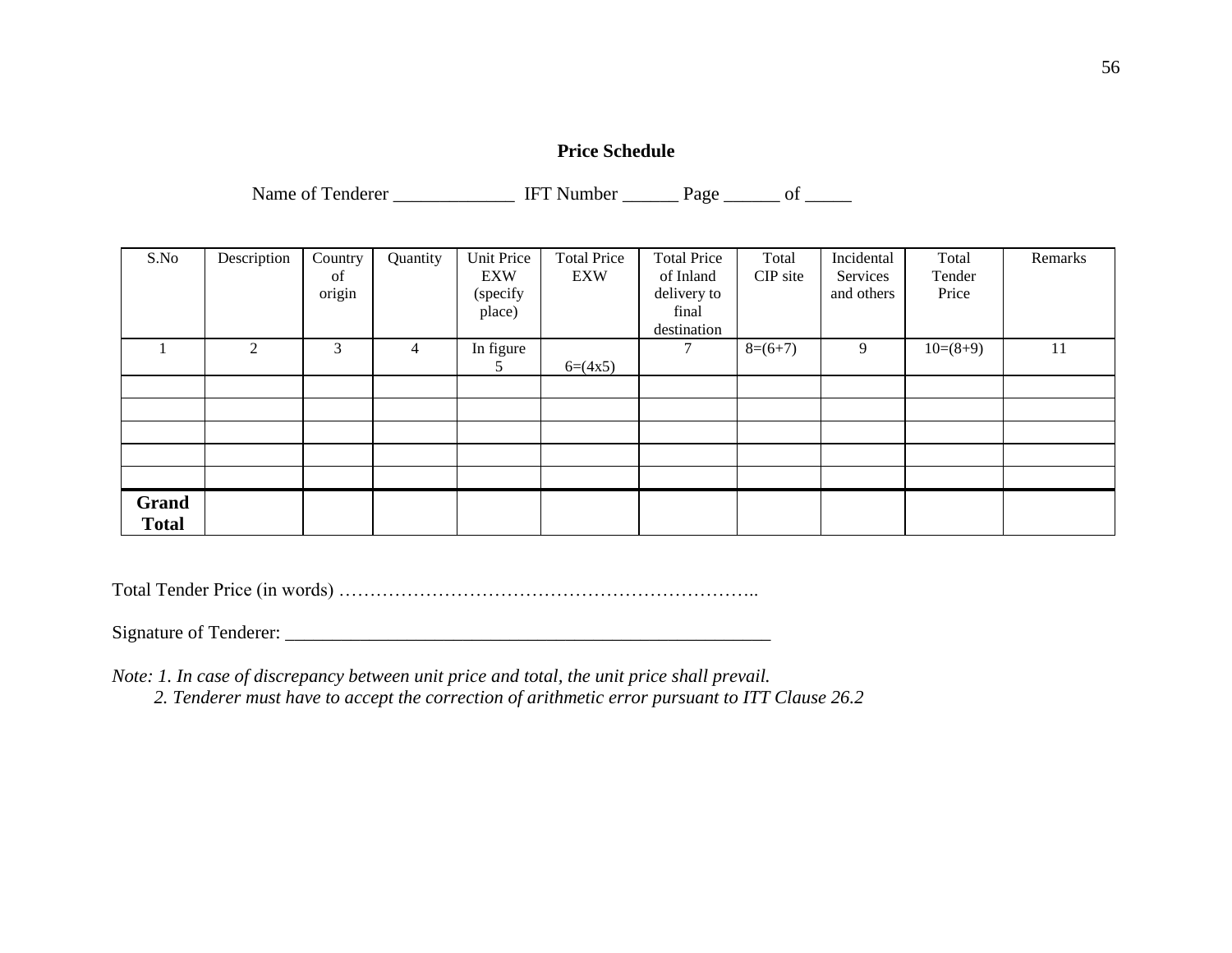**Price Schedule**

Name of Tenderer _____________ IFT Number ______ Page ______ of _____

| S.No | Description | Country of origin | Quantity | Unit Price EXW (specify place) | Total Price EXW | Total Price of Inland delivery to final destination | Total CIP site | Incidental Services and others | Total Tender Price | Remarks |
|---|---|---|---|---|---|---|---|---|---|---|
| 1 | 2 | 3 | 4 | In figure 5 | 6=(4x5) | 7 | 8=(6+7) | 9 | 10=(8+9) | 11 |
| | | | | | | | | | | |
| | | | | | | | | | | |
| | | | | | | | | | | |
| | | | | | | | | | | |
| | | | | | | | | | | |
| **Grand Total** | | | | | | | | | | |

Total Tender Price (in words) …………………………………………………………..

Signature of Tenderer: ____________________________________________________

*Note: 1. In case of discrepancy between unit price and total, the unit price shall prevail.*
*2. Tenderer must have to accept the correction of arithmetic error pursuant to ITT Clause 26.2*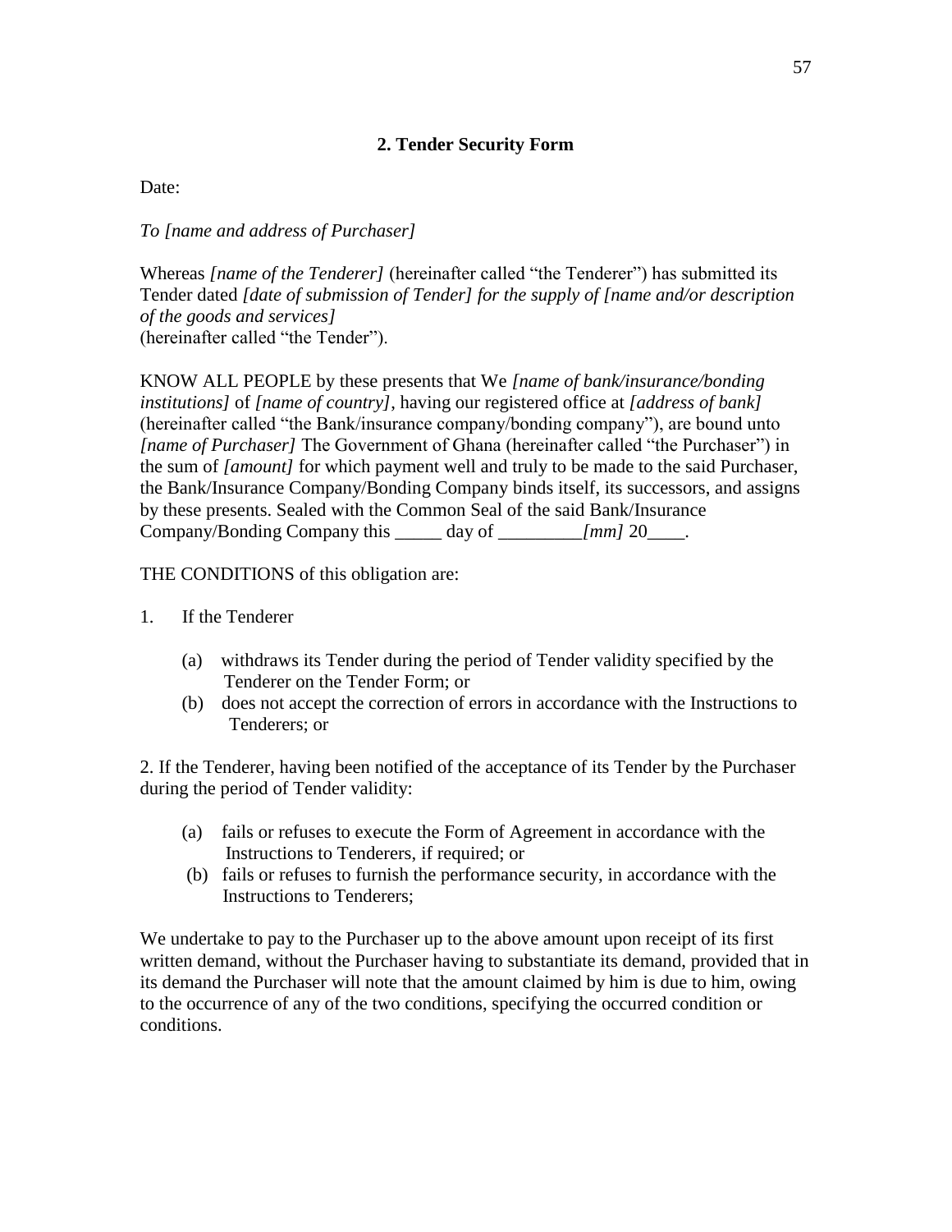## 2. Tender Security Form

Date:

*To [name and address of Purchaser]*

Whereas *[name of the Tenderer]* (hereinafter called "the Tenderer") has submitted its Tender dated *[date of submission of Tender] for the supply of [name and/or description of the goods and services]*
(hereinafter called "the Tender").

KNOW ALL PEOPLE by these presents that We *[name of bank/insurance/bonding institutions]* of *[name of country]*, having our registered office at *[address of bank]* (hereinafter called "the Bank/insurance company/bonding company"), are bound unto *[name of Purchaser]* The Government of Ghana (hereinafter called "the Purchaser") in the sum of *[amount]* for which payment well and truly to be made to the said Purchaser, the Bank/Insurance Company/Bonding Company binds itself, its successors, and assigns by these presents. Sealed with the Common Seal of the said Bank/Insurance Company/Bonding Company this _____ day of _________*[mm]* 20____.

THE CONDITIONS of this obligation are:

1. If the Tenderer

   (a) withdraws its Tender during the period of Tender validity specified by the Tenderer on the Tender Form; or

   (b) does not accept the correction of errors in accordance with the Instructions to Tenderers; or

2. If the Tenderer, having been notified of the acceptance of its Tender by the Purchaser during the period of Tender validity:

   (a) fails or refuses to execute the Form of Agreement in accordance with the Instructions to Tenderers, if required; or

   (b) fails or refuses to furnish the performance security, in accordance with the Instructions to Tenderers;

We undertake to pay to the Purchaser up to the above amount upon receipt of its first written demand, without the Purchaser having to substantiate its demand, provided that in its demand the Purchaser will note that the amount claimed by him is due to him, owing to the occurrence of any of the two conditions, specifying the occurred condition or conditions.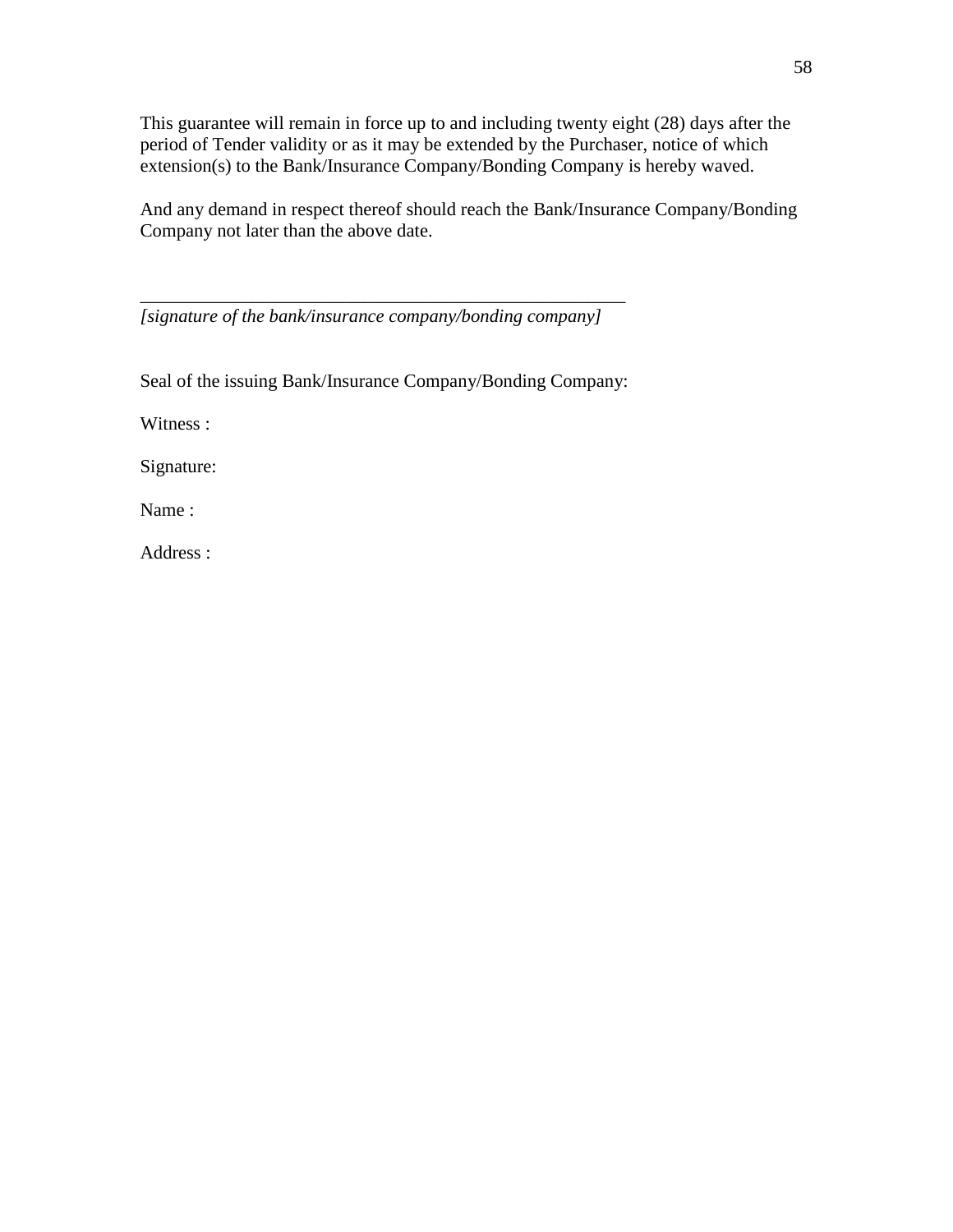This guarantee will remain in force up to and including twenty eight (28) days after the period of Tender validity or as it may be extended by the Purchaser, notice of which extension(s) to the Bank/Insurance Company/Bonding Company is hereby waved.

And any demand in respect thereof should reach the Bank/Insurance Company/Bonding Company not later than the above date.

_______________________________________________________
*[signature of the bank/insurance company/bonding company]*

Seal of the issuing Bank/Insurance Company/Bonding Company:

Witness :

Signature:

Name :

Address :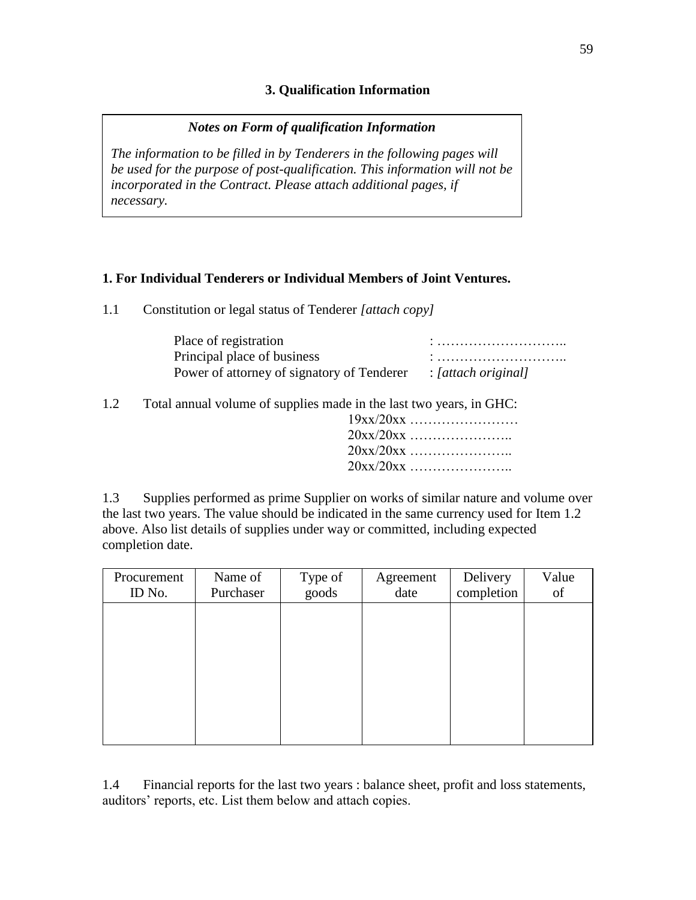## 3. Qualification Information

> ***Notes on Form of qualification Information***
>
> *The information to be filled in by Tenderers in the following pages will be used for the purpose of post-qualification. This information will not be incorporated in the Contract. Please attach additional pages, if necessary.*

**1. For Individual Tenderers or Individual Members of Joint Ventures.**

1.1 Constitution or legal status of Tenderer *[attach copy]*

Place of registration : ………………………..
Principal place of business : ………………………..
Power of attorney of signatory of Tenderer : *[attach original]*

1.2 Total annual volume of supplies made in the last two years, in GHC:

19xx/20xx ……………………
20xx/20xx …………………..
20xx/20xx …………………..
20xx/20xx …………………..

1.3 Supplies performed as prime Supplier on works of similar nature and volume over the last two years. The value should be indicated in the same currency used for Item 1.2 above. Also list details of supplies under way or committed, including expected completion date.

| Procurement ID No. | Name of Purchaser | Type of goods | Agreement date | Delivery completion | Value of |
|---|---|---|---|---|---|
| | | | | | |

1.4 Financial reports for the last two years : balance sheet, profit and loss statements, auditors' reports, etc. List them below and attach copies.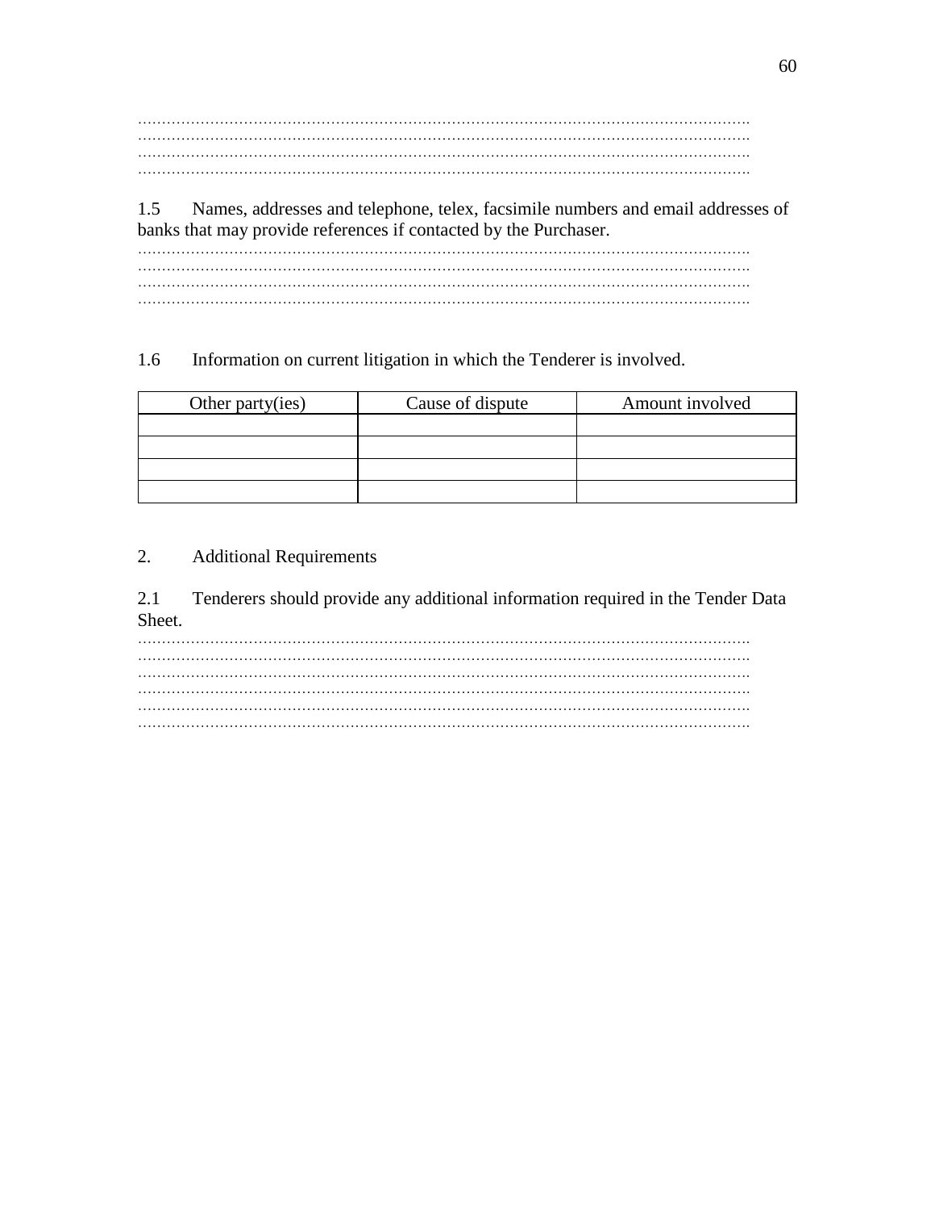……………………………………………………………………………………………………………
……………………………………………………………………………………………………………
……………………………………………………………………………………………………………
……………………………………………………………………………………………………………

1.5 Names, addresses and telephone, telex, facsimile numbers and email addresses of banks that may provide references if contacted by the Purchaser.

……………………………………………………………………………………………………………
……………………………………………………………………………………………………………
……………………………………………………………………………………………………………
……………………………………………………………………………………………………………

1.6 Information on current litigation in which the Tenderer is involved.

| Other party(ies) | Cause of dispute | Amount involved |
|---|---|---|
| | | |
| | | |
| | | |
| | | |

2. Additional Requirements

2.1 Tenderers should provide any additional information required in the Tender Data Sheet.

……………………………………………………………………………………………………………
……………………………………………………………………………………………………………
……………………………………………………………………………………………………………
……………………………………………………………………………………………………………
……………………………………………………………………………………………………………
……………………………………………………………………………………………………………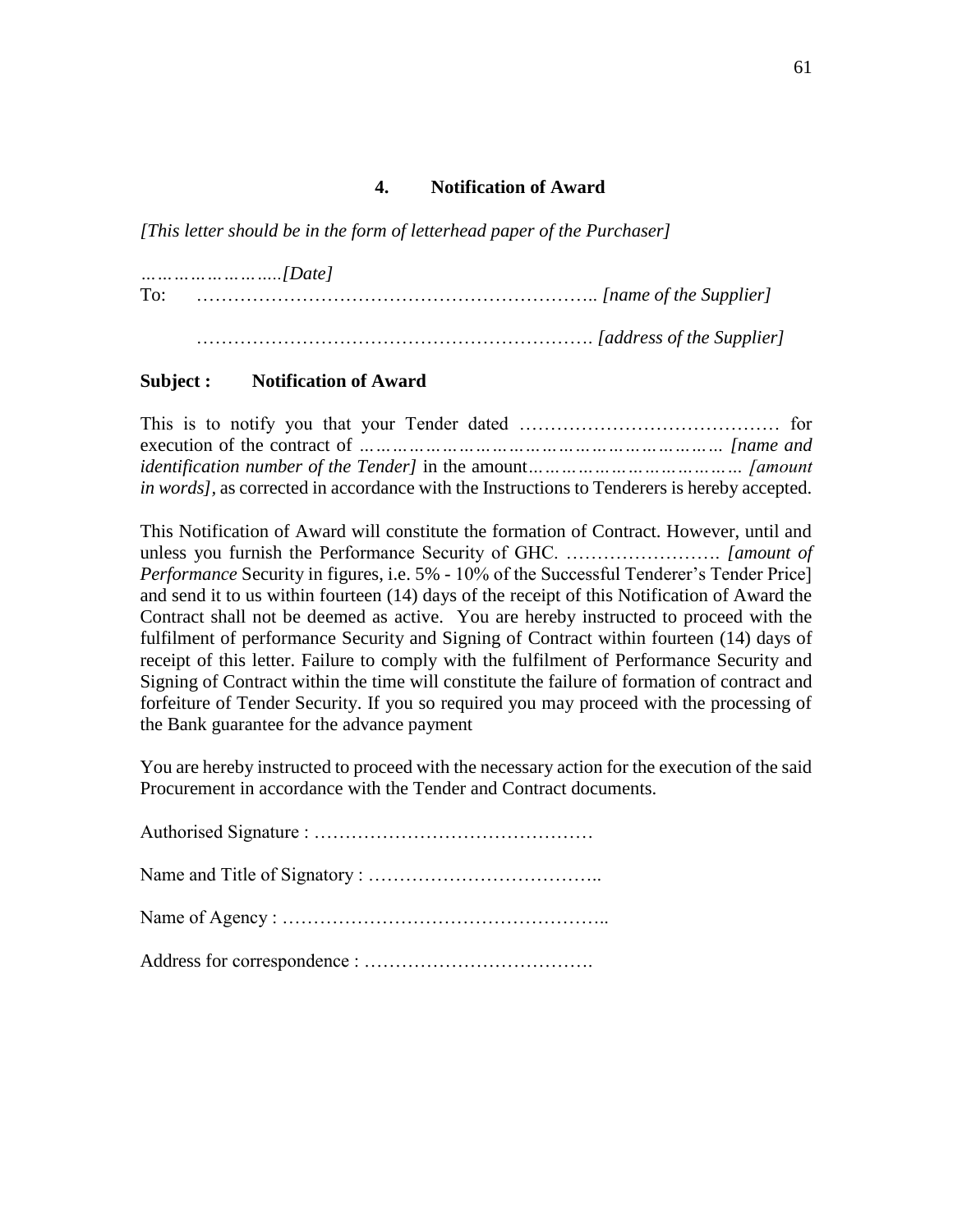## 4. Notification of Award

*[This letter should be in the form of letterhead paper of the Purchaser]*

*…………………..[Date]*

To: ……………………………………………………….. *[name of the Supplier]*

……………………………………………………. *[address of the Supplier]*

**Subject : Notification of Award**

This is to notify you that your Tender dated …………………………………… for execution of the contract of *……………………………………………………… [name and identification number of the Tender]* in the amount*……………………………… [amount in words]*, as corrected in accordance with the Instructions to Tenderers is hereby accepted.

This Notification of Award will constitute the formation of Contract. However, until and unless you furnish the Performance Security of GHC. ……………………. *[amount of Performance* Security in figures, i.e. 5% - 10% of the Successful Tenderer's Tender Price] and send it to us within fourteen (14) days of the receipt of this Notification of Award the Contract shall not be deemed as active. You are hereby instructed to proceed with the fulfilment of performance Security and Signing of Contract within fourteen (14) days of receipt of this letter. Failure to comply with the fulfilment of Performance Security and Signing of Contract within the time will constitute the failure of formation of contract and forfeiture of Tender Security. If you so required you may proceed with the processing of the Bank guarantee for the advance payment

You are hereby instructed to proceed with the necessary action for the execution of the said Procurement in accordance with the Tender and Contract documents.

Authorised Signature : ………………………………………

Name and Title of Signatory : ………………………………..

Name of Agency : ……………………………………………..

Address for correspondence : ……………………………….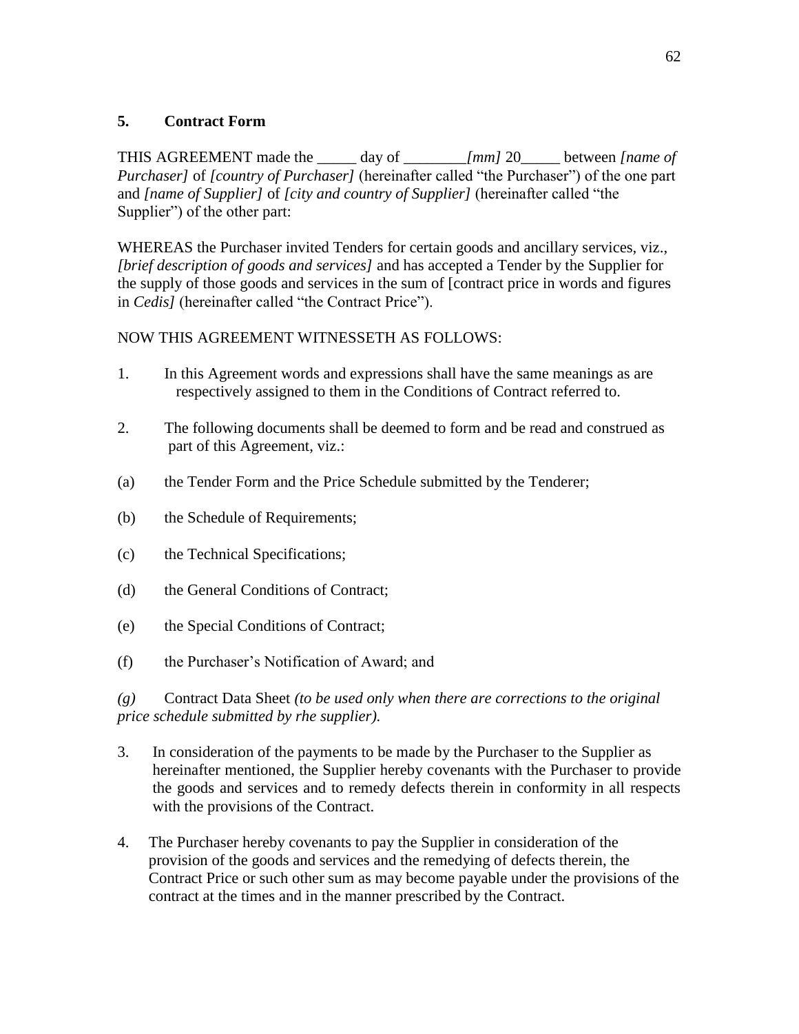## 5. Contract Form

THIS AGREEMENT made the _____ day of ________*[mm]* 20_____ between *[name of Purchaser]* of *[country of Purchaser]* (hereinafter called "the Purchaser") of the one part and *[name of Supplier]* of *[city and country of Supplier]* (hereinafter called "the Supplier") of the other part:

WHEREAS the Purchaser invited Tenders for certain goods and ancillary services, viz., *[brief description of goods and services]* and has accepted a Tender by the Supplier for the supply of those goods and services in the sum of [contract price in words and figures in *Cedis]* (hereinafter called "the Contract Price").

NOW THIS AGREEMENT WITNESSETH AS FOLLOWS:

1. In this Agreement words and expressions shall have the same meanings as are respectively assigned to them in the Conditions of Contract referred to.

2. The following documents shall be deemed to form and be read and construed as part of this Agreement, viz.:

(a) the Tender Form and the Price Schedule submitted by the Tenderer;

(b) the Schedule of Requirements;

(c) the Technical Specifications;

(d) the General Conditions of Contract;

(e) the Special Conditions of Contract;

(f) the Purchaser's Notification of Award; and

*(g)* Contract Data Sheet *(to be used only when there are corrections to the original price schedule submitted by rhe supplier).*

3. In consideration of the payments to be made by the Purchaser to the Supplier as hereinafter mentioned, the Supplier hereby covenants with the Purchaser to provide the goods and services and to remedy defects therein in conformity in all respects with the provisions of the Contract.

4. The Purchaser hereby covenants to pay the Supplier in consideration of the provision of the goods and services and the remedying of defects therein, the Contract Price or such other sum as may become payable under the provisions of the contract at the times and in the manner prescribed by the Contract.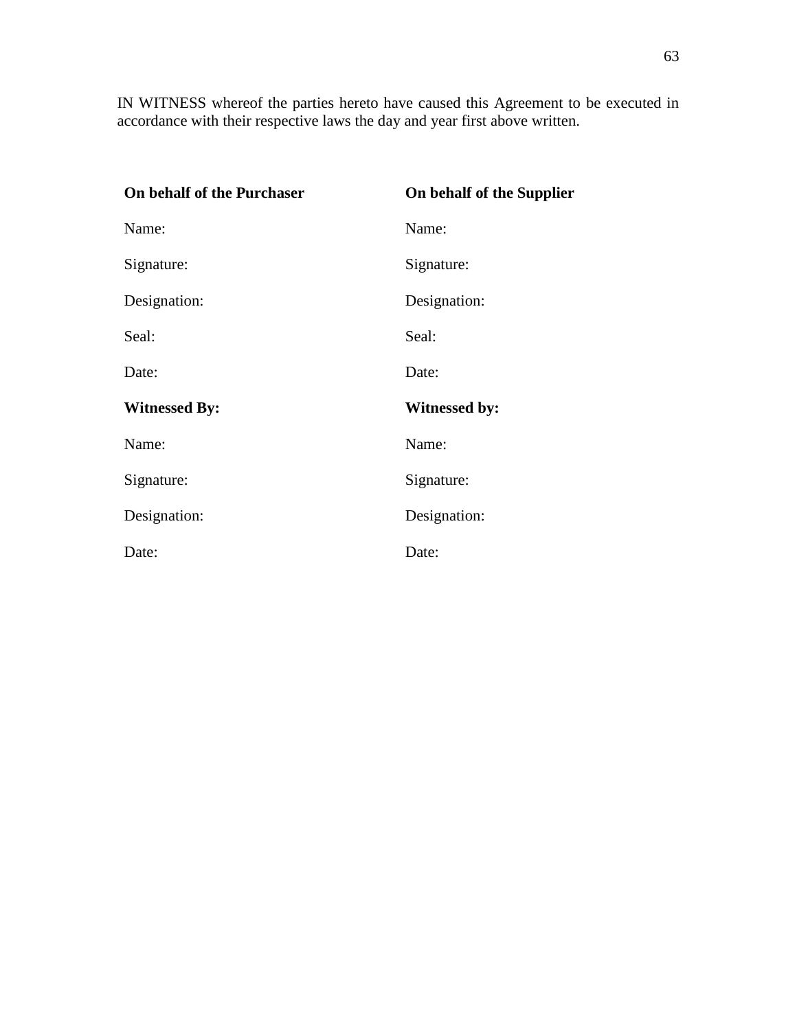IN WITNESS whereof the parties hereto have caused this Agreement to be executed in accordance with their respective laws the day and year first above written.

| **On behalf of the Purchaser** | **On behalf of the Supplier** |
|---|---|
| Name: | Name: |
| Signature: | Signature: |
| Designation: | Designation: |
| Seal: | Seal: |
| Date: | Date: |
| **Witnessed By:** | **Witnessed by:** |
| Name: | Name: |
| Signature: | Signature: |
| Designation: | Designation: |
| Date: | Date: |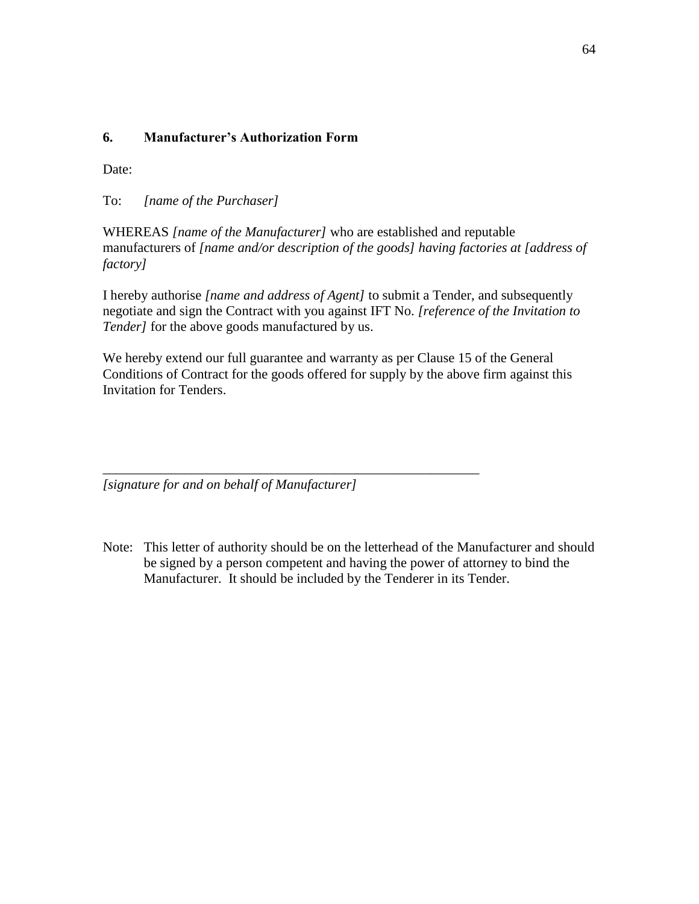## 6. Manufacturer's Authorization Form

Date:

To: *[name of the Purchaser]*

WHEREAS *[name of the Manufacturer]* who are established and reputable manufacturers of *[name and/or description of the goods] having factories at [address of factory]*

I hereby authorise *[name and address of Agent]* to submit a Tender, and subsequently negotiate and sign the Contract with you against IFT No. *[reference of the Invitation to Tender]* for the above goods manufactured by us.

We hereby extend our full guarantee and warranty as per Clause 15 of the General Conditions of Contract for the goods offered for supply by the above firm against this Invitation for Tenders.

_______________________________________________________

*[signature for and on behalf of Manufacturer]*

Note: This letter of authority should be on the letterhead of the Manufacturer and should be signed by a person competent and having the power of attorney to bind the Manufacturer. It should be included by the Tenderer in its Tender.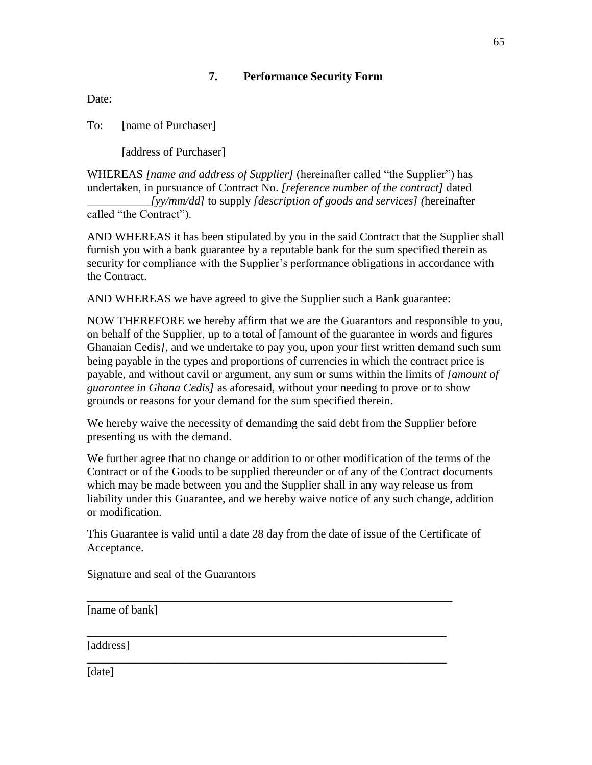## 7. Performance Security Form

Date:

To: [name of Purchaser]

[address of Purchaser]

WHEREAS *[name and address of Supplier]* (hereinafter called "the Supplier") has undertaken, in pursuance of Contract No. *[reference number of the contract]* dated \_\_\_\_\_\_\_\_\_\_\_*[yy/mm/dd]* to supply *[description of goods and services] (*hereinafter called "the Contract").

AND WHEREAS it has been stipulated by you in the said Contract that the Supplier shall furnish you with a bank guarantee by a reputable bank for the sum specified therein as security for compliance with the Supplier's performance obligations in accordance with the Contract.

AND WHEREAS we have agreed to give the Supplier such a Bank guarantee:

NOW THEREFORE we hereby affirm that we are the Guarantors and responsible to you, on behalf of the Supplier, up to a total of [amount of the guarantee in words and figures Ghanaian Cedis*]*, and we undertake to pay you, upon your first written demand such sum being payable in the types and proportions of currencies in which the contract price is payable, and without cavil or argument, any sum or sums within the limits of *[amount of guarantee in Ghana Cedis]* as aforesaid, without your needing to prove or to show grounds or reasons for your demand for the sum specified therein.

We hereby waive the necessity of demanding the said debt from the Supplier before presenting us with the demand.

We further agree that no change or addition to or other modification of the terms of the Contract or of the Goods to be supplied thereunder or of any of the Contract documents which may be made between you and the Supplier shall in any way release us from liability under this Guarantee, and we hereby waive notice of any such change, addition or modification.

This Guarantee is valid until a date 28 day from the date of issue of the Certificate of Acceptance.

Signature and seal of the Guarantors

\_\_\_\_\_\_\_\_\_\_\_\_\_\_\_\_\_\_\_\_\_\_\_\_\_\_\_\_\_\_\_\_\_\_\_\_\_\_\_\_\_\_\_\_\_\_\_\_\_\_\_\_\_\_\_\_\_\_\_\_\_\_\_\_

[name of bank]

\_\_\_\_\_\_\_\_\_\_\_\_\_\_\_\_\_\_\_\_\_\_\_\_\_\_\_\_\_\_\_\_\_\_\_\_\_\_\_\_\_\_\_\_\_\_\_\_\_\_\_\_\_\_\_\_\_\_\_\_\_\_\_\_

[address]

\_\_\_\_\_\_\_\_\_\_\_\_\_\_\_\_\_\_\_\_\_\_\_\_\_\_\_\_\_\_\_\_\_\_\_\_\_\_\_\_\_\_\_\_\_\_\_\_\_\_\_\_\_\_\_\_\_\_\_\_\_\_\_\_

[date]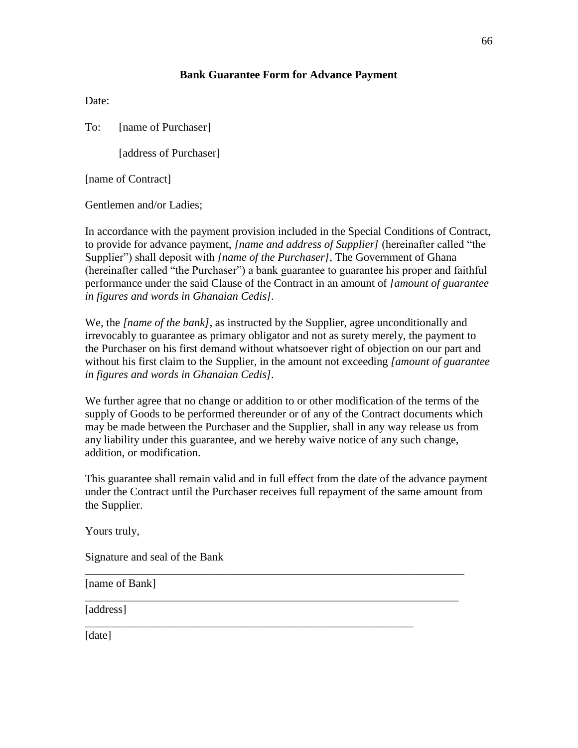## Bank Guarantee Form for Advance Payment

Date:

To: [name of Purchaser]

[address of Purchaser]

[name of Contract]

Gentlemen and/or Ladies;

In accordance with the payment provision included in the Special Conditions of Contract, to provide for advance payment, *[name and address of Supplier]* (hereinafter called "the Supplier") shall deposit with *[name of the Purchaser],* The Government of Ghana (hereinafter called "the Purchaser") a bank guarantee to guarantee his proper and faithful performance under the said Clause of the Contract in an amount of *[amount of guarantee in figures and words in Ghanaian Cedis]*.

We, the *[name of the bank]*, as instructed by the Supplier, agree unconditionally and irrevocably to guarantee as primary obligator and not as surety merely, the payment to the Purchaser on his first demand without whatsoever right of objection on our part and without his first claim to the Supplier, in the amount not exceeding *[amount of guarantee in figures and words in Ghanaian Cedis]*.

We further agree that no change or addition to or other modification of the terms of the supply of Goods to be performed thereunder or of any of the Contract documents which may be made between the Purchaser and the Supplier, shall in any way release us from any liability under this guarantee, and we hereby waive notice of any such change, addition, or modification.

This guarantee shall remain valid and in full effect from the date of the advance payment under the Contract until the Purchaser receives full repayment of the same amount from the Supplier.

Yours truly,

Signature and seal of the Bank

\_\_\_\_\_\_\_\_\_\_\_\_\_\_\_\_\_\_\_\_\_\_\_\_\_\_\_\_\_\_\_\_\_\_\_\_\_\_\_\_\_\_\_\_\_\_\_\_\_\_\_\_\_\_\_\_\_\_\_\_\_\_

[name of Bank]

\_\_\_\_\_\_\_\_\_\_\_\_\_\_\_\_\_\_\_\_\_\_\_\_\_\_\_\_\_\_\_\_\_\_\_\_\_\_\_\_\_\_\_\_\_\_\_\_\_\_\_\_\_\_\_\_\_\_\_\_\_\_

[address]

\_\_\_\_\_\_\_\_\_\_\_\_\_\_\_\_\_\_\_\_\_\_\_\_\_\_\_\_\_\_\_\_\_\_\_\_\_\_\_\_\_\_\_\_\_\_\_\_\_\_\_\_\_\_\_\_

[date]